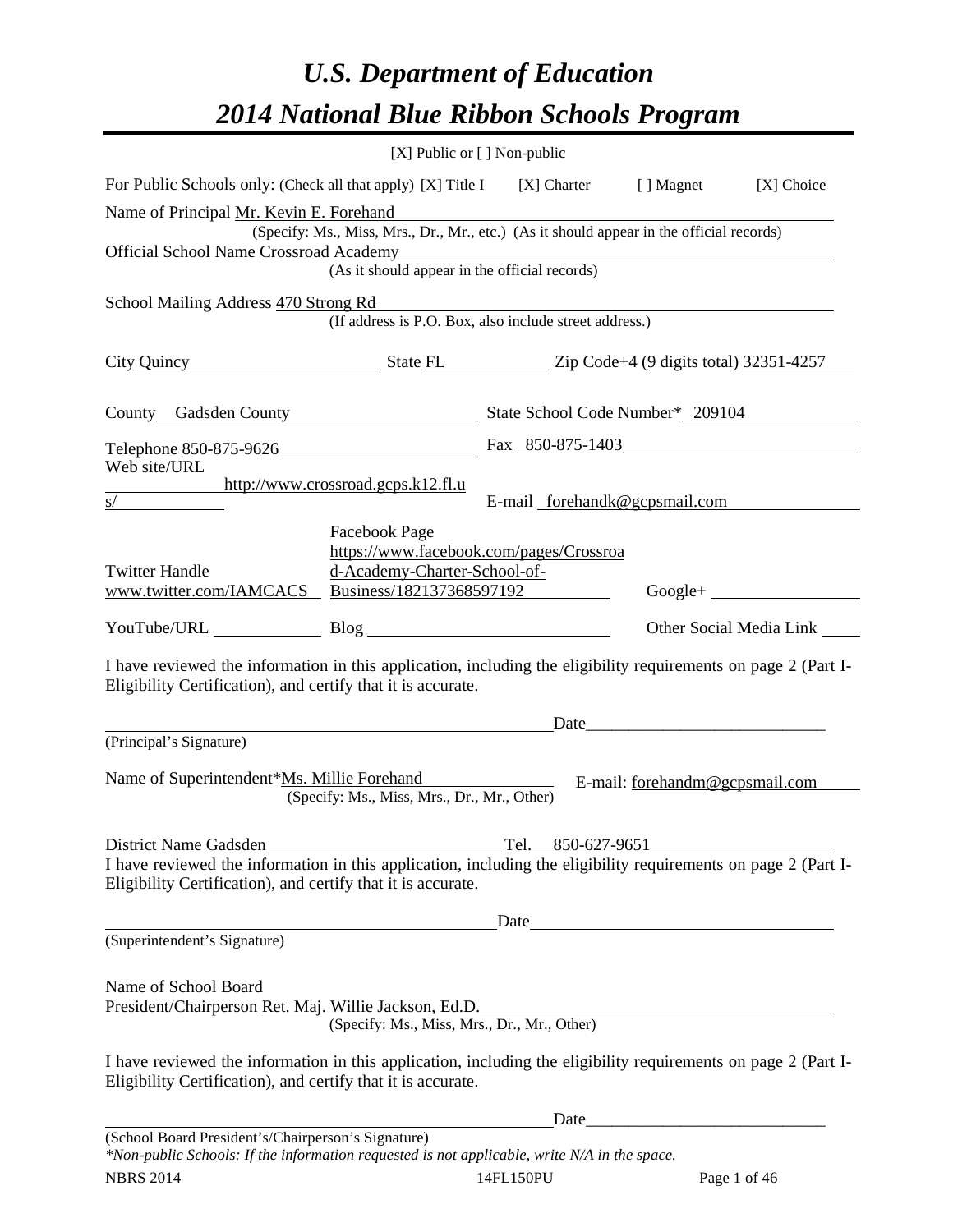# *U.S. Department of Education*

# *2014 National Blue Ribbon Schools Program*

[X] Public or [ ] Non-public

For Public Schools only: (Check all that apply) [X] Title I [X] Charter [ ] Magnet [X] Choice

Name of Principal Mr. Kevin E. Forehand
(Specify: Ms., Miss, Mrs., Dr., Mr., etc.) (As it should appear in the official records)

Official School Name Crossroad Academy
(As it should appear in the official records)

School Mailing Address 470 Strong Rd
(If address is P.O. Box, also include street address.)

City Quincy State FL Zip Code+4 (9 digits total) 32351-4257

County Gadsden County State School Code Number* 209104

Telephone 850-875-9626 Fax 850-875-1403

Web site/URL http://www.crossroad.gcps.k12.fl.us/ E-mail forehandk@gcpsmail.com

Twitter Handle www.twitter.com/IAMCACS

Facebook Page https://www.facebook.com/pages/Crossroad-Academy-Charter-School-of-Business/182137368597192

Google+

YouTube/URL Blog Other Social Media Link

I have reviewed the information in this application, including the eligibility requirements on page 2 (Part I-Eligibility Certification), and certify that it is accurate.

_______________________________________ Date_______________________
(Principal's Signature)

Name of Superintendent* Ms. Millie Forehand E-mail: forehandm@gcpsmail.com
(Specify: Ms., Miss, Mrs., Dr., Mr., Other)

District Name Gadsden Tel. 850-627-9651

I have reviewed the information in this application, including the eligibility requirements on page 2 (Part I-Eligibility Certification), and certify that it is accurate.

_______________________________________ Date_______________________
(Superintendent's Signature)

Name of School Board
President/Chairperson Ret. Maj. Willie Jackson, Ed.D.
(Specify: Ms., Miss, Mrs., Dr., Mr., Other)

I have reviewed the information in this application, including the eligibility requirements on page 2 (Part I-Eligibility Certification), and certify that it is accurate.

_______________________________________ Date_______________________
(School Board President's/Chairperson's Signature)

*\*Non-public Schools: If the information requested is not applicable, write N/A in the space.*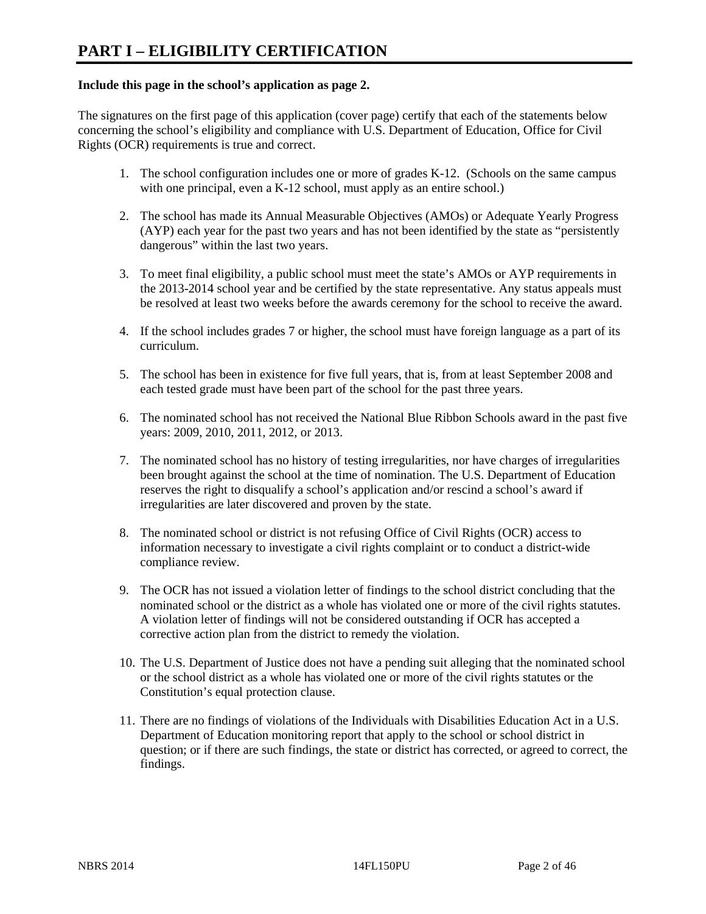# PART I – ELIGIBILITY CERTIFICATION

**Include this page in the school's application as page 2.**

The signatures on the first page of this application (cover page) certify that each of the statements below concerning the school's eligibility and compliance with U.S. Department of Education, Office for Civil Rights (OCR) requirements is true and correct.

1. The school configuration includes one or more of grades K-12. (Schools on the same campus with one principal, even a K-12 school, must apply as an entire school.)

2. The school has made its Annual Measurable Objectives (AMOs) or Adequate Yearly Progress (AYP) each year for the past two years and has not been identified by the state as "persistently dangerous" within the last two years.

3. To meet final eligibility, a public school must meet the state's AMOs or AYP requirements in the 2013-2014 school year and be certified by the state representative. Any status appeals must be resolved at least two weeks before the awards ceremony for the school to receive the award.

4. If the school includes grades 7 or higher, the school must have foreign language as a part of its curriculum.

5. The school has been in existence for five full years, that is, from at least September 2008 and each tested grade must have been part of the school for the past three years.

6. The nominated school has not received the National Blue Ribbon Schools award in the past five years: 2009, 2010, 2011, 2012, or 2013.

7. The nominated school has no history of testing irregularities, nor have charges of irregularities been brought against the school at the time of nomination. The U.S. Department of Education reserves the right to disqualify a school's application and/or rescind a school's award if irregularities are later discovered and proven by the state.

8. The nominated school or district is not refusing Office of Civil Rights (OCR) access to information necessary to investigate a civil rights complaint or to conduct a district-wide compliance review.

9. The OCR has not issued a violation letter of findings to the school district concluding that the nominated school or the district as a whole has violated one or more of the civil rights statutes. A violation letter of findings will not be considered outstanding if OCR has accepted a corrective action plan from the district to remedy the violation.

10. The U.S. Department of Justice does not have a pending suit alleging that the nominated school or the school district as a whole has violated one or more of the civil rights statutes or the Constitution's equal protection clause.

11. There are no findings of violations of the Individuals with Disabilities Education Act in a U.S. Department of Education monitoring report that apply to the school or school district in question; or if there are such findings, the state or district has corrected, or agreed to correct, the findings.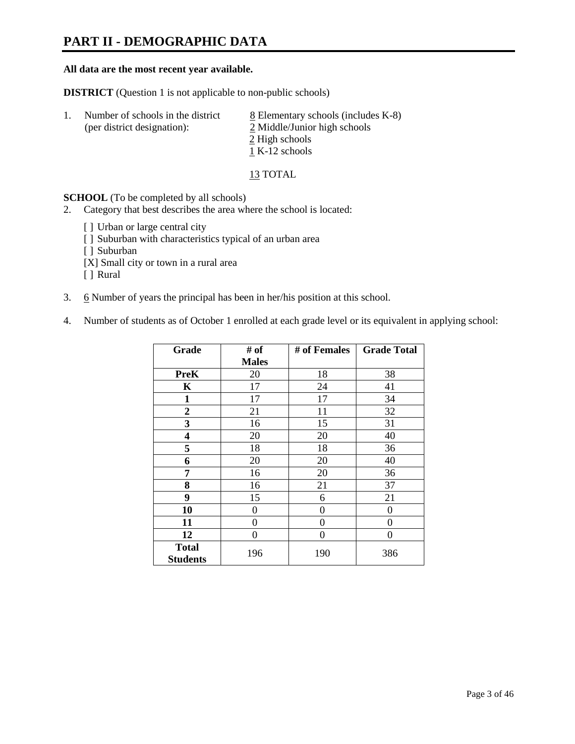# PART II - DEMOGRAPHIC DATA

**All data are the most recent year available.**

**DISTRICT** (Question 1 is not applicable to non-public schools)

1. Number of schools in the district (per district designation):
   8 Elementary schools (includes K-8)
   2 Middle/Junior high schools
   2 High schools
   1 K-12 schools

   13 TOTAL

**SCHOOL** (To be completed by all schools)

2. Category that best describes the area where the school is located:

   [ ] Urban or large central city
   [ ] Suburban with characteristics typical of an urban area
   [ ] Suburban
   [X] Small city or town in a rural area
   [ ] Rural

3. 6 Number of years the principal has been in her/his position at this school.

4. Number of students as of October 1 enrolled at each grade level or its equivalent in applying school:

| Grade | # of Males | # of Females | Grade Total |
|---|---|---|---|
| **PreK** | 20 | 18 | 38 |
| **K** | 17 | 24 | 41 |
| **1** | 17 | 17 | 34 |
| **2** | 21 | 11 | 32 |
| **3** | 16 | 15 | 31 |
| **4** | 20 | 20 | 40 |
| **5** | 18 | 18 | 36 |
| **6** | 20 | 20 | 40 |
| **7** | 16 | 20 | 36 |
| **8** | 16 | 21 | 37 |
| **9** | 15 | 6 | 21 |
| **10** | 0 | 0 | 0 |
| **11** | 0 | 0 | 0 |
| **12** | 0 | 0 | 0 |
| **Total Students** | 196 | 190 | 386 |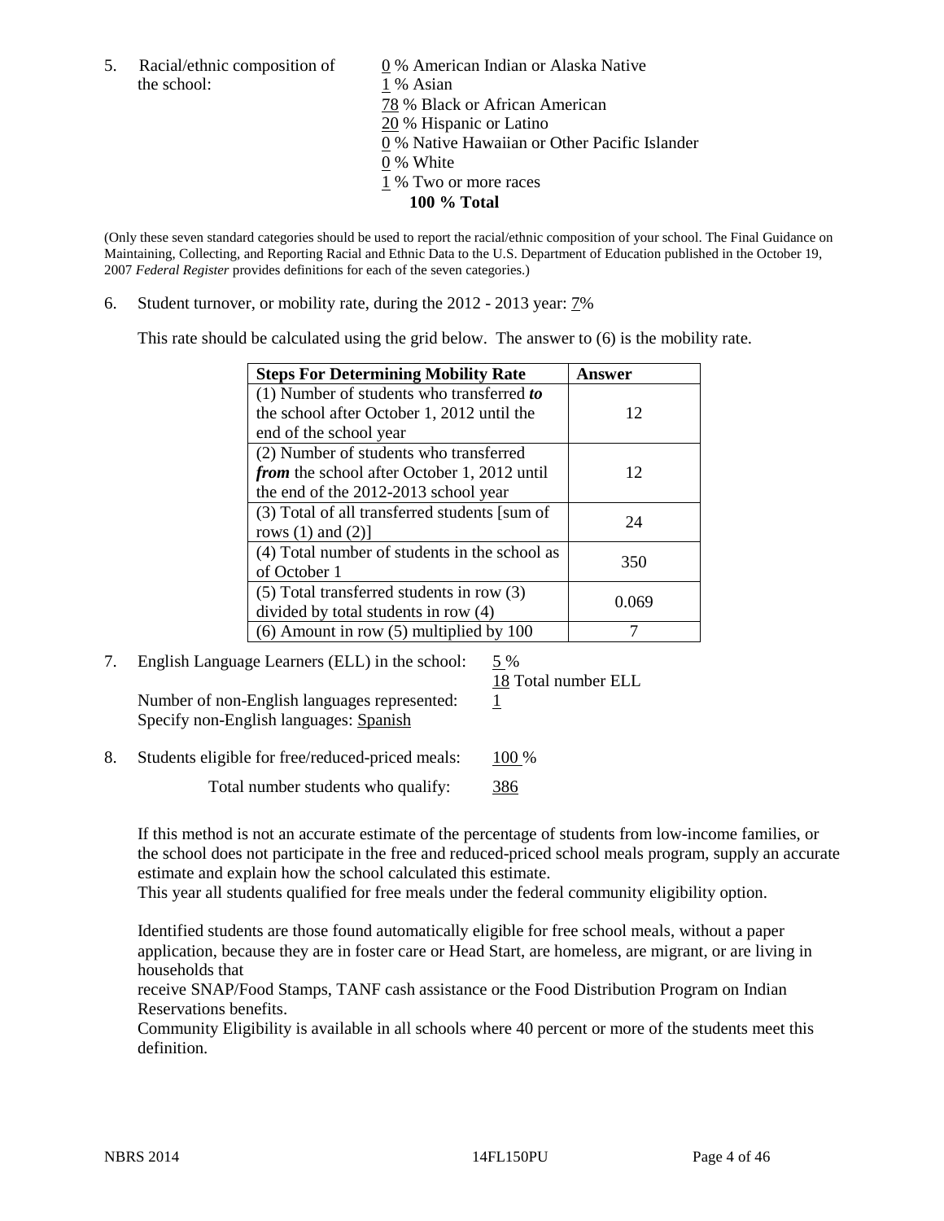5. Racial/ethnic composition of the school:

0 % American Indian or Alaska Native
1 % Asian
78 % Black or African American
20 % Hispanic or Latino
0 % Native Hawaiian or Other Pacific Islander
0 % White
1 % Two or more races
**100 % Total**

(Only these seven standard categories should be used to report the racial/ethnic composition of your school. The Final Guidance on Maintaining, Collecting, and Reporting Racial and Ethnic Data to the U.S. Department of Education published in the October 19, 2007 *Federal Register* provides definitions for each of the seven categories.)

6. Student turnover, or mobility rate, during the 2012 - 2013 year: 7%

This rate should be calculated using the grid below. The answer to (6) is the mobility rate.

| **Steps For Determining Mobility Rate** | **Answer** |
|---|---|
| (1) Number of students who transferred ***to*** the school after October 1, 2012 until the end of the school year | 12 |
| (2) Number of students who transferred ***from*** the school after October 1, 2012 until the end of the 2012-2013 school year | 12 |
| (3) Total of all transferred students [sum of rows (1) and (2)] | 24 |
| (4) Total number of students in the school as of October 1 | 350 |
| (5) Total transferred students in row (3) divided by total students in row (4) | 0.069 |
| (6) Amount in row (5) multiplied by 100 | 7 |

7. English Language Learners (ELL) in the school: 5 %
18 Total number ELL
Number of non-English languages represented: 1
Specify non-English languages: Spanish

8. Students eligible for free/reduced-priced meals: 100 %
Total number students who qualify: 386

If this method is not an accurate estimate of the percentage of students from low-income families, or the school does not participate in the free and reduced-priced school meals program, supply an accurate estimate and explain how the school calculated this estimate.
This year all students qualified for free meals under the federal community eligibility option.

Identified students are those found automatically eligible for free school meals, without a paper application, because they are in foster care or Head Start, are homeless, are migrant, or are living in households that
receive SNAP/Food Stamps, TANF cash assistance or the Food Distribution Program on Indian Reservations benefits.
Community Eligibility is available in all schools where 40 percent or more of the students meet this definition.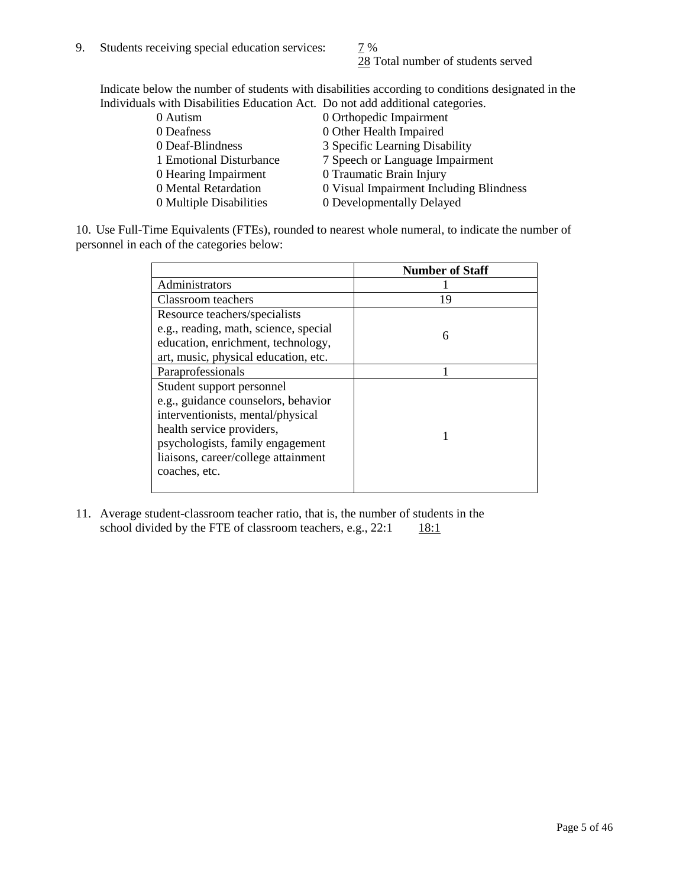9. Students receiving special education services: 7 %
   28 Total number of students served

   Indicate below the number of students with disabilities according to conditions designated in the Individuals with Disabilities Education Act. Do not add additional categories.

| | |
|---|---|
| 0 Autism | 0 Orthopedic Impairment |
| 0 Deafness | 0 Other Health Impaired |
| 0 Deaf-Blindness | 3 Specific Learning Disability |
| 1 Emotional Disturbance | 7 Speech or Language Impairment |
| 0 Hearing Impairment | 0 Traumatic Brain Injury |
| 0 Mental Retardation | 0 Visual Impairment Including Blindness |
| 0 Multiple Disabilities | 0 Developmentally Delayed |

10. Use Full-Time Equivalents (FTEs), rounded to nearest whole numeral, to indicate the number of personnel in each of the categories below:

| | Number of Staff |
|---|---|
| Administrators | 1 |
| Classroom teachers | 19 |
| Resource teachers/specialists e.g., reading, math, science, special education, enrichment, technology, art, music, physical education, etc. | 6 |
| Paraprofessionals | 1 |
| Student support personnel e.g., guidance counselors, behavior interventionists, mental/physical health service providers, psychologists, family engagement liaisons, career/college attainment coaches, etc. | 1 |

11. Average student-classroom teacher ratio, that is, the number of students in the school divided by the FTE of classroom teachers, e.g., 22:1   18:1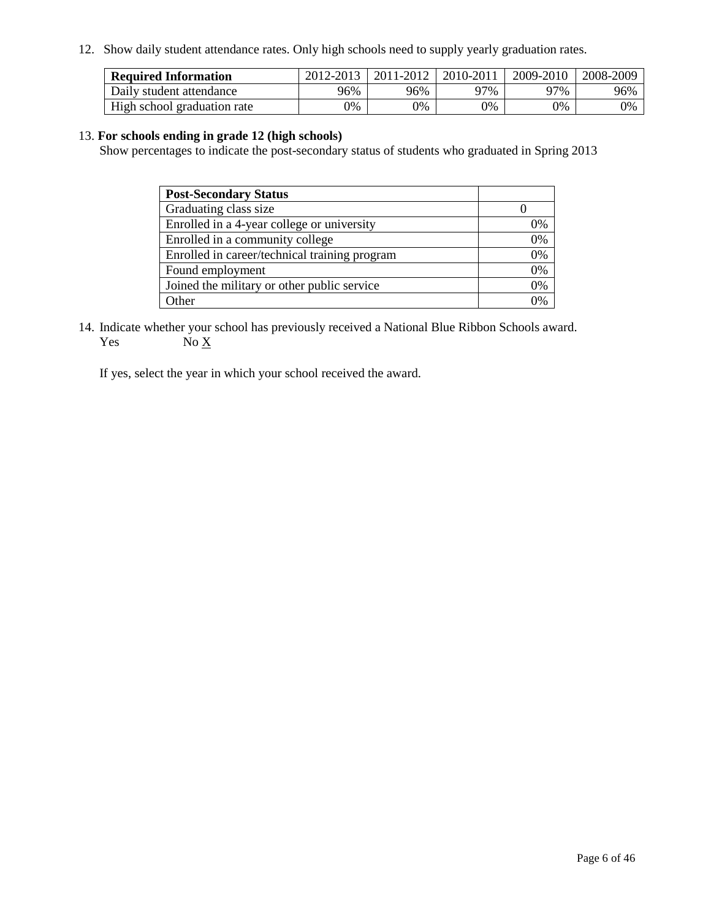12. Show daily student attendance rates. Only high schools need to supply yearly graduation rates.

| **Required Information** | 2012-2013 | 2011-2012 | 2010-2011 | 2009-2010 | 2008-2009 |
|---|---|---|---|---|---|
| Daily student attendance | 96% | 96% | 97% | 97% | 96% |
| High school graduation rate | 0% | 0% | 0% | 0% | 0% |

13. **For schools ending in grade 12 (high schools)**
Show percentages to indicate the post-secondary status of students who graduated in Spring 2013

| **Post-Secondary Status** | |
|---|---|
| Graduating class size | 0 |
| Enrolled in a 4-year college or university | 0% |
| Enrolled in a community college | 0% |
| Enrolled in career/technical training program | 0% |
| Found employment | 0% |
| Joined the military or other public service | 0% |
| Other | 0% |

14. Indicate whether your school has previously received a National Blue Ribbon Schools award.
Yes No X

If yes, select the year in which your school received the award.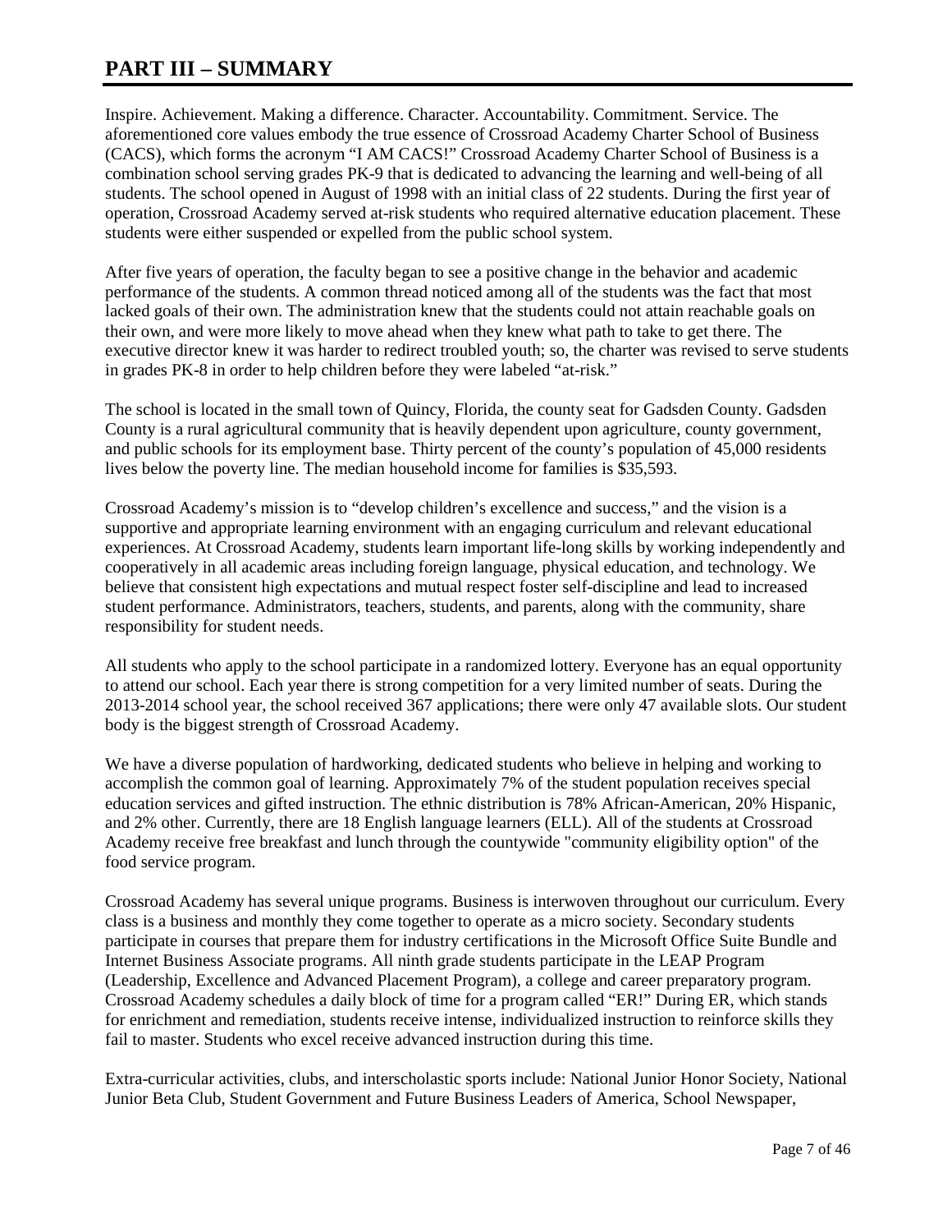# PART III – SUMMARY

Inspire. Achievement. Making a difference. Character. Accountability. Commitment. Service. The aforementioned core values embody the true essence of Crossroad Academy Charter School of Business (CACS), which forms the acronym "I AM CACS!" Crossroad Academy Charter School of Business is a combination school serving grades PK-9 that is dedicated to advancing the learning and well-being of all students. The school opened in August of 1998 with an initial class of 22 students. During the first year of operation, Crossroad Academy served at-risk students who required alternative education placement. These students were either suspended or expelled from the public school system.

After five years of operation, the faculty began to see a positive change in the behavior and academic performance of the students. A common thread noticed among all of the students was the fact that most lacked goals of their own. The administration knew that the students could not attain reachable goals on their own, and were more likely to move ahead when they knew what path to take to get there. The executive director knew it was harder to redirect troubled youth; so, the charter was revised to serve students in grades PK-8 in order to help children before they were labeled "at-risk."

The school is located in the small town of Quincy, Florida, the county seat for Gadsden County. Gadsden County is a rural agricultural community that is heavily dependent upon agriculture, county government, and public schools for its employment base. Thirty percent of the county's population of 45,000 residents lives below the poverty line. The median household income for families is $35,593.

Crossroad Academy's mission is to "develop children's excellence and success," and the vision is a supportive and appropriate learning environment with an engaging curriculum and relevant educational experiences. At Crossroad Academy, students learn important life-long skills by working independently and cooperatively in all academic areas including foreign language, physical education, and technology. We believe that consistent high expectations and mutual respect foster self-discipline and lead to increased student performance. Administrators, teachers, students, and parents, along with the community, share responsibility for student needs.

All students who apply to the school participate in a randomized lottery. Everyone has an equal opportunity to attend our school. Each year there is strong competition for a very limited number of seats. During the 2013-2014 school year, the school received 367 applications; there were only 47 available slots. Our student body is the biggest strength of Crossroad Academy.

We have a diverse population of hardworking, dedicated students who believe in helping and working to accomplish the common goal of learning. Approximately 7% of the student population receives special education services and gifted instruction. The ethnic distribution is 78% African-American, 20% Hispanic, and 2% other. Currently, there are 18 English language learners (ELL). All of the students at Crossroad Academy receive free breakfast and lunch through the countywide "community eligibility option" of the food service program.

Crossroad Academy has several unique programs. Business is interwoven throughout our curriculum. Every class is a business and monthly they come together to operate as a micro society. Secondary students participate in courses that prepare them for industry certifications in the Microsoft Office Suite Bundle and Internet Business Associate programs. All ninth grade students participate in the LEAP Program (Leadership, Excellence and Advanced Placement Program), a college and career preparatory program. Crossroad Academy schedules a daily block of time for a program called "ER!" During ER, which stands for enrichment and remediation, students receive intense, individualized instruction to reinforce skills they fail to master. Students who excel receive advanced instruction during this time.

Extra-curricular activities, clubs, and interscholastic sports include: National Junior Honor Society, National Junior Beta Club, Student Government and Future Business Leaders of America, School Newspaper,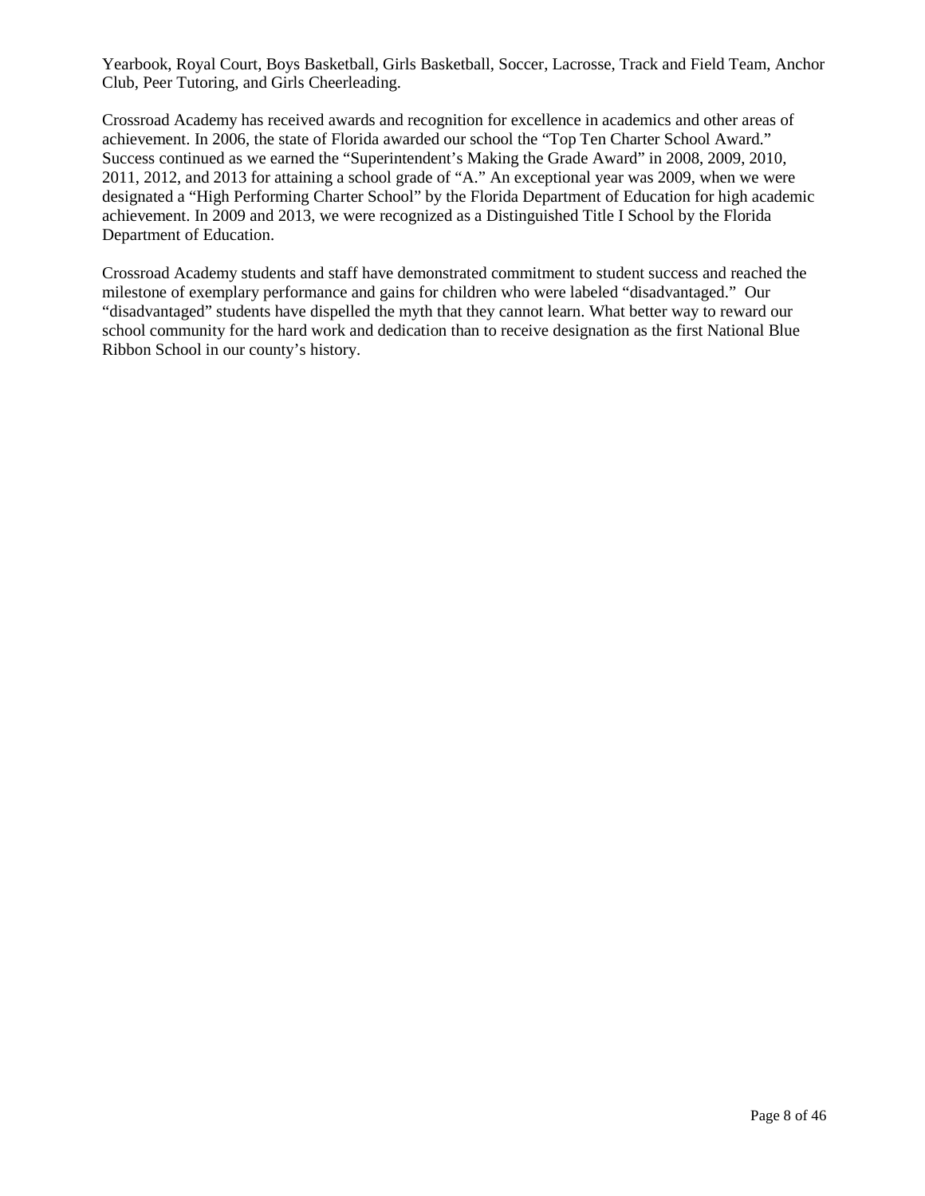Yearbook, Royal Court, Boys Basketball, Girls Basketball, Soccer, Lacrosse, Track and Field Team, Anchor Club, Peer Tutoring, and Girls Cheerleading.

Crossroad Academy has received awards and recognition for excellence in academics and other areas of achievement. In 2006, the state of Florida awarded our school the "Top Ten Charter School Award." Success continued as we earned the "Superintendent's Making the Grade Award" in 2008, 2009, 2010, 2011, 2012, and 2013 for attaining a school grade of "A." An exceptional year was 2009, when we were designated a "High Performing Charter School" by the Florida Department of Education for high academic achievement. In 2009 and 2013, we were recognized as a Distinguished Title I School by the Florida Department of Education.

Crossroad Academy students and staff have demonstrated commitment to student success and reached the milestone of exemplary performance and gains for children who were labeled "disadvantaged." Our "disadvantaged" students have dispelled the myth that they cannot learn. What better way to reward our school community for the hard work and dedication than to receive designation as the first National Blue Ribbon School in our county's history.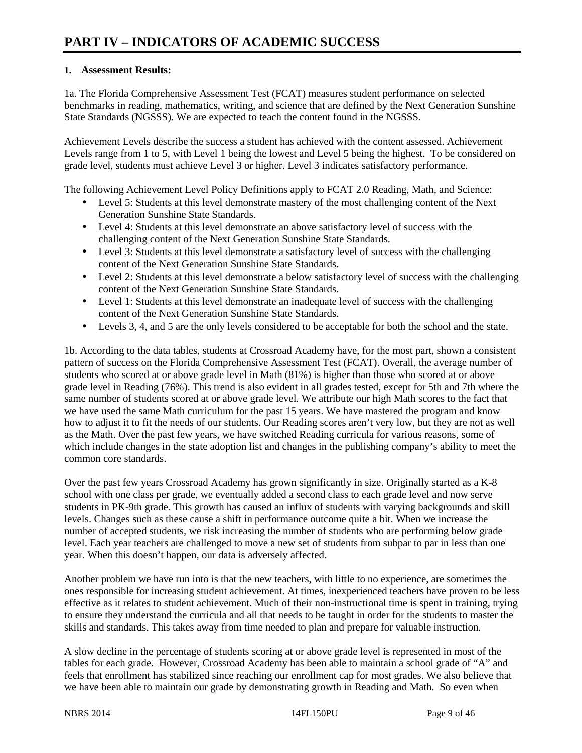# PART IV – INDICATORS OF ACADEMIC SUCCESS

**1. Assessment Results:**

1a. The Florida Comprehensive Assessment Test (FCAT) measures student performance on selected benchmarks in reading, mathematics, writing, and science that are defined by the Next Generation Sunshine State Standards (NGSSS). We are expected to teach the content found in the NGSSS.

Achievement Levels describe the success a student has achieved with the content assessed. Achievement Levels range from 1 to 5, with Level 1 being the lowest and Level 5 being the highest. To be considered on grade level, students must achieve Level 3 or higher. Level 3 indicates satisfactory performance.

The following Achievement Level Policy Definitions apply to FCAT 2.0 Reading, Math, and Science:

- Level 5: Students at this level demonstrate mastery of the most challenging content of the Next Generation Sunshine State Standards.
- Level 4: Students at this level demonstrate an above satisfactory level of success with the challenging content of the Next Generation Sunshine State Standards.
- Level 3: Students at this level demonstrate a satisfactory level of success with the challenging content of the Next Generation Sunshine State Standards.
- Level 2: Students at this level demonstrate a below satisfactory level of success with the challenging content of the Next Generation Sunshine State Standards.
- Level 1: Students at this level demonstrate an inadequate level of success with the challenging content of the Next Generation Sunshine State Standards.
- Levels 3, 4, and 5 are the only levels considered to be acceptable for both the school and the state.

1b. According to the data tables, students at Crossroad Academy have, for the most part, shown a consistent pattern of success on the Florida Comprehensive Assessment Test (FCAT). Overall, the average number of students who scored at or above grade level in Math (81%) is higher than those who scored at or above grade level in Reading (76%). This trend is also evident in all grades tested, except for 5th and 7th where the same number of students scored at or above grade level. We attribute our high Math scores to the fact that we have used the same Math curriculum for the past 15 years. We have mastered the program and know how to adjust it to fit the needs of our students. Our Reading scores aren't very low, but they are not as well as the Math. Over the past few years, we have switched Reading curricula for various reasons, some of which include changes in the state adoption list and changes in the publishing company's ability to meet the common core standards.

Over the past few years Crossroad Academy has grown significantly in size. Originally started as a K-8 school with one class per grade, we eventually added a second class to each grade level and now serve students in PK-9th grade. This growth has caused an influx of students with varying backgrounds and skill levels. Changes such as these cause a shift in performance outcome quite a bit. When we increase the number of accepted students, we risk increasing the number of students who are performing below grade level. Each year teachers are challenged to move a new set of students from subpar to par in less than one year. When this doesn't happen, our data is adversely affected.

Another problem we have run into is that the new teachers, with little to no experience, are sometimes the ones responsible for increasing student achievement. At times, inexperienced teachers have proven to be less effective as it relates to student achievement. Much of their non-instructional time is spent in training, trying to ensure they understand the curricula and all that needs to be taught in order for the students to master the skills and standards. This takes away from time needed to plan and prepare for valuable instruction.

A slow decline in the percentage of students scoring at or above grade level is represented in most of the tables for each grade. However, Crossroad Academy has been able to maintain a school grade of "A" and feels that enrollment has stabilized since reaching our enrollment cap for most grades. We also believe that we have been able to maintain our grade by demonstrating growth in Reading and Math. So even when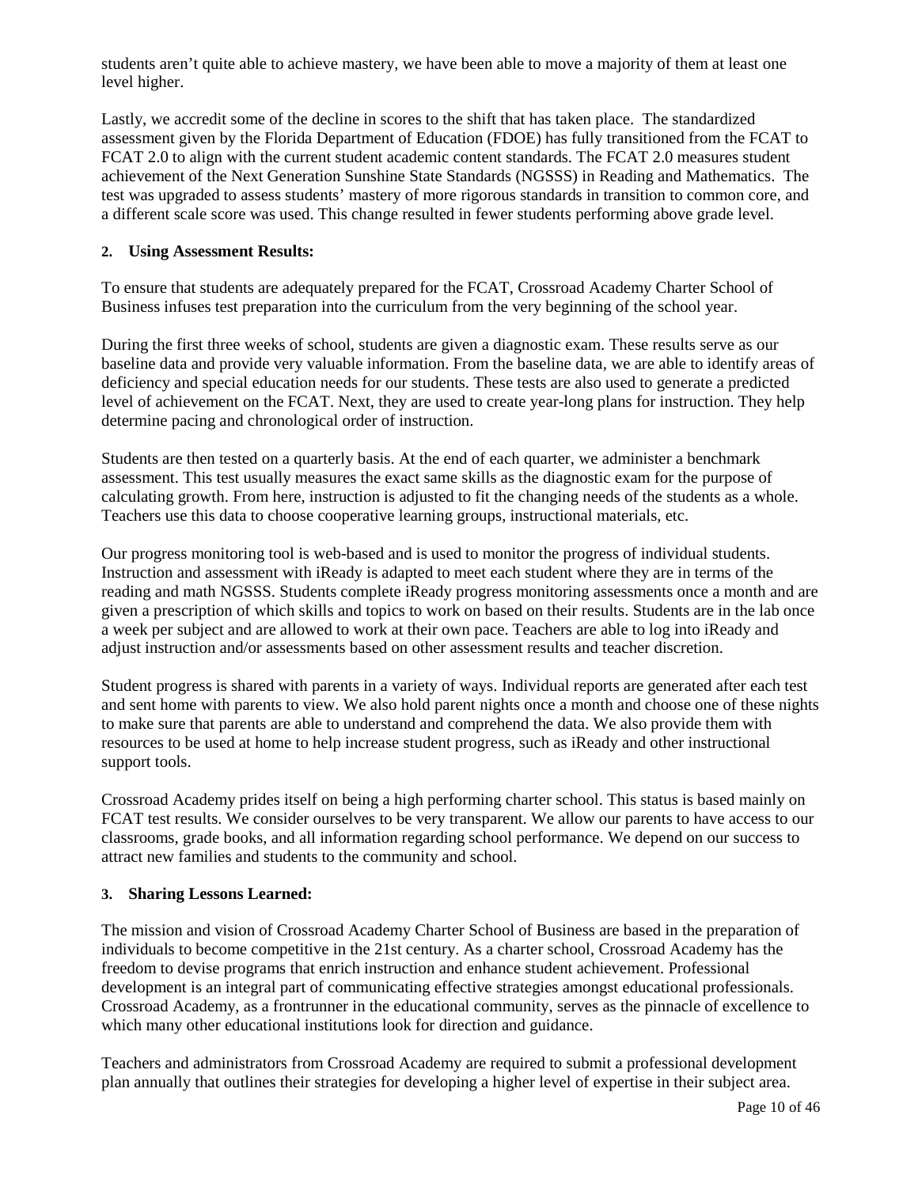students aren't quite able to achieve mastery, we have been able to move a majority of them at least one level higher.

Lastly, we accredit some of the decline in scores to the shift that has taken place. The standardized assessment given by the Florida Department of Education (FDOE) has fully transitioned from the FCAT to FCAT 2.0 to align with the current student academic content standards. The FCAT 2.0 measures student achievement of the Next Generation Sunshine State Standards (NGSSS) in Reading and Mathematics. The test was upgraded to assess students' mastery of more rigorous standards in transition to common core, and a different scale score was used. This change resulted in fewer students performing above grade level.

**2. Using Assessment Results:**

To ensure that students are adequately prepared for the FCAT, Crossroad Academy Charter School of Business infuses test preparation into the curriculum from the very beginning of the school year.

During the first three weeks of school, students are given a diagnostic exam. These results serve as our baseline data and provide very valuable information. From the baseline data, we are able to identify areas of deficiency and special education needs for our students. These tests are also used to generate a predicted level of achievement on the FCAT. Next, they are used to create year-long plans for instruction. They help determine pacing and chronological order of instruction.

Students are then tested on a quarterly basis. At the end of each quarter, we administer a benchmark assessment. This test usually measures the exact same skills as the diagnostic exam for the purpose of calculating growth. From here, instruction is adjusted to fit the changing needs of the students as a whole. Teachers use this data to choose cooperative learning groups, instructional materials, etc.

Our progress monitoring tool is web-based and is used to monitor the progress of individual students. Instruction and assessment with iReady is adapted to meet each student where they are in terms of the reading and math NGSSS. Students complete iReady progress monitoring assessments once a month and are given a prescription of which skills and topics to work on based on their results. Students are in the lab once a week per subject and are allowed to work at their own pace. Teachers are able to log into iReady and adjust instruction and/or assessments based on other assessment results and teacher discretion.

Student progress is shared with parents in a variety of ways. Individual reports are generated after each test and sent home with parents to view. We also hold parent nights once a month and choose one of these nights to make sure that parents are able to understand and comprehend the data. We also provide them with resources to be used at home to help increase student progress, such as iReady and other instructional support tools.

Crossroad Academy prides itself on being a high performing charter school. This status is based mainly on FCAT test results. We consider ourselves to be very transparent. We allow our parents to have access to our classrooms, grade books, and all information regarding school performance. We depend on our success to attract new families and students to the community and school.

**3. Sharing Lessons Learned:**

The mission and vision of Crossroad Academy Charter School of Business are based in the preparation of individuals to become competitive in the 21st century. As a charter school, Crossroad Academy has the freedom to devise programs that enrich instruction and enhance student achievement. Professional development is an integral part of communicating effective strategies amongst educational professionals. Crossroad Academy, as a frontrunner in the educational community, serves as the pinnacle of excellence to which many other educational institutions look for direction and guidance.

Teachers and administrators from Crossroad Academy are required to submit a professional development plan annually that outlines their strategies for developing a higher level of expertise in their subject area.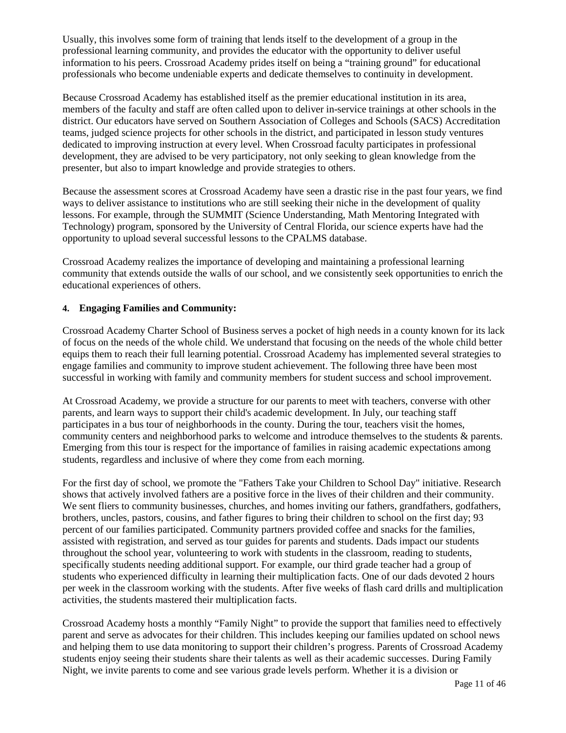Usually, this involves some form of training that lends itself to the development of a group in the professional learning community, and provides the educator with the opportunity to deliver useful information to his peers. Crossroad Academy prides itself on being a "training ground" for educational professionals who become undeniable experts and dedicate themselves to continuity in development.

Because Crossroad Academy has established itself as the premier educational institution in its area, members of the faculty and staff are often called upon to deliver in-service trainings at other schools in the district. Our educators have served on Southern Association of Colleges and Schools (SACS) Accreditation teams, judged science projects for other schools in the district, and participated in lesson study ventures dedicated to improving instruction at every level. When Crossroad faculty participates in professional development, they are advised to be very participatory, not only seeking to glean knowledge from the presenter, but also to impart knowledge and provide strategies to others.

Because the assessment scores at Crossroad Academy have seen a drastic rise in the past four years, we find ways to deliver assistance to institutions who are still seeking their niche in the development of quality lessons. For example, through the SUMMIT (Science Understanding, Math Mentoring Integrated with Technology) program, sponsored by the University of Central Florida, our science experts have had the opportunity to upload several successful lessons to the CPALMS database.

Crossroad Academy realizes the importance of developing and maintaining a professional learning community that extends outside the walls of our school, and we consistently seek opportunities to enrich the educational experiences of others.

**4. Engaging Families and Community:**

Crossroad Academy Charter School of Business serves a pocket of high needs in a county known for its lack of focus on the needs of the whole child. We understand that focusing on the needs of the whole child better equips them to reach their full learning potential. Crossroad Academy has implemented several strategies to engage families and community to improve student achievement. The following three have been most successful in working with family and community members for student success and school improvement.

At Crossroad Academy, we provide a structure for our parents to meet with teachers, converse with other parents, and learn ways to support their child's academic development. In July, our teaching staff participates in a bus tour of neighborhoods in the county. During the tour, teachers visit the homes, community centers and neighborhood parks to welcome and introduce themselves to the students & parents. Emerging from this tour is respect for the importance of families in raising academic expectations among students, regardless and inclusive of where they come from each morning.

For the first day of school, we promote the "Fathers Take your Children to School Day" initiative. Research shows that actively involved fathers are a positive force in the lives of their children and their community. We sent fliers to community businesses, churches, and homes inviting our fathers, grandfathers, godfathers, brothers, uncles, pastors, cousins, and father figures to bring their children to school on the first day; 93 percent of our families participated. Community partners provided coffee and snacks for the families, assisted with registration, and served as tour guides for parents and students. Dads impact our students throughout the school year, volunteering to work with students in the classroom, reading to students, specifically students needing additional support. For example, our third grade teacher had a group of students who experienced difficulty in learning their multiplication facts. One of our dads devoted 2 hours per week in the classroom working with the students. After five weeks of flash card drills and multiplication activities, the students mastered their multiplication facts.

Crossroad Academy hosts a monthly "Family Night" to provide the support that families need to effectively parent and serve as advocates for their children. This includes keeping our families updated on school news and helping them to use data monitoring to support their children's progress. Parents of Crossroad Academy students enjoy seeing their students share their talents as well as their academic successes. During Family Night, we invite parents to come and see various grade levels perform. Whether it is a division or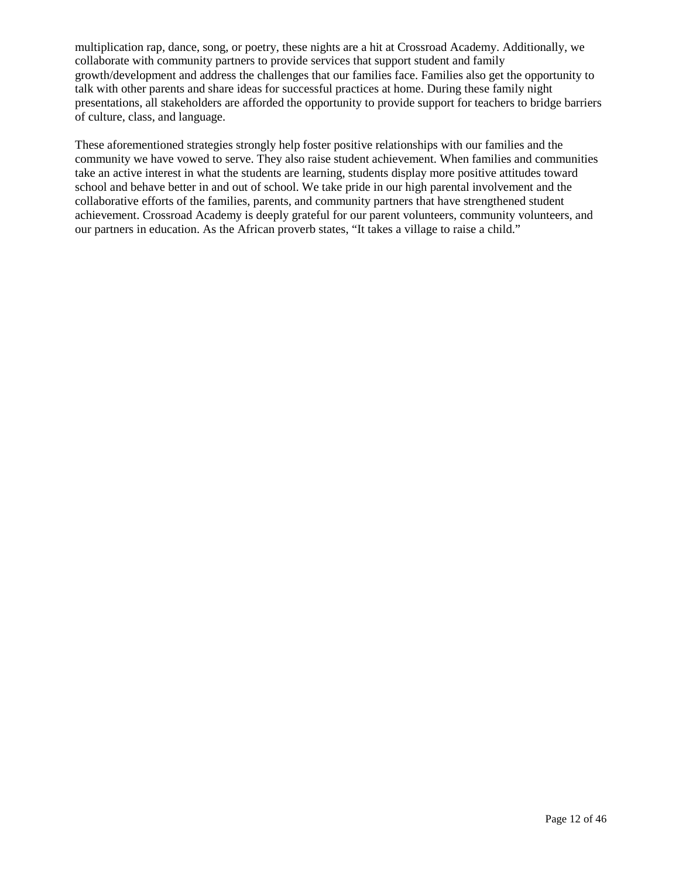multiplication rap, dance, song, or poetry, these nights are a hit at Crossroad Academy. Additionally, we collaborate with community partners to provide services that support student and family growth/development and address the challenges that our families face. Families also get the opportunity to talk with other parents and share ideas for successful practices at home. During these family night presentations, all stakeholders are afforded the opportunity to provide support for teachers to bridge barriers of culture, class, and language.

These aforementioned strategies strongly help foster positive relationships with our families and the community we have vowed to serve. They also raise student achievement. When families and communities take an active interest in what the students are learning, students display more positive attitudes toward school and behave better in and out of school. We take pride in our high parental involvement and the collaborative efforts of the families, parents, and community partners that have strengthened student achievement. Crossroad Academy is deeply grateful for our parent volunteers, community volunteers, and our partners in education. As the African proverb states, “It takes a village to raise a child.”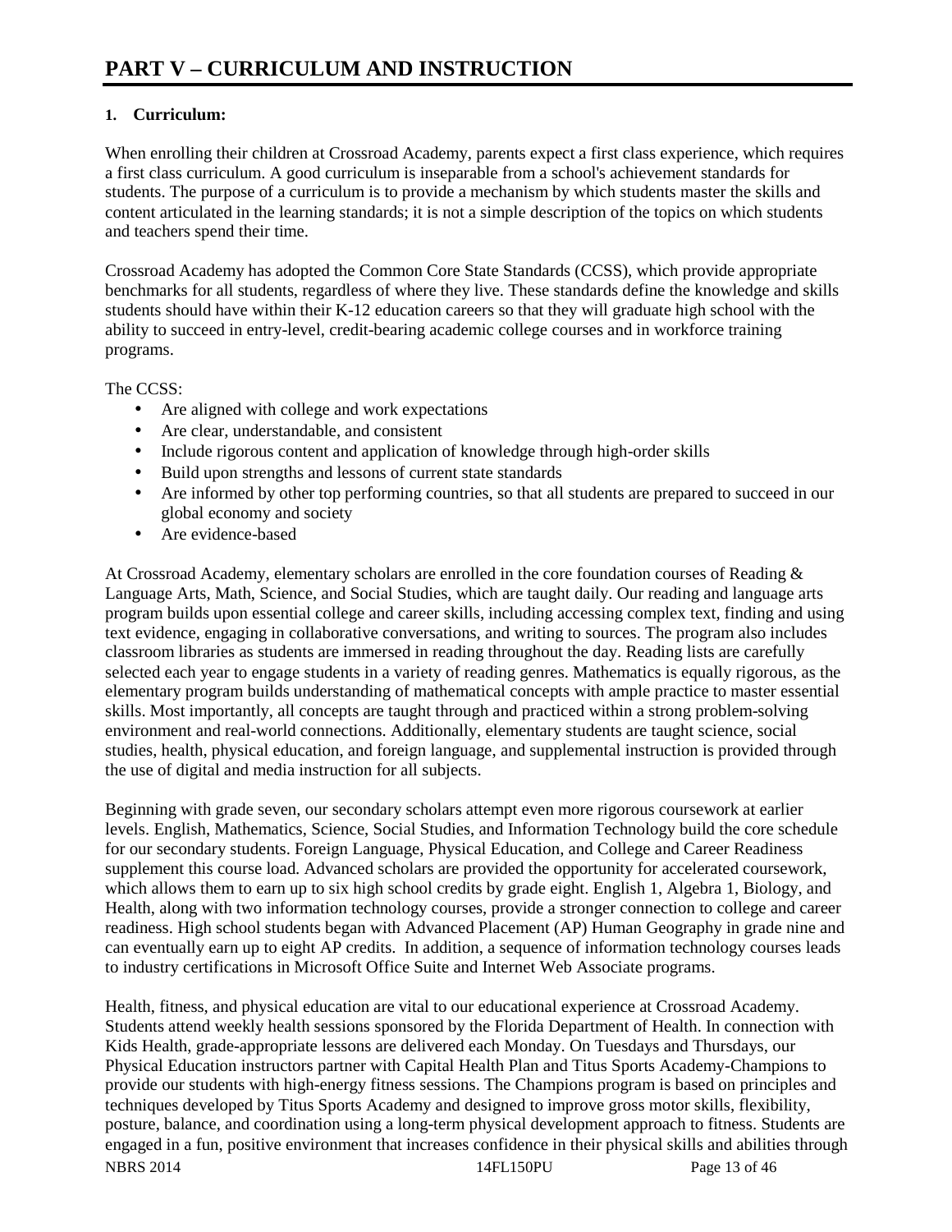# PART V – CURRICULUM AND INSTRUCTION

## 1. Curriculum:

When enrolling their children at Crossroad Academy, parents expect a first class experience, which requires a first class curriculum. A good curriculum is inseparable from a school's achievement standards for students. The purpose of a curriculum is to provide a mechanism by which students master the skills and content articulated in the learning standards; it is not a simple description of the topics on which students and teachers spend their time.

Crossroad Academy has adopted the Common Core State Standards (CCSS), which provide appropriate benchmarks for all students, regardless of where they live. These standards define the knowledge and skills students should have within their K-12 education careers so that they will graduate high school with the ability to succeed in entry-level, credit-bearing academic college courses and in workforce training programs.

The CCSS:

- Are aligned with college and work expectations
- Are clear, understandable, and consistent
- Include rigorous content and application of knowledge through high-order skills
- Build upon strengths and lessons of current state standards
- Are informed by other top performing countries, so that all students are prepared to succeed in our global economy and society
- Are evidence-based

At Crossroad Academy, elementary scholars are enrolled in the core foundation courses of Reading & Language Arts, Math, Science, and Social Studies, which are taught daily. Our reading and language arts program builds upon essential college and career skills, including accessing complex text, finding and using text evidence, engaging in collaborative conversations, and writing to sources. The program also includes classroom libraries as students are immersed in reading throughout the day. Reading lists are carefully selected each year to engage students in a variety of reading genres. Mathematics is equally rigorous, as the elementary program builds understanding of mathematical concepts with ample practice to master essential skills. Most importantly, all concepts are taught through and practiced within a strong problem-solving environment and real-world connections. Additionally, elementary students are taught science, social studies, health, physical education, and foreign language, and supplemental instruction is provided through the use of digital and media instruction for all subjects.

Beginning with grade seven, our secondary scholars attempt even more rigorous coursework at earlier levels. English, Mathematics, Science, Social Studies, and Information Technology build the core schedule for our secondary students. Foreign Language, Physical Education, and College and Career Readiness supplement this course load. Advanced scholars are provided the opportunity for accelerated coursework, which allows them to earn up to six high school credits by grade eight. English 1, Algebra 1, Biology, and Health, along with two information technology courses, provide a stronger connection to college and career readiness. High school students began with Advanced Placement (AP) Human Geography in grade nine and can eventually earn up to eight AP credits. In addition, a sequence of information technology courses leads to industry certifications in Microsoft Office Suite and Internet Web Associate programs.

Health, fitness, and physical education are vital to our educational experience at Crossroad Academy. Students attend weekly health sessions sponsored by the Florida Department of Health. In connection with Kids Health, grade-appropriate lessons are delivered each Monday. On Tuesdays and Thursdays, our Physical Education instructors partner with Capital Health Plan and Titus Sports Academy-Champions to provide our students with high-energy fitness sessions. The Champions program is based on principles and techniques developed by Titus Sports Academy and designed to improve gross motor skills, flexibility, posture, balance, and coordination using a long-term physical development approach to fitness. Students are engaged in a fun, positive environment that increases confidence in their physical skills and abilities through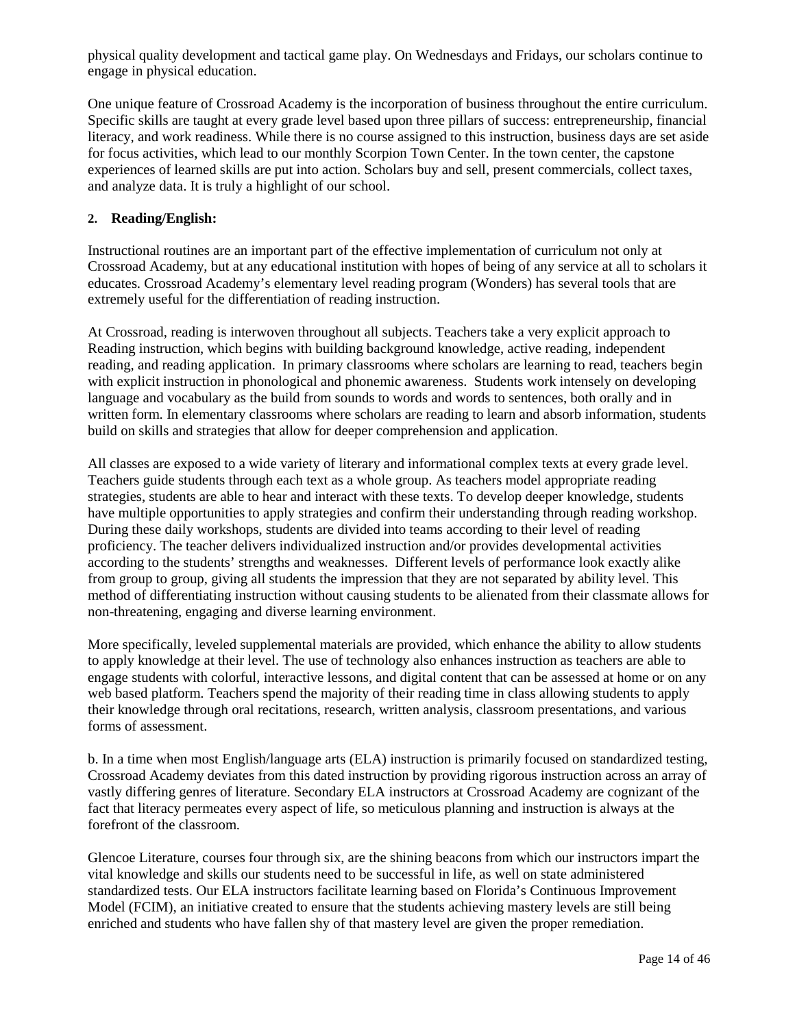physical quality development and tactical game play. On Wednesdays and Fridays, our scholars continue to engage in physical education.

One unique feature of Crossroad Academy is the incorporation of business throughout the entire curriculum. Specific skills are taught at every grade level based upon three pillars of success: entrepreneurship, financial literacy, and work readiness. While there is no course assigned to this instruction, business days are set aside for focus activities, which lead to our monthly Scorpion Town Center. In the town center, the capstone experiences of learned skills are put into action. Scholars buy and sell, present commercials, collect taxes, and analyze data. It is truly a highlight of our school.

**2. Reading/English:**

Instructional routines are an important part of the effective implementation of curriculum not only at Crossroad Academy, but at any educational institution with hopes of being of any service at all to scholars it educates. Crossroad Academy's elementary level reading program (Wonders) has several tools that are extremely useful for the differentiation of reading instruction.

At Crossroad, reading is interwoven throughout all subjects. Teachers take a very explicit approach to Reading instruction, which begins with building background knowledge, active reading, independent reading, and reading application. In primary classrooms where scholars are learning to read, teachers begin with explicit instruction in phonological and phonemic awareness. Students work intensely on developing language and vocabulary as the build from sounds to words and words to sentences, both orally and in written form. In elementary classrooms where scholars are reading to learn and absorb information, students build on skills and strategies that allow for deeper comprehension and application.

All classes are exposed to a wide variety of literary and informational complex texts at every grade level. Teachers guide students through each text as a whole group. As teachers model appropriate reading strategies, students are able to hear and interact with these texts. To develop deeper knowledge, students have multiple opportunities to apply strategies and confirm their understanding through reading workshop. During these daily workshops, students are divided into teams according to their level of reading proficiency. The teacher delivers individualized instruction and/or provides developmental activities according to the students' strengths and weaknesses. Different levels of performance look exactly alike from group to group, giving all students the impression that they are not separated by ability level. This method of differentiating instruction without causing students to be alienated from their classmate allows for non-threatening, engaging and diverse learning environment.

More specifically, leveled supplemental materials are provided, which enhance the ability to allow students to apply knowledge at their level. The use of technology also enhances instruction as teachers are able to engage students with colorful, interactive lessons, and digital content that can be assessed at home or on any web based platform. Teachers spend the majority of their reading time in class allowing students to apply their knowledge through oral recitations, research, written analysis, classroom presentations, and various forms of assessment.

b. In a time when most English/language arts (ELA) instruction is primarily focused on standardized testing, Crossroad Academy deviates from this dated instruction by providing rigorous instruction across an array of vastly differing genres of literature. Secondary ELA instructors at Crossroad Academy are cognizant of the fact that literacy permeates every aspect of life, so meticulous planning and instruction is always at the forefront of the classroom.

Glencoe Literature, courses four through six, are the shining beacons from which our instructors impart the vital knowledge and skills our students need to be successful in life, as well on state administered standardized tests. Our ELA instructors facilitate learning based on Florida's Continuous Improvement Model (FCIM), an initiative created to ensure that the students achieving mastery levels are still being enriched and students who have fallen shy of that mastery level are given the proper remediation.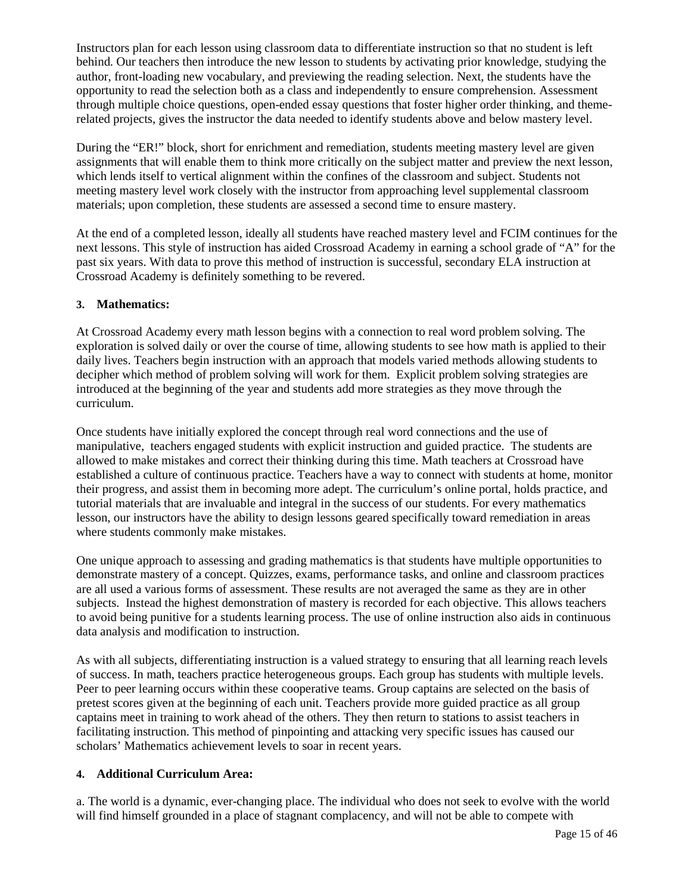Instructors plan for each lesson using classroom data to differentiate instruction so that no student is left behind. Our teachers then introduce the new lesson to students by activating prior knowledge, studying the author, front-loading new vocabulary, and previewing the reading selection. Next, the students have the opportunity to read the selection both as a class and independently to ensure comprehension. Assessment through multiple choice questions, open-ended essay questions that foster higher order thinking, and theme-related projects, gives the instructor the data needed to identify students above and below mastery level.

During the "ER!" block, short for enrichment and remediation, students meeting mastery level are given assignments that will enable them to think more critically on the subject matter and preview the next lesson, which lends itself to vertical alignment within the confines of the classroom and subject. Students not meeting mastery level work closely with the instructor from approaching level supplemental classroom materials; upon completion, these students are assessed a second time to ensure mastery.

At the end of a completed lesson, ideally all students have reached mastery level and FCIM continues for the next lessons. This style of instruction has aided Crossroad Academy in earning a school grade of "A" for the past six years. With data to prove this method of instruction is successful, secondary ELA instruction at Crossroad Academy is definitely something to be revered.

**3. Mathematics:**

At Crossroad Academy every math lesson begins with a connection to real word problem solving. The exploration is solved daily or over the course of time, allowing students to see how math is applied to their daily lives. Teachers begin instruction with an approach that models varied methods allowing students to decipher which method of problem solving will work for them. Explicit problem solving strategies are introduced at the beginning of the year and students add more strategies as they move through the curriculum.

Once students have initially explored the concept through real word connections and the use of manipulative, teachers engaged students with explicit instruction and guided practice. The students are allowed to make mistakes and correct their thinking during this time. Math teachers at Crossroad have established a culture of continuous practice. Teachers have a way to connect with students at home, monitor their progress, and assist them in becoming more adept. The curriculum's online portal, holds practice, and tutorial materials that are invaluable and integral in the success of our students. For every mathematics lesson, our instructors have the ability to design lessons geared specifically toward remediation in areas where students commonly make mistakes.

One unique approach to assessing and grading mathematics is that students have multiple opportunities to demonstrate mastery of a concept. Quizzes, exams, performance tasks, and online and classroom practices are all used a various forms of assessment. These results are not averaged the same as they are in other subjects. Instead the highest demonstration of mastery is recorded for each objective. This allows teachers to avoid being punitive for a students learning process. The use of online instruction also aids in continuous data analysis and modification to instruction.

As with all subjects, differentiating instruction is a valued strategy to ensuring that all learning reach levels of success. In math, teachers practice heterogeneous groups. Each group has students with multiple levels. Peer to peer learning occurs within these cooperative teams. Group captains are selected on the basis of pretest scores given at the beginning of each unit. Teachers provide more guided practice as all group captains meet in training to work ahead of the others. They then return to stations to assist teachers in facilitating instruction. This method of pinpointing and attacking very specific issues has caused our scholars' Mathematics achievement levels to soar in recent years.

**4. Additional Curriculum Area:**

a. The world is a dynamic, ever-changing place. The individual who does not seek to evolve with the world will find himself grounded in a place of stagnant complacency, and will not be able to compete with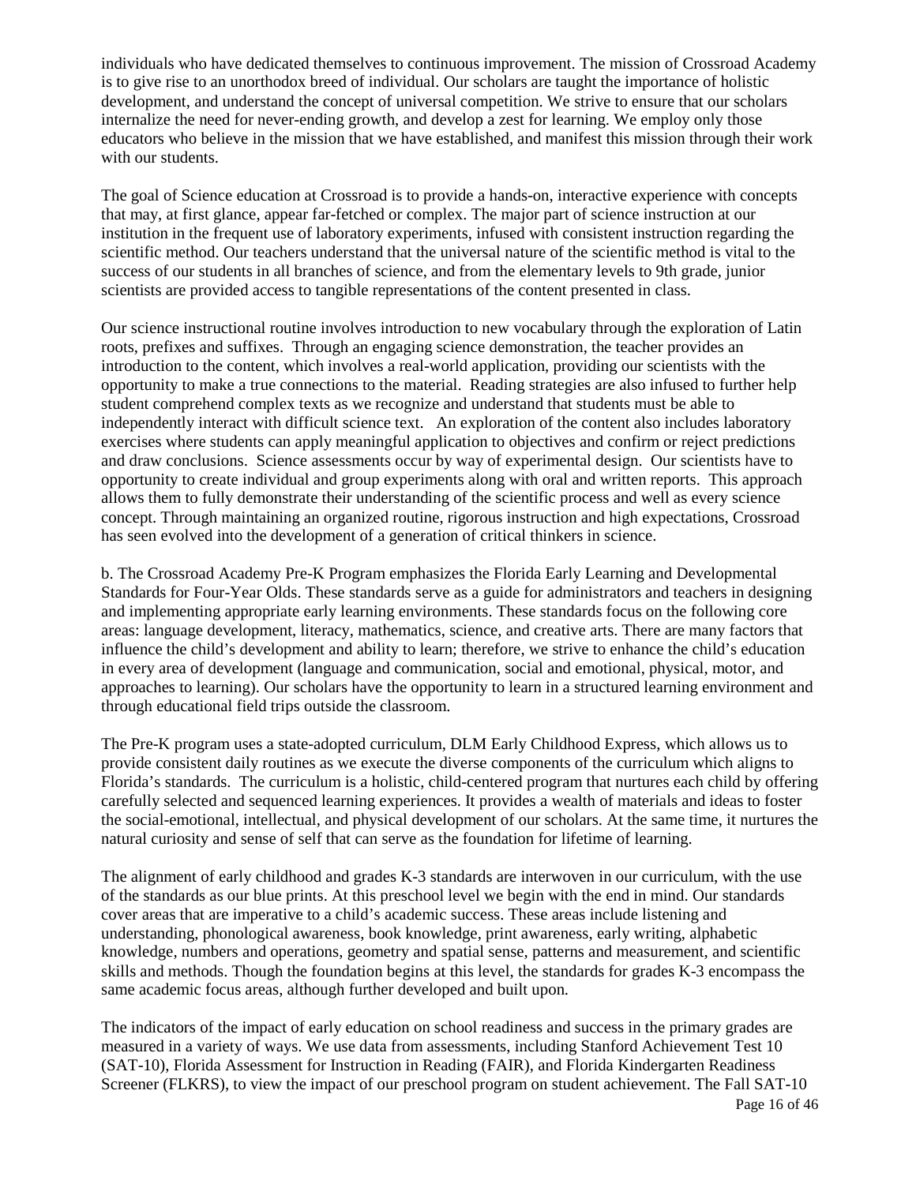individuals who have dedicated themselves to continuous improvement. The mission of Crossroad Academy is to give rise to an unorthodox breed of individual. Our scholars are taught the importance of holistic development, and understand the concept of universal competition. We strive to ensure that our scholars internalize the need for never-ending growth, and develop a zest for learning. We employ only those educators who believe in the mission that we have established, and manifest this mission through their work with our students.

The goal of Science education at Crossroad is to provide a hands-on, interactive experience with concepts that may, at first glance, appear far-fetched or complex. The major part of science instruction at our institution in the frequent use of laboratory experiments, infused with consistent instruction regarding the scientific method. Our teachers understand that the universal nature of the scientific method is vital to the success of our students in all branches of science, and from the elementary levels to 9th grade, junior scientists are provided access to tangible representations of the content presented in class.

Our science instructional routine involves introduction to new vocabulary through the exploration of Latin roots, prefixes and suffixes. Through an engaging science demonstration, the teacher provides an introduction to the content, which involves a real-world application, providing our scientists with the opportunity to make a true connections to the material. Reading strategies are also infused to further help student comprehend complex texts as we recognize and understand that students must be able to independently interact with difficult science text. An exploration of the content also includes laboratory exercises where students can apply meaningful application to objectives and confirm or reject predictions and draw conclusions. Science assessments occur by way of experimental design. Our scientists have to opportunity to create individual and group experiments along with oral and written reports. This approach allows them to fully demonstrate their understanding of the scientific process and well as every science concept. Through maintaining an organized routine, rigorous instruction and high expectations, Crossroad has seen evolved into the development of a generation of critical thinkers in science.

b. The Crossroad Academy Pre-K Program emphasizes the Florida Early Learning and Developmental Standards for Four-Year Olds. These standards serve as a guide for administrators and teachers in designing and implementing appropriate early learning environments. These standards focus on the following core areas: language development, literacy, mathematics, science, and creative arts. There are many factors that influence the child's development and ability to learn; therefore, we strive to enhance the child's education in every area of development (language and communication, social and emotional, physical, motor, and approaches to learning). Our scholars have the opportunity to learn in a structured learning environment and through educational field trips outside the classroom.

The Pre-K program uses a state-adopted curriculum, DLM Early Childhood Express, which allows us to provide consistent daily routines as we execute the diverse components of the curriculum which aligns to Florida's standards. The curriculum is a holistic, child-centered program that nurtures each child by offering carefully selected and sequenced learning experiences. It provides a wealth of materials and ideas to foster the social-emotional, intellectual, and physical development of our scholars. At the same time, it nurtures the natural curiosity and sense of self that can serve as the foundation for lifetime of learning.

The alignment of early childhood and grades K-3 standards are interwoven in our curriculum, with the use of the standards as our blue prints. At this preschool level we begin with the end in mind. Our standards cover areas that are imperative to a child's academic success. These areas include listening and understanding, phonological awareness, book knowledge, print awareness, early writing, alphabetic knowledge, numbers and operations, geometry and spatial sense, patterns and measurement, and scientific skills and methods. Though the foundation begins at this level, the standards for grades K-3 encompass the same academic focus areas, although further developed and built upon.

The indicators of the impact of early education on school readiness and success in the primary grades are measured in a variety of ways. We use data from assessments, including Stanford Achievement Test 10 (SAT-10), Florida Assessment for Instruction in Reading (FAIR), and Florida Kindergarten Readiness Screener (FLKRS), to view the impact of our preschool program on student achievement. The Fall SAT-10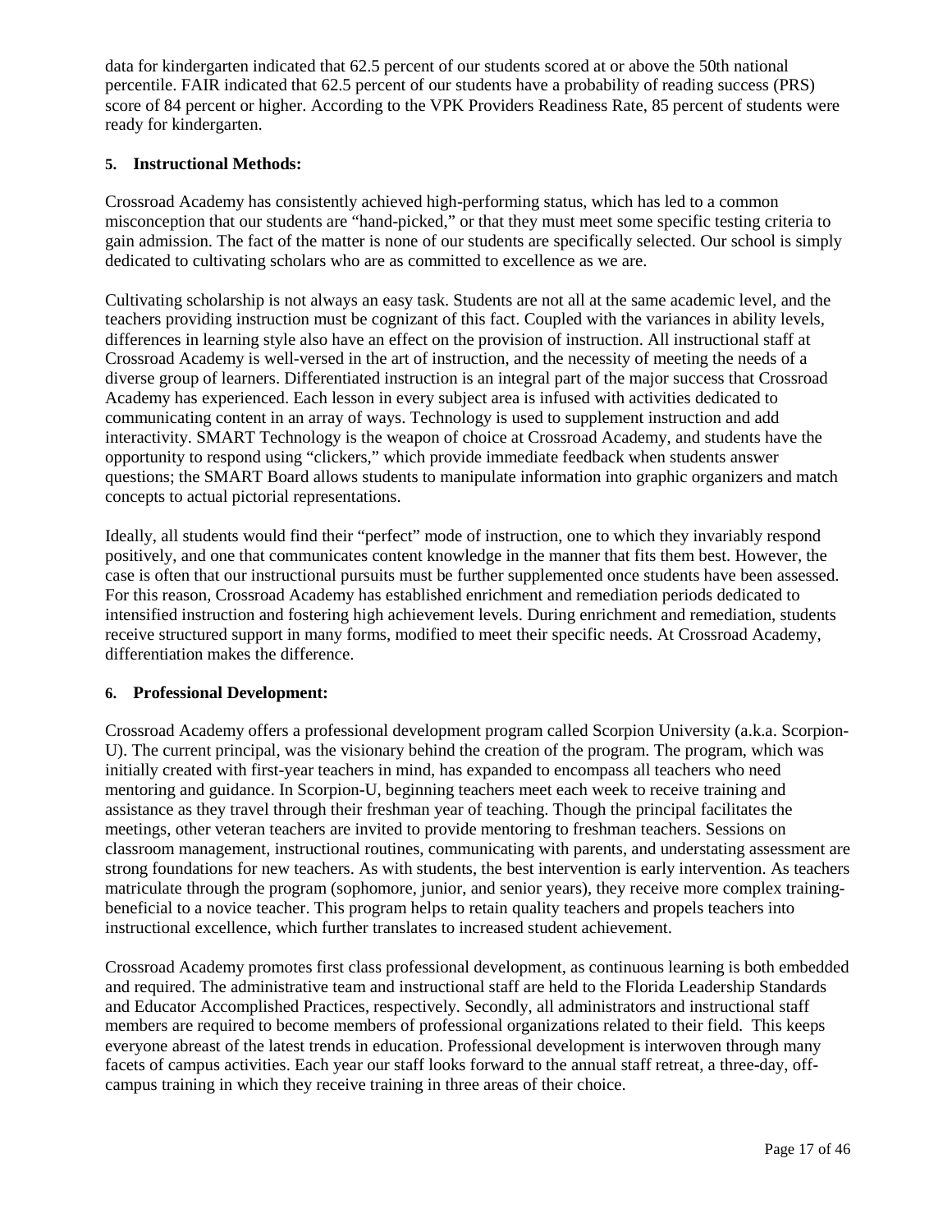data for kindergarten indicated that 62.5 percent of our students scored at or above the 50th national percentile. FAIR indicated that 62.5 percent of our students have a probability of reading success (PRS) score of 84 percent or higher. According to the VPK Providers Readiness Rate, 85 percent of students were ready for kindergarten.

**5. Instructional Methods:**

Crossroad Academy has consistently achieved high-performing status, which has led to a common misconception that our students are "hand-picked," or that they must meet some specific testing criteria to gain admission. The fact of the matter is none of our students are specifically selected. Our school is simply dedicated to cultivating scholars who are as committed to excellence as we are.

Cultivating scholarship is not always an easy task. Students are not all at the same academic level, and the teachers providing instruction must be cognizant of this fact. Coupled with the variances in ability levels, differences in learning style also have an effect on the provision of instruction. All instructional staff at Crossroad Academy is well-versed in the art of instruction, and the necessity of meeting the needs of a diverse group of learners. Differentiated instruction is an integral part of the major success that Crossroad Academy has experienced. Each lesson in every subject area is infused with activities dedicated to communicating content in an array of ways. Technology is used to supplement instruction and add interactivity. SMART Technology is the weapon of choice at Crossroad Academy, and students have the opportunity to respond using "clickers," which provide immediate feedback when students answer questions; the SMART Board allows students to manipulate information into graphic organizers and match concepts to actual pictorial representations.

Ideally, all students would find their "perfect" mode of instruction, one to which they invariably respond positively, and one that communicates content knowledge in the manner that fits them best. However, the case is often that our instructional pursuits must be further supplemented once students have been assessed. For this reason, Crossroad Academy has established enrichment and remediation periods dedicated to intensified instruction and fostering high achievement levels. During enrichment and remediation, students receive structured support in many forms, modified to meet their specific needs. At Crossroad Academy, differentiation makes the difference.

**6. Professional Development:**

Crossroad Academy offers a professional development program called Scorpion University (a.k.a. Scorpion-U). The current principal, was the visionary behind the creation of the program. The program, which was initially created with first-year teachers in mind, has expanded to encompass all teachers who need mentoring and guidance. In Scorpion-U, beginning teachers meet each week to receive training and assistance as they travel through their freshman year of teaching. Though the principal facilitates the meetings, other veteran teachers are invited to provide mentoring to freshman teachers. Sessions on classroom management, instructional routines, communicating with parents, and understating assessment are strong foundations for new teachers. As with students, the best intervention is early intervention. As teachers matriculate through the program (sophomore, junior, and senior years), they receive more complex training-beneficial to a novice teacher. This program helps to retain quality teachers and propels teachers into instructional excellence, which further translates to increased student achievement.

Crossroad Academy promotes first class professional development, as continuous learning is both embedded and required. The administrative team and instructional staff are held to the Florida Leadership Standards and Educator Accomplished Practices, respectively. Secondly, all administrators and instructional staff members are required to become members of professional organizations related to their field. This keeps everyone abreast of the latest trends in education. Professional development is interwoven through many facets of campus activities. Each year our staff looks forward to the annual staff retreat, a three-day, off-campus training in which they receive training in three areas of their choice.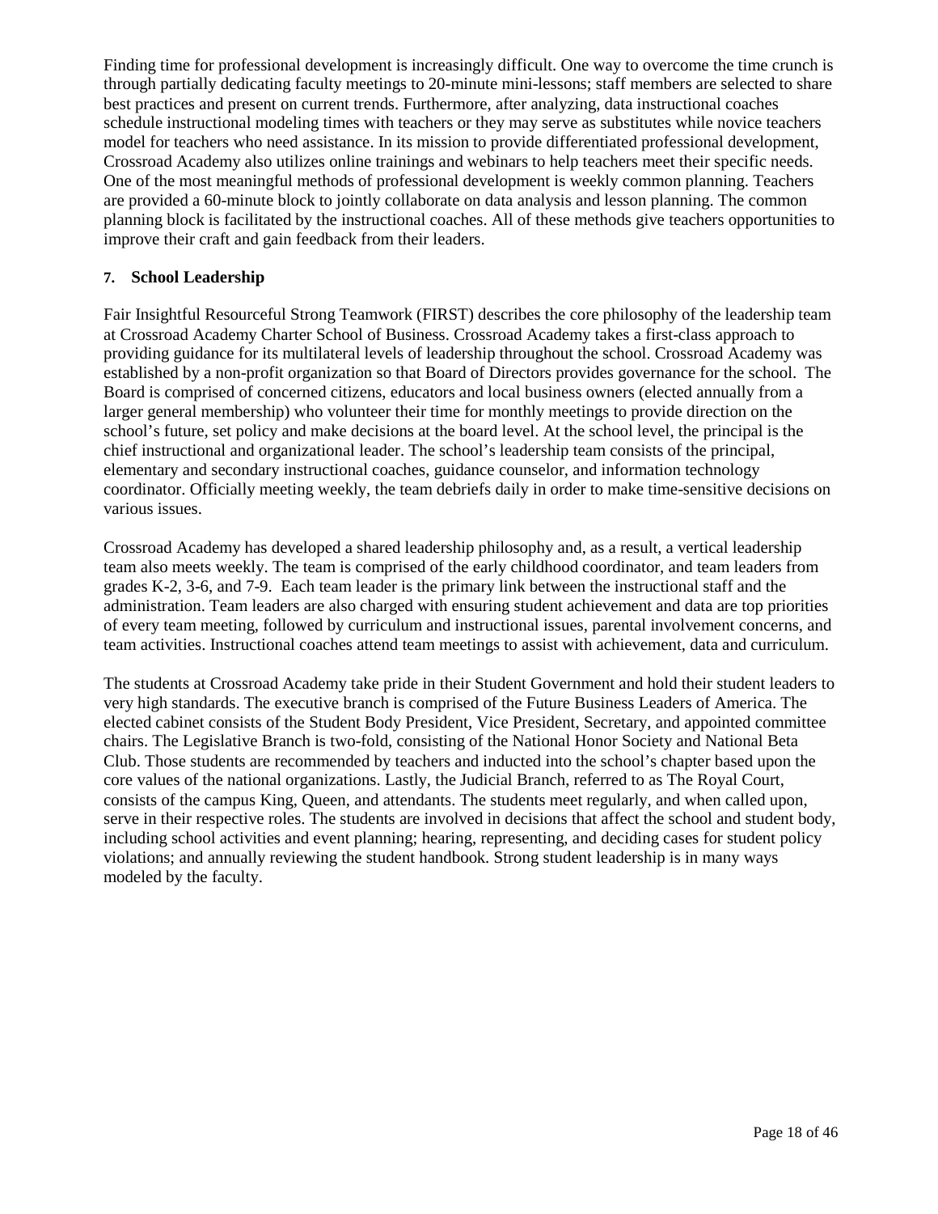Finding time for professional development is increasingly difficult. One way to overcome the time crunch is through partially dedicating faculty meetings to 20-minute mini-lessons; staff members are selected to share best practices and present on current trends. Furthermore, after analyzing, data instructional coaches schedule instructional modeling times with teachers or they may serve as substitutes while novice teachers model for teachers who need assistance. In its mission to provide differentiated professional development, Crossroad Academy also utilizes online trainings and webinars to help teachers meet their specific needs. One of the most meaningful methods of professional development is weekly common planning. Teachers are provided a 60-minute block to jointly collaborate on data analysis and lesson planning. The common planning block is facilitated by the instructional coaches. All of these methods give teachers opportunities to improve their craft and gain feedback from their leaders.

### 7. School Leadership

Fair Insightful Resourceful Strong Teamwork (FIRST) describes the core philosophy of the leadership team at Crossroad Academy Charter School of Business. Crossroad Academy takes a first-class approach to providing guidance for its multilateral levels of leadership throughout the school. Crossroad Academy was established by a non-profit organization so that Board of Directors provides governance for the school. The Board is comprised of concerned citizens, educators and local business owners (elected annually from a larger general membership) who volunteer their time for monthly meetings to provide direction on the school's future, set policy and make decisions at the board level. At the school level, the principal is the chief instructional and organizational leader. The school's leadership team consists of the principal, elementary and secondary instructional coaches, guidance counselor, and information technology coordinator. Officially meeting weekly, the team debriefs daily in order to make time-sensitive decisions on various issues.

Crossroad Academy has developed a shared leadership philosophy and, as a result, a vertical leadership team also meets weekly. The team is comprised of the early childhood coordinator, and team leaders from grades K-2, 3-6, and 7-9. Each team leader is the primary link between the instructional staff and the administration. Team leaders are also charged with ensuring student achievement and data are top priorities of every team meeting, followed by curriculum and instructional issues, parental involvement concerns, and team activities. Instructional coaches attend team meetings to assist with achievement, data and curriculum.

The students at Crossroad Academy take pride in their Student Government and hold their student leaders to very high standards. The executive branch is comprised of the Future Business Leaders of America. The elected cabinet consists of the Student Body President, Vice President, Secretary, and appointed committee chairs. The Legislative Branch is two-fold, consisting of the National Honor Society and National Beta Club. Those students are recommended by teachers and inducted into the school's chapter based upon the core values of the national organizations. Lastly, the Judicial Branch, referred to as The Royal Court, consists of the campus King, Queen, and attendants. The students meet regularly, and when called upon, serve in their respective roles. The students are involved in decisions that affect the school and student body, including school activities and event planning; hearing, representing, and deciding cases for student policy violations; and annually reviewing the student handbook. Strong student leadership is in many ways modeled by the faculty.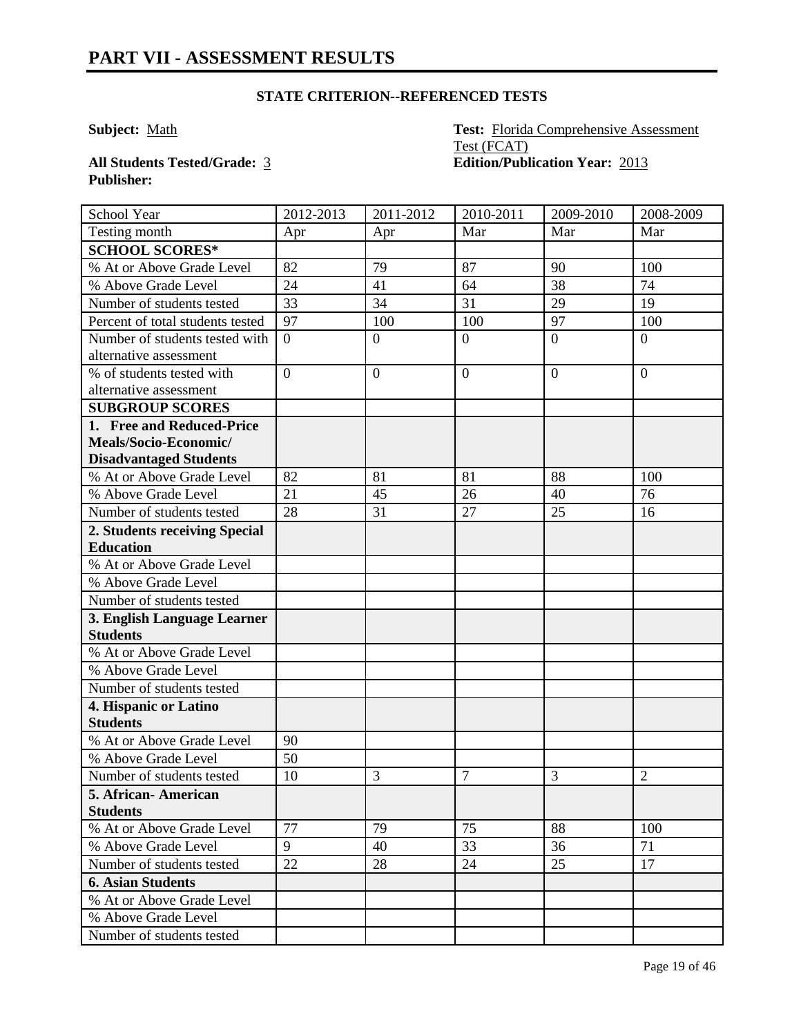# PART VII - ASSESSMENT RESULTS

### STATE CRITERION--REFERENCED TESTS

**Subject:** Math

**Test:** Florida Comprehensive Assessment Test (FCAT)

**All Students Tested/Grade:** 3

**Edition/Publication Year:** 2013

**Publisher:**

| School Year | 2012-2013 | 2011-2012 | 2010-2011 | 2009-2010 | 2008-2009 |
|---|---|---|---|---|---|
| Testing month | Apr | Apr | Mar | Mar | Mar |
| **SCHOOL SCORES*** | | | | | |
| % At or Above Grade Level | 82 | 79 | 87 | 90 | 100 |
| % Above Grade Level | 24 | 41 | 64 | 38 | 74 |
| Number of students tested | 33 | 34 | 31 | 29 | 19 |
| Percent of total students tested | 97 | 100 | 100 | 97 | 100 |
| Number of students tested with alternative assessment | 0 | 0 | 0 | 0 | 0 |
| % of students tested with alternative assessment | 0 | 0 | 0 | 0 | 0 |
| **SUBGROUP SCORES** | | | | | |
| **1. Free and Reduced-Price Meals/Socio-Economic/ Disadvantaged Students** | | | | | |
| % At or Above Grade Level | 82 | 81 | 81 | 88 | 100 |
| % Above Grade Level | 21 | 45 | 26 | 40 | 76 |
| Number of students tested | 28 | 31 | 27 | 25 | 16 |
| **2. Students receiving Special Education** | | | | | |
| % At or Above Grade Level | | | | | |
| % Above Grade Level | | | | | |
| Number of students tested | | | | | |
| **3. English Language Learner Students** | | | | | |
| % At or Above Grade Level | | | | | |
| % Above Grade Level | | | | | |
| Number of students tested | | | | | |
| **4. Hispanic or Latino Students** | | | | | |
| % At or Above Grade Level | 90 | | | | |
| % Above Grade Level | 50 | | | | |
| Number of students tested | 10 | 3 | 7 | 3 | 2 |
| **5. African- American Students** | | | | | |
| % At or Above Grade Level | 77 | 79 | 75 | 88 | 100 |
| % Above Grade Level | 9 | 40 | 33 | 36 | 71 |
| Number of students tested | 22 | 28 | 24 | 25 | 17 |
| **6. Asian Students** | | | | | |
| % At or Above Grade Level | | | | | |
| % Above Grade Level | | | | | |
| Number of students tested | | | | | |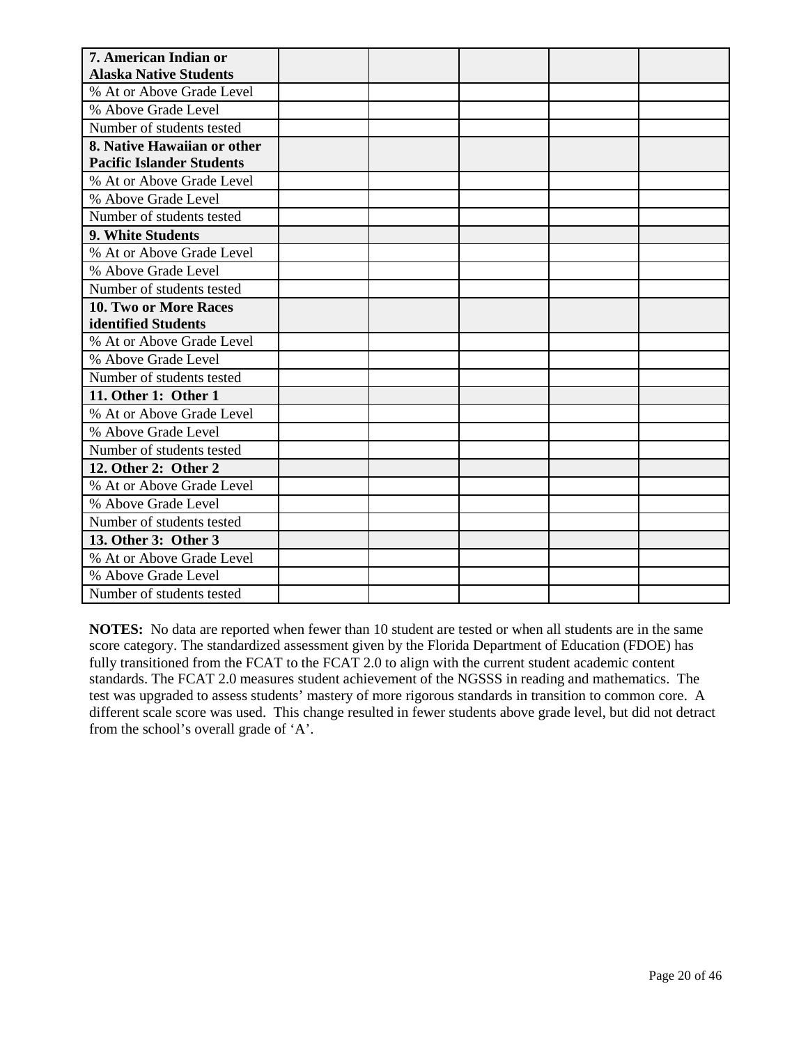| **7. American Indian or Alaska Native Students** | | | | | |
|---|---|---|---|---|---|
| % At or Above Grade Level | | | | | |
| % Above Grade Level | | | | | |
| Number of students tested | | | | | |
| **8. Native Hawaiian or other Pacific Islander Students** | | | | | |
| % At or Above Grade Level | | | | | |
| % Above Grade Level | | | | | |
| Number of students tested | | | | | |
| **9. White Students** | | | | | |
| % At or Above Grade Level | | | | | |
| % Above Grade Level | | | | | |
| Number of students tested | | | | | |
| **10. Two or More Races identified Students** | | | | | |
| % At or Above Grade Level | | | | | |
| % Above Grade Level | | | | | |
| Number of students tested | | | | | |
| **11. Other 1: Other 1** | | | | | |
| % At or Above Grade Level | | | | | |
| % Above Grade Level | | | | | |
| Number of students tested | | | | | |
| **12. Other 2: Other 2** | | | | | |
| % At or Above Grade Level | | | | | |
| % Above Grade Level | | | | | |
| Number of students tested | | | | | |
| **13. Other 3: Other 3** | | | | | |
| % At or Above Grade Level | | | | | |
| % Above Grade Level | | | | | |
| Number of students tested | | | | | |

**NOTES:** No data are reported when fewer than 10 student are tested or when all students are in the same score category. The standardized assessment given by the Florida Department of Education (FDOE) has fully transitioned from the FCAT to the FCAT 2.0 to align with the current student academic content standards. The FCAT 2.0 measures student achievement of the NGSSS in reading and mathematics. The test was upgraded to assess students' mastery of more rigorous standards in transition to common core. A different scale score was used. This change resulted in fewer students above grade level, but did not detract from the school's overall grade of 'A'.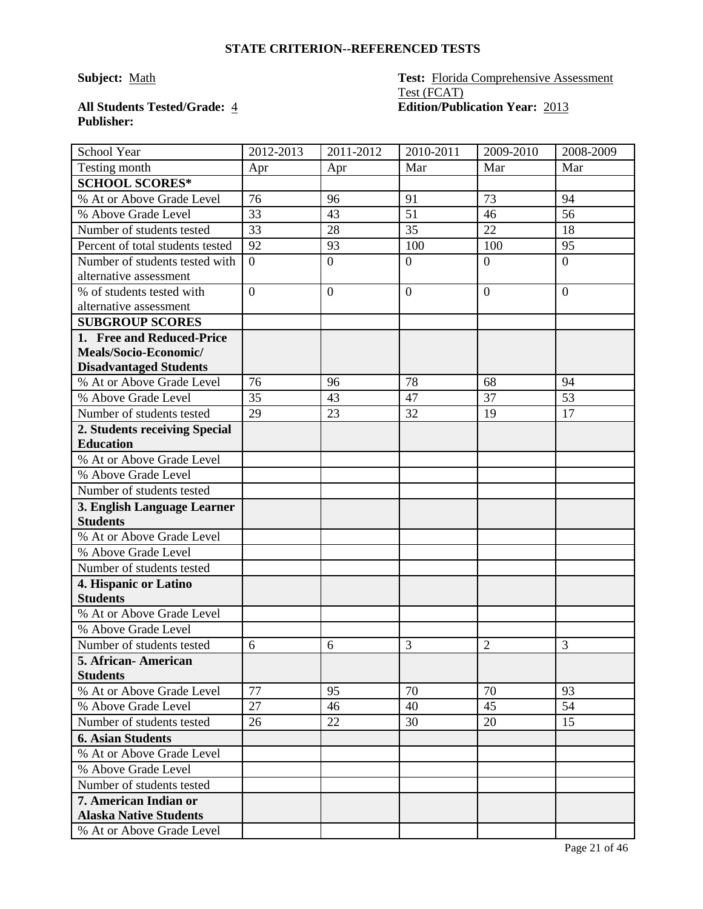## STATE CRITERION--REFERENCED TESTS

**Subject:** Math

**Test:** Florida Comprehensive Assessment Test (FCAT)

**All Students Tested/Grade:** 4

**Edition/Publication Year:** 2013

**Publisher:**

| School Year | 2012-2013 | 2011-2012 | 2010-2011 | 2009-2010 | 2008-2009 |
|---|---|---|---|---|---|
| Testing month | Apr | Apr | Mar | Mar | Mar |
| **SCHOOL SCORES*** | | | | | |
| % At or Above Grade Level | 76 | 96 | 91 | 73 | 94 |
| % Above Grade Level | 33 | 43 | 51 | 46 | 56 |
| Number of students tested | 33 | 28 | 35 | 22 | 18 |
| Percent of total students tested | 92 | 93 | 100 | 100 | 95 |
| Number of students tested with alternative assessment | 0 | 0 | 0 | 0 | 0 |
| % of students tested with alternative assessment | 0 | 0 | 0 | 0 | 0 |
| **SUBGROUP SCORES** | | | | | |
| **1. Free and Reduced-Price Meals/Socio-Economic/ Disadvantaged Students** | | | | | |
| % At or Above Grade Level | 76 | 96 | 78 | 68 | 94 |
| % Above Grade Level | 35 | 43 | 47 | 37 | 53 |
| Number of students tested | 29 | 23 | 32 | 19 | 17 |
| **2. Students receiving Special Education** | | | | | |
| % At or Above Grade Level | | | | | |
| % Above Grade Level | | | | | |
| Number of students tested | | | | | |
| **3. English Language Learner Students** | | | | | |
| % At or Above Grade Level | | | | | |
| % Above Grade Level | | | | | |
| Number of students tested | | | | | |
| **4. Hispanic or Latino Students** | | | | | |
| % At or Above Grade Level | | | | | |
| % Above Grade Level | | | | | |
| Number of students tested | 6 | 6 | 3 | 2 | 3 |
| **5. African- American Students** | | | | | |
| % At or Above Grade Level | 77 | 95 | 70 | 70 | 93 |
| % Above Grade Level | 27 | 46 | 40 | 45 | 54 |
| Number of students tested | 26 | 22 | 30 | 20 | 15 |
| **6. Asian Students** | | | | | |
| % At or Above Grade Level | | | | | |
| % Above Grade Level | | | | | |
| Number of students tested | | | | | |
| **7. American Indian or Alaska Native Students** | | | | | |
| % At or Above Grade Level | | | | | |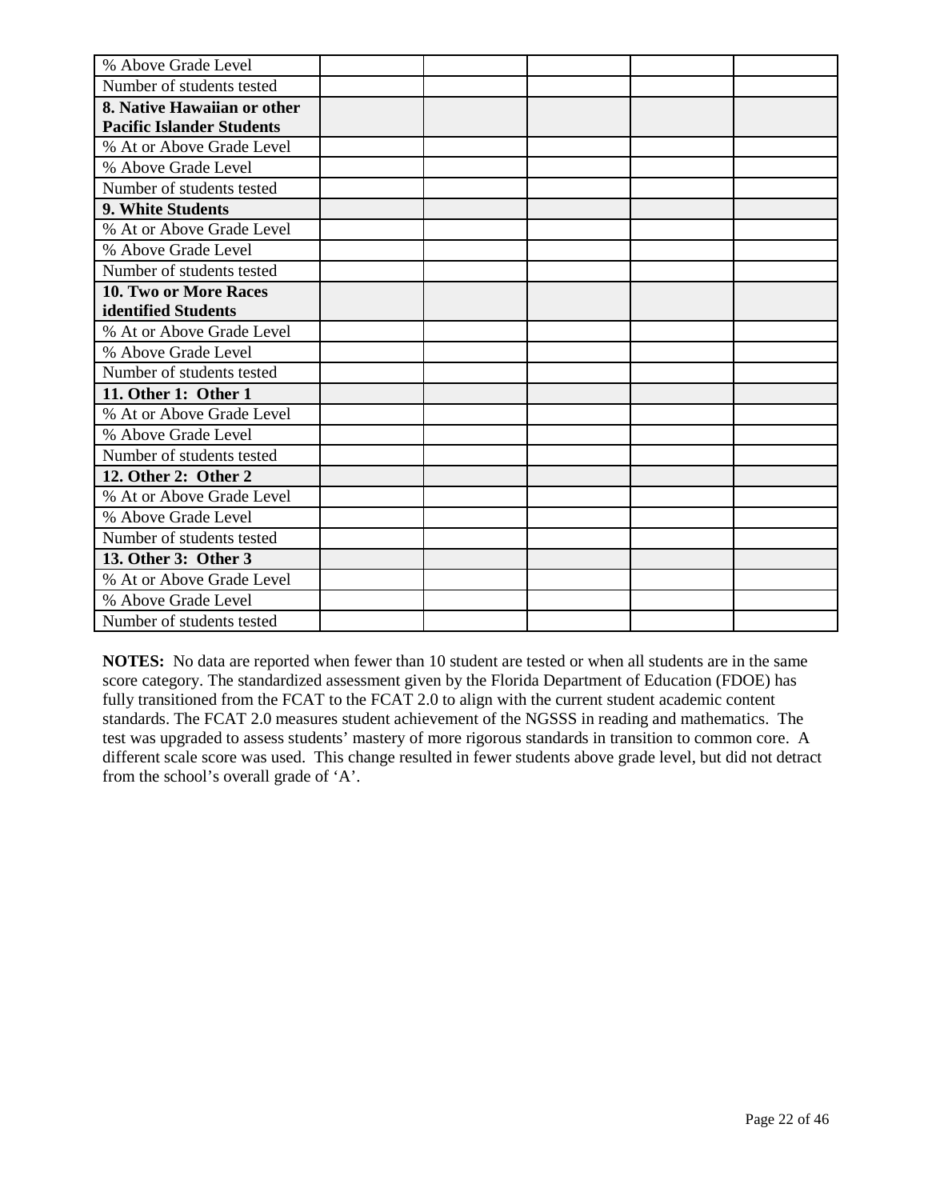| | | | | | |
|---|---|---|---|---|---|
| % Above Grade Level | | | | | |
| Number of students tested | | | | | |
| **8. Native Hawaiian or other Pacific Islander Students** | | | | | |
| % At or Above Grade Level | | | | | |
| % Above Grade Level | | | | | |
| Number of students tested | | | | | |
| **9. White Students** | | | | | |
| % At or Above Grade Level | | | | | |
| % Above Grade Level | | | | | |
| Number of students tested | | | | | |
| **10. Two or More Races identified Students** | | | | | |
| % At or Above Grade Level | | | | | |
| % Above Grade Level | | | | | |
| Number of students tested | | | | | |
| **11. Other 1: Other 1** | | | | | |
| % At or Above Grade Level | | | | | |
| % Above Grade Level | | | | | |
| Number of students tested | | | | | |
| **12. Other 2: Other 2** | | | | | |
| % At or Above Grade Level | | | | | |
| % Above Grade Level | | | | | |
| Number of students tested | | | | | |
| **13. Other 3: Other 3** | | | | | |
| % At or Above Grade Level | | | | | |
| % Above Grade Level | | | | | |
| Number of students tested | | | | | |

**NOTES:** No data are reported when fewer than 10 student are tested or when all students are in the same score category. The standardized assessment given by the Florida Department of Education (FDOE) has fully transitioned from the FCAT to the FCAT 2.0 to align with the current student academic content standards. The FCAT 2.0 measures student achievement of the NGSSS in reading and mathematics. The test was upgraded to assess students' mastery of more rigorous standards in transition to common core. A different scale score was used. This change resulted in fewer students above grade level, but did not detract from the school's overall grade of 'A'.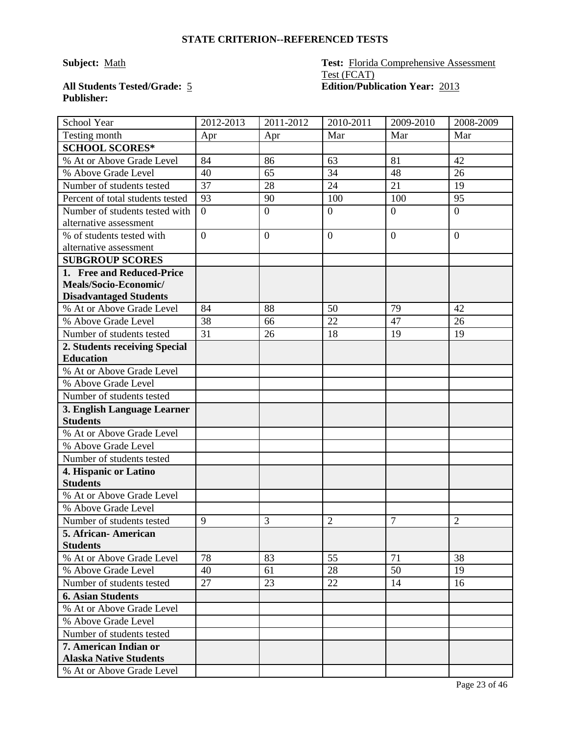## STATE CRITERION--REFERENCED TESTS

**Subject:** Math

**Test:** Florida Comprehensive Assessment Test (FCAT)

**All Students Tested/Grade:** 5

**Edition/Publication Year:** 2013

**Publisher:**

| School Year | 2012-2013 | 2011-2012 | 2010-2011 | 2009-2010 | 2008-2009 |
|---|---|---|---|---|---|
| Testing month | Apr | Apr | Mar | Mar | Mar |
| **SCHOOL SCORES*** | | | | | |
| % At or Above Grade Level | 84 | 86 | 63 | 81 | 42 |
| % Above Grade Level | 40 | 65 | 34 | 48 | 26 |
| Number of students tested | 37 | 28 | 24 | 21 | 19 |
| Percent of total students tested | 93 | 90 | 100 | 100 | 95 |
| Number of students tested with alternative assessment | 0 | 0 | 0 | 0 | 0 |
| % of students tested with alternative assessment | 0 | 0 | 0 | 0 | 0 |
| **SUBGROUP SCORES** | | | | | |
| **1. Free and Reduced-Price Meals/Socio-Economic/ Disadvantaged Students** | | | | | |
| % At or Above Grade Level | 84 | 88 | 50 | 79 | 42 |
| % Above Grade Level | 38 | 66 | 22 | 47 | 26 |
| Number of students tested | 31 | 26 | 18 | 19 | 19 |
| **2. Students receiving Special Education** | | | | | |
| % At or Above Grade Level | | | | | |
| % Above Grade Level | | | | | |
| Number of students tested | | | | | |
| **3. English Language Learner Students** | | | | | |
| % At or Above Grade Level | | | | | |
| % Above Grade Level | | | | | |
| Number of students tested | | | | | |
| **4. Hispanic or Latino Students** | | | | | |
| % At or Above Grade Level | | | | | |
| % Above Grade Level | | | | | |
| Number of students tested | 9 | 3 | 2 | 7 | 2 |
| **5. African- American Students** | | | | | |
| % At or Above Grade Level | 78 | 83 | 55 | 71 | 38 |
| % Above Grade Level | 40 | 61 | 28 | 50 | 19 |
| Number of students tested | 27 | 23 | 22 | 14 | 16 |
| **6. Asian Students** | | | | | |
| % At or Above Grade Level | | | | | |
| % Above Grade Level | | | | | |
| Number of students tested | | | | | |
| **7. American Indian or Alaska Native Students** | | | | | |
| % At or Above Grade Level | | | | | |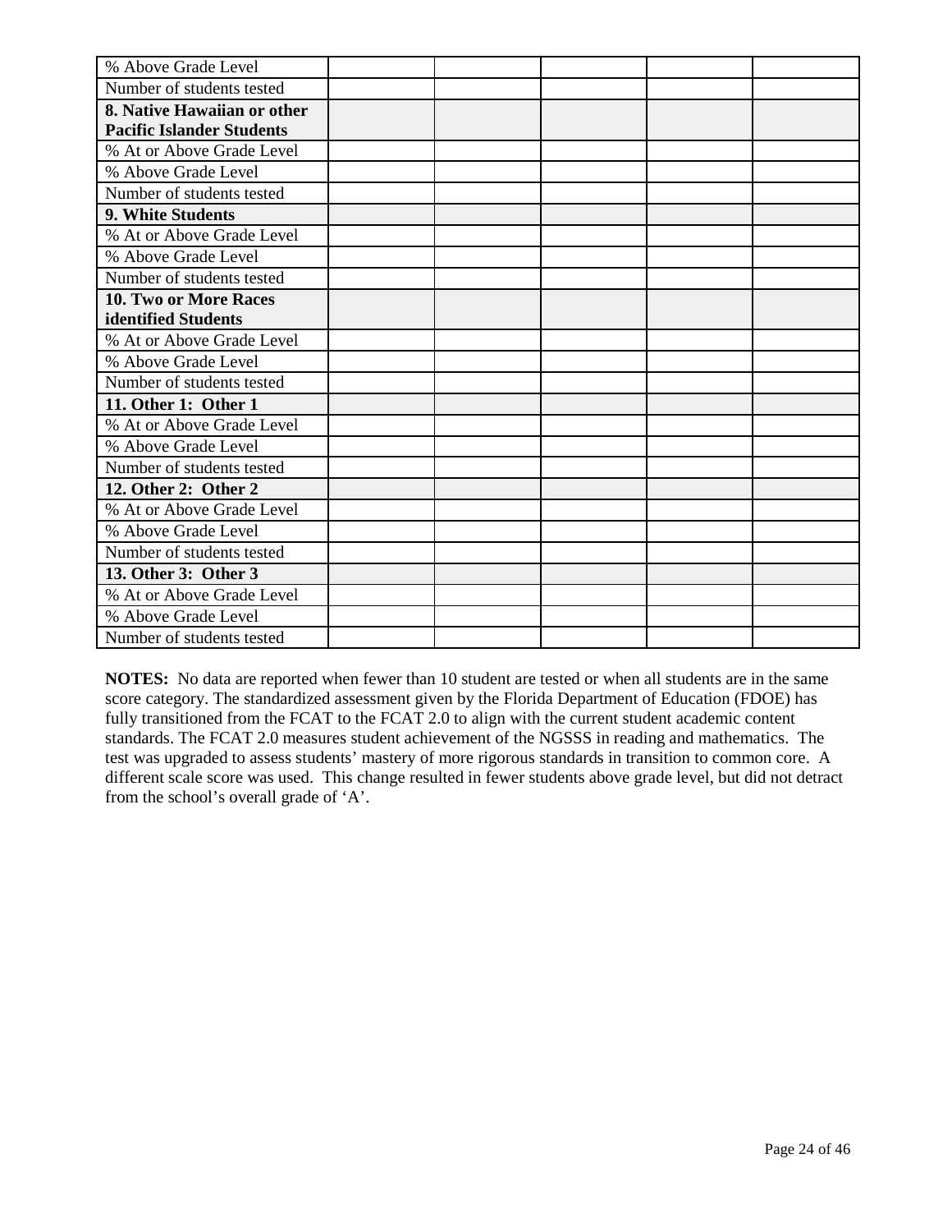| | | | | | |
|---|---|---|---|---|---|
| % Above Grade Level | | | | | |
| Number of students tested | | | | | |
| **8. Native Hawaiian or other Pacific Islander Students** | | | | | |
| % At or Above Grade Level | | | | | |
| % Above Grade Level | | | | | |
| Number of students tested | | | | | |
| **9. White Students** | | | | | |
| % At or Above Grade Level | | | | | |
| % Above Grade Level | | | | | |
| Number of students tested | | | | | |
| **10. Two or More Races identified Students** | | | | | |
| % At or Above Grade Level | | | | | |
| % Above Grade Level | | | | | |
| Number of students tested | | | | | |
| **11. Other 1: Other 1** | | | | | |
| % At or Above Grade Level | | | | | |
| % Above Grade Level | | | | | |
| Number of students tested | | | | | |
| **12. Other 2: Other 2** | | | | | |
| % At or Above Grade Level | | | | | |
| % Above Grade Level | | | | | |
| Number of students tested | | | | | |
| **13. Other 3: Other 3** | | | | | |
| % At or Above Grade Level | | | | | |
| % Above Grade Level | | | | | |
| Number of students tested | | | | | |

**NOTES:** No data are reported when fewer than 10 student are tested or when all students are in the same score category. The standardized assessment given by the Florida Department of Education (FDOE) has fully transitioned from the FCAT to the FCAT 2.0 to align with the current student academic content standards. The FCAT 2.0 measures student achievement of the NGSSS in reading and mathematics. The test was upgraded to assess students' mastery of more rigorous standards in transition to common core. A different scale score was used. This change resulted in fewer students above grade level, but did not detract from the school's overall grade of 'A'.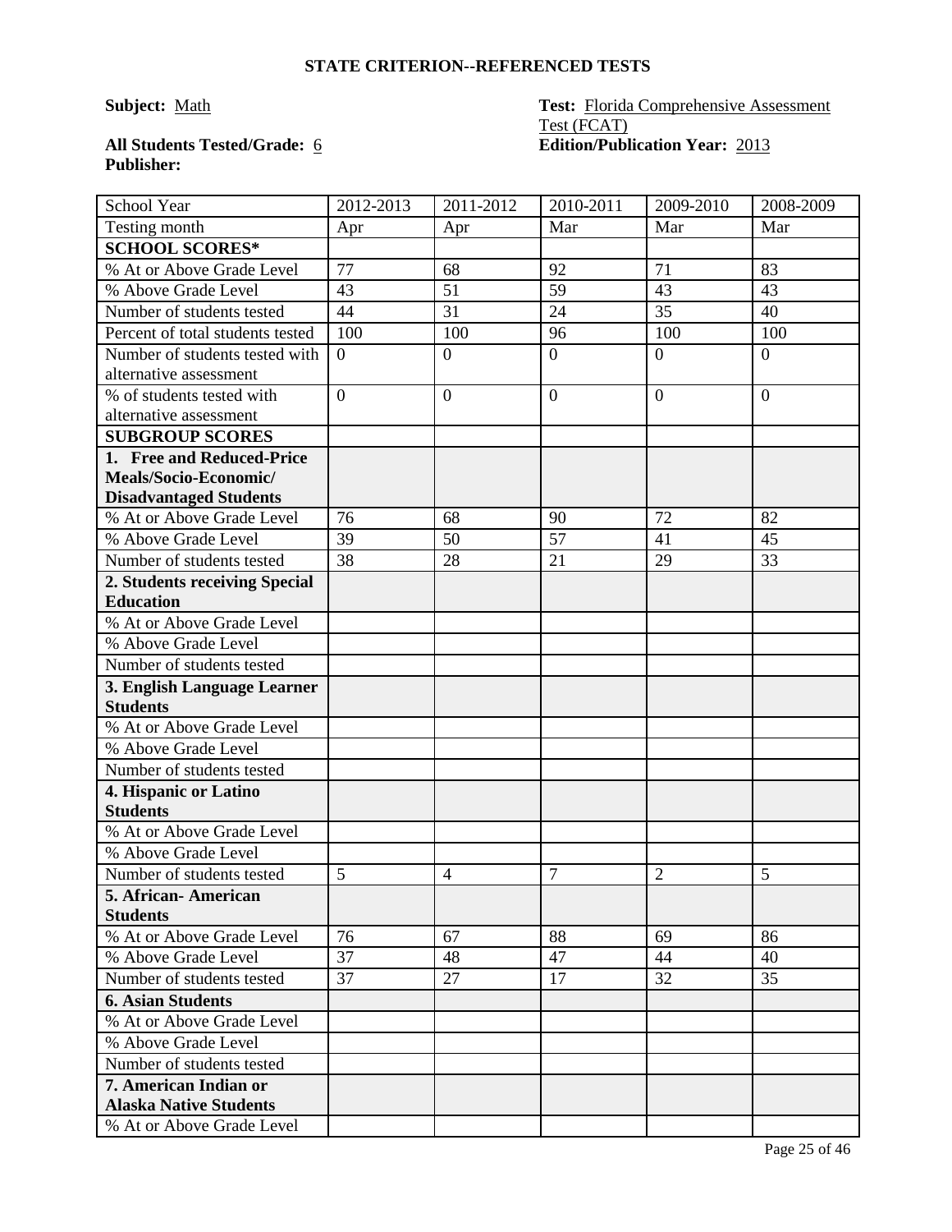## STATE CRITERION--REFERENCED TESTS

**Subject:** Math

**Test:** Florida Comprehensive Assessment Test (FCAT)

**All Students Tested/Grade:** 6

**Edition/Publication Year:** 2013

**Publisher:**

| School Year | 2012-2013 | 2011-2012 | 2010-2011 | 2009-2010 | 2008-2009 |
|---|---|---|---|---|---|
| Testing month | Apr | Apr | Mar | Mar | Mar |
| **SCHOOL SCORES*** | | | | | |
| % At or Above Grade Level | 77 | 68 | 92 | 71 | 83 |
| % Above Grade Level | 43 | 51 | 59 | 43 | 43 |
| Number of students tested | 44 | 31 | 24 | 35 | 40 |
| Percent of total students tested | 100 | 100 | 96 | 100 | 100 |
| Number of students tested with alternative assessment | 0 | 0 | 0 | 0 | 0 |
| % of students tested with alternative assessment | 0 | 0 | 0 | 0 | 0 |
| **SUBGROUP SCORES** | | | | | |
| **1. Free and Reduced-Price Meals/Socio-Economic/ Disadvantaged Students** | | | | | |
| % At or Above Grade Level | 76 | 68 | 90 | 72 | 82 |
| % Above Grade Level | 39 | 50 | 57 | 41 | 45 |
| Number of students tested | 38 | 28 | 21 | 29 | 33 |
| **2. Students receiving Special Education** | | | | | |
| % At or Above Grade Level | | | | | |
| % Above Grade Level | | | | | |
| Number of students tested | | | | | |
| **3. English Language Learner Students** | | | | | |
| % At or Above Grade Level | | | | | |
| % Above Grade Level | | | | | |
| Number of students tested | | | | | |
| **4. Hispanic or Latino Students** | | | | | |
| % At or Above Grade Level | | | | | |
| % Above Grade Level | | | | | |
| Number of students tested | 5 | 4 | 7 | 2 | 5 |
| **5. African- American Students** | | | | | |
| % At or Above Grade Level | 76 | 67 | 88 | 69 | 86 |
| % Above Grade Level | 37 | 48 | 47 | 44 | 40 |
| Number of students tested | 37 | 27 | 17 | 32 | 35 |
| **6. Asian Students** | | | | | |
| % At or Above Grade Level | | | | | |
| % Above Grade Level | | | | | |
| Number of students tested | | | | | |
| **7. American Indian or Alaska Native Students** | | | | | |
| % At or Above Grade Level | | | | | |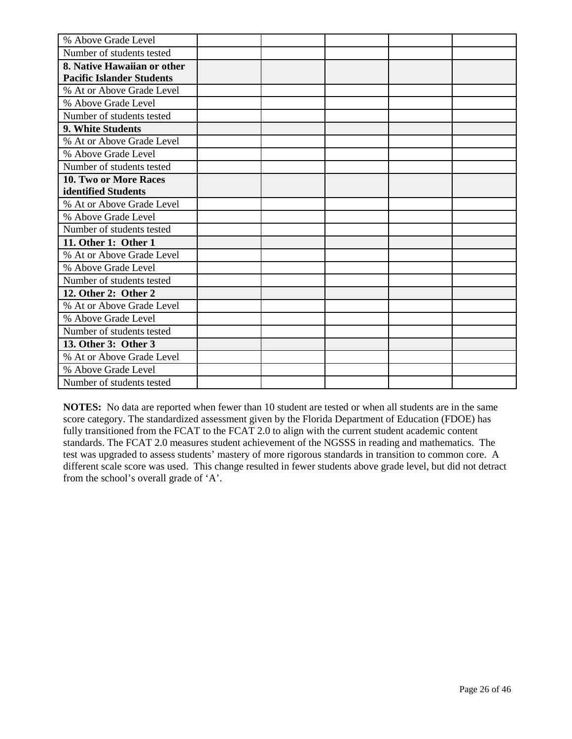| | | | | | |
|---|---|---|---|---|---|
| % Above Grade Level | | | | | |
| Number of students tested | | | | | |
| **8. Native Hawaiian or other Pacific Islander Students** | | | | | |
| % At or Above Grade Level | | | | | |
| % Above Grade Level | | | | | |
| Number of students tested | | | | | |
| **9. White Students** | | | | | |
| % At or Above Grade Level | | | | | |
| % Above Grade Level | | | | | |
| Number of students tested | | | | | |
| **10. Two or More Races identified Students** | | | | | |
| % At or Above Grade Level | | | | | |
| % Above Grade Level | | | | | |
| Number of students tested | | | | | |
| **11. Other 1: Other 1** | | | | | |
| % At or Above Grade Level | | | | | |
| % Above Grade Level | | | | | |
| Number of students tested | | | | | |
| **12. Other 2: Other 2** | | | | | |
| % At or Above Grade Level | | | | | |
| % Above Grade Level | | | | | |
| Number of students tested | | | | | |
| **13. Other 3: Other 3** | | | | | |
| % At or Above Grade Level | | | | | |
| % Above Grade Level | | | | | |
| Number of students tested | | | | | |

**NOTES:** No data are reported when fewer than 10 student are tested or when all students are in the same score category. The standardized assessment given by the Florida Department of Education (FDOE) has fully transitioned from the FCAT to the FCAT 2.0 to align with the current student academic content standards. The FCAT 2.0 measures student achievement of the NGSSS in reading and mathematics. The test was upgraded to assess students' mastery of more rigorous standards in transition to common core. A different scale score was used. This change resulted in fewer students above grade level, but did not detract from the school's overall grade of 'A'.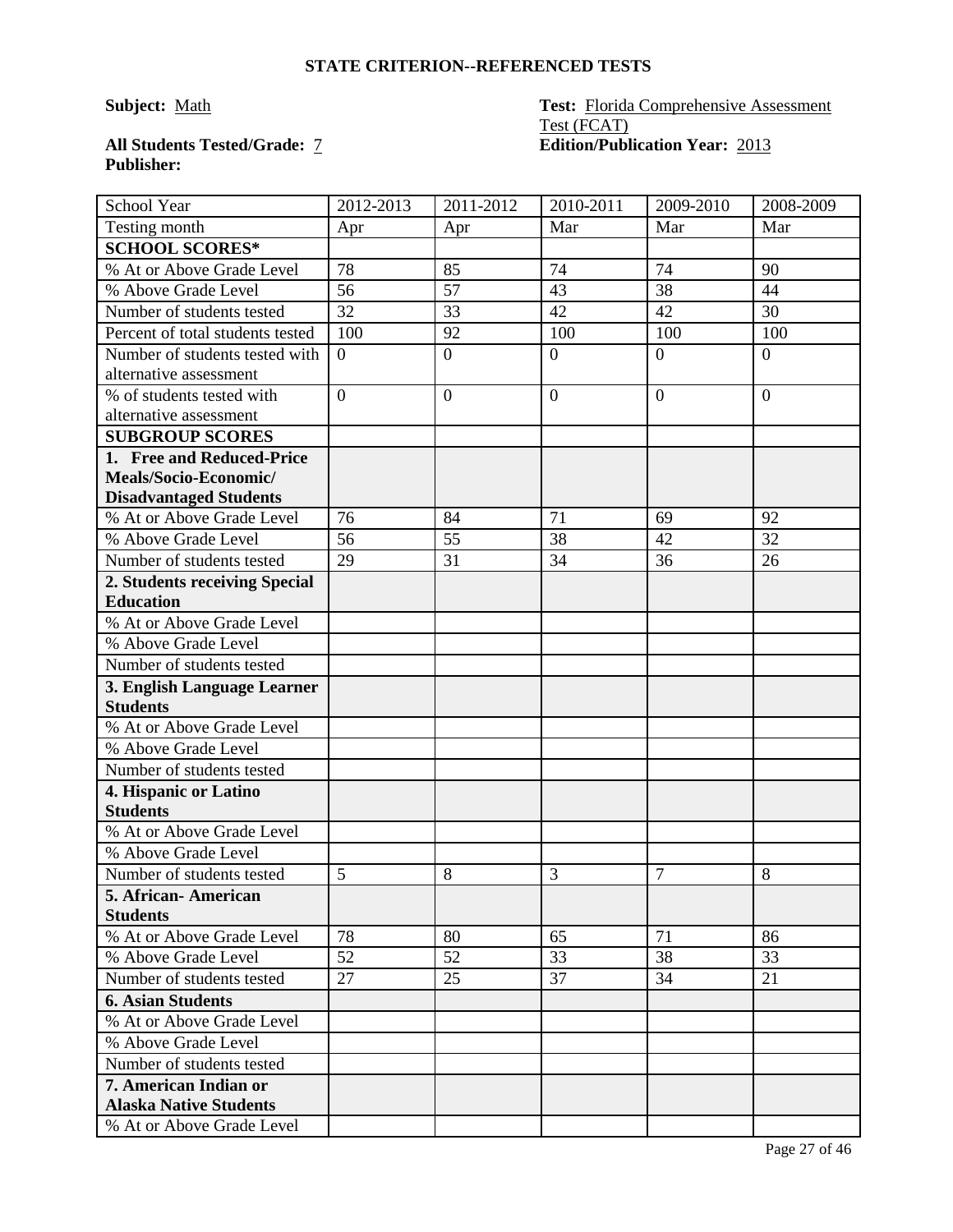**STATE CRITERION--REFERENCED TESTS**

**Subject:** Math

**Test:** Florida Comprehensive Assessment Test (FCAT)

**All Students Tested/Grade:** 7

**Edition/Publication Year:** 2013

**Publisher:**

| School Year | 2012-2013 | 2011-2012 | 2010-2011 | 2009-2010 | 2008-2009 |
|---|---|---|---|---|---|
| Testing month | Apr | Apr | Mar | Mar | Mar |
| **SCHOOL SCORES*** | | | | | |
| % At or Above Grade Level | 78 | 85 | 74 | 74 | 90 |
| % Above Grade Level | 56 | 57 | 43 | 38 | 44 |
| Number of students tested | 32 | 33 | 42 | 42 | 30 |
| Percent of total students tested | 100 | 92 | 100 | 100 | 100 |
| Number of students tested with alternative assessment | 0 | 0 | 0 | 0 | 0 |
| % of students tested with alternative assessment | 0 | 0 | 0 | 0 | 0 |
| **SUBGROUP SCORES** | | | | | |
| **1. Free and Reduced-Price Meals/Socio-Economic/ Disadvantaged Students** | | | | | |
| % At or Above Grade Level | 76 | 84 | 71 | 69 | 92 |
| % Above Grade Level | 56 | 55 | 38 | 42 | 32 |
| Number of students tested | 29 | 31 | 34 | 36 | 26 |
| **2. Students receiving Special Education** | | | | | |
| % At or Above Grade Level | | | | | |
| % Above Grade Level | | | | | |
| Number of students tested | | | | | |
| **3. English Language Learner Students** | | | | | |
| % At or Above Grade Level | | | | | |
| % Above Grade Level | | | | | |
| Number of students tested | | | | | |
| **4. Hispanic or Latino Students** | | | | | |
| % At or Above Grade Level | | | | | |
| % Above Grade Level | | | | | |
| Number of students tested | 5 | 8 | 3 | 7 | 8 |
| **5. African- American Students** | | | | | |
| % At or Above Grade Level | 78 | 80 | 65 | 71 | 86 |
| % Above Grade Level | 52 | 52 | 33 | 38 | 33 |
| Number of students tested | 27 | 25 | 37 | 34 | 21 |
| **6. Asian Students** | | | | | |
| % At or Above Grade Level | | | | | |
| % Above Grade Level | | | | | |
| Number of students tested | | | | | |
| **7. American Indian or Alaska Native Students** | | | | | |
| % At or Above Grade Level | | | | | |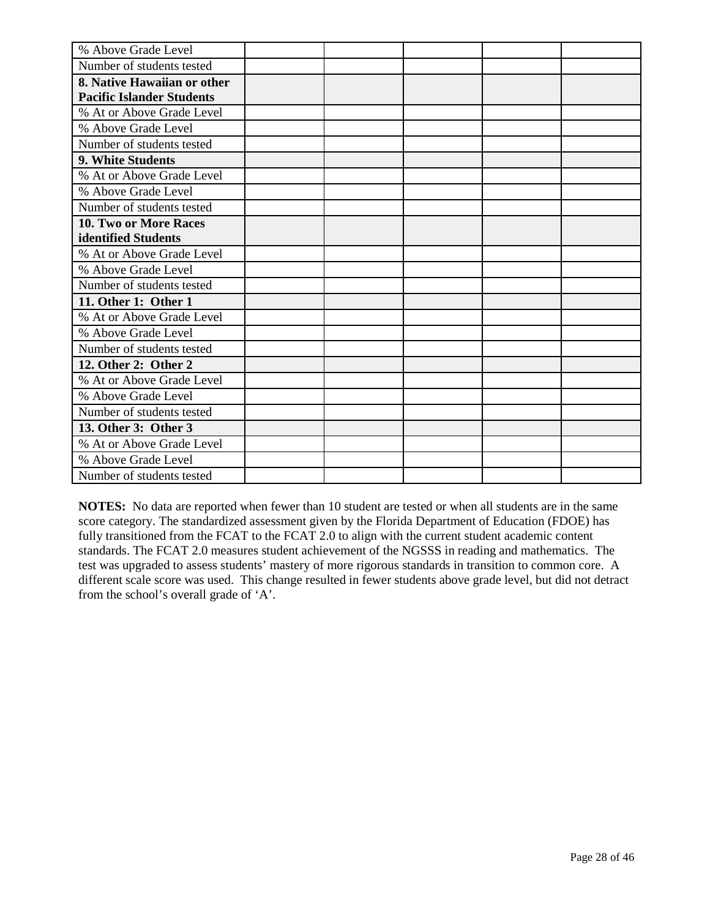| % Above Grade Level | | | | | |
|---|---|---|---|---|---|
| Number of students tested | | | | | |
| **8. Native Hawaiian or other Pacific Islander Students** | | | | | |
| % At or Above Grade Level | | | | | |
| % Above Grade Level | | | | | |
| Number of students tested | | | | | |
| **9. White Students** | | | | | |
| % At or Above Grade Level | | | | | |
| % Above Grade Level | | | | | |
| Number of students tested | | | | | |
| **10. Two or More Races identified Students** | | | | | |
| % At or Above Grade Level | | | | | |
| % Above Grade Level | | | | | |
| Number of students tested | | | | | |
| **11. Other 1: Other 1** | | | | | |
| % At or Above Grade Level | | | | | |
| % Above Grade Level | | | | | |
| Number of students tested | | | | | |
| **12. Other 2: Other 2** | | | | | |
| % At or Above Grade Level | | | | | |
| % Above Grade Level | | | | | |
| Number of students tested | | | | | |
| **13. Other 3: Other 3** | | | | | |
| % At or Above Grade Level | | | | | |
| % Above Grade Level | | | | | |
| Number of students tested | | | | | |

**NOTES:** No data are reported when fewer than 10 student are tested or when all students are in the same score category. The standardized assessment given by the Florida Department of Education (FDOE) has fully transitioned from the FCAT to the FCAT 2.0 to align with the current student academic content standards. The FCAT 2.0 measures student achievement of the NGSSS in reading and mathematics. The test was upgraded to assess students' mastery of more rigorous standards in transition to common core. A different scale score was used. This change resulted in fewer students above grade level, but did not detract from the school's overall grade of 'A'.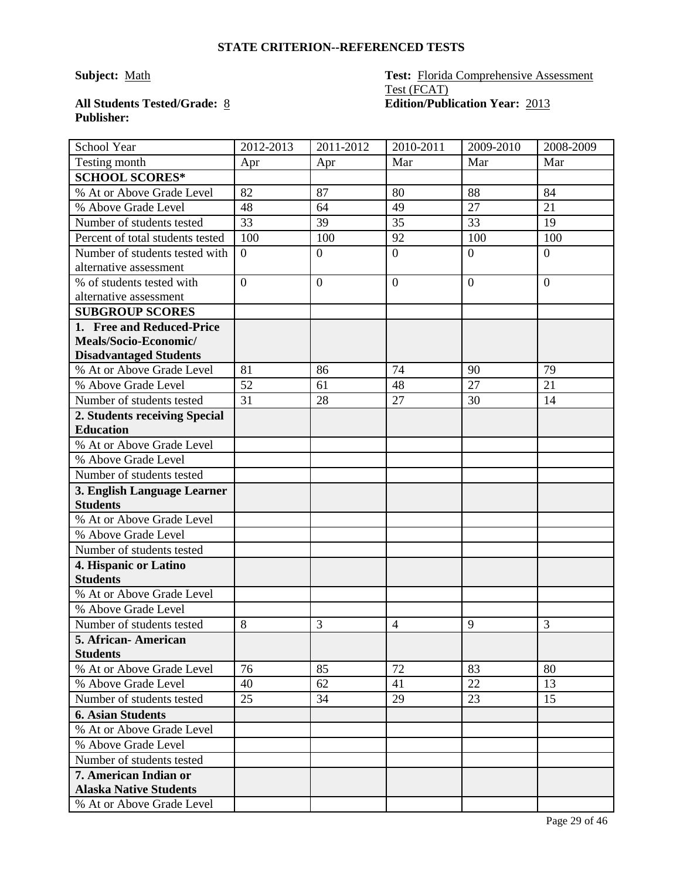## STATE CRITERION--REFERENCED TESTS

**Subject:** Math

**Test:** Florida Comprehensive Assessment Test (FCAT)

**All Students Tested/Grade:** 8

**Edition/Publication Year:** 2013

**Publisher:**

| School Year | 2012-2013 | 2011-2012 | 2010-2011 | 2009-2010 | 2008-2009 |
|---|---|---|---|---|---|
| Testing month | Apr | Apr | Mar | Mar | Mar |
| **SCHOOL SCORES*** | | | | | |
| % At or Above Grade Level | 82 | 87 | 80 | 88 | 84 |
| % Above Grade Level | 48 | 64 | 49 | 27 | 21 |
| Number of students tested | 33 | 39 | 35 | 33 | 19 |
| Percent of total students tested | 100 | 100 | 92 | 100 | 100 |
| Number of students tested with alternative assessment | 0 | 0 | 0 | 0 | 0 |
| % of students tested with alternative assessment | 0 | 0 | 0 | 0 | 0 |
| **SUBGROUP SCORES** | | | | | |
| **1. Free and Reduced-Price Meals/Socio-Economic/ Disadvantaged Students** | | | | | |
| % At or Above Grade Level | 81 | 86 | 74 | 90 | 79 |
| % Above Grade Level | 52 | 61 | 48 | 27 | 21 |
| Number of students tested | 31 | 28 | 27 | 30 | 14 |
| **2. Students receiving Special Education** | | | | | |
| % At or Above Grade Level | | | | | |
| % Above Grade Level | | | | | |
| Number of students tested | | | | | |
| **3. English Language Learner Students** | | | | | |
| % At or Above Grade Level | | | | | |
| % Above Grade Level | | | | | |
| Number of students tested | | | | | |
| **4. Hispanic or Latino Students** | | | | | |
| % At or Above Grade Level | | | | | |
| % Above Grade Level | | | | | |
| Number of students tested | 8 | 3 | 4 | 9 | 3 |
| **5. African- American Students** | | | | | |
| % At or Above Grade Level | 76 | 85 | 72 | 83 | 80 |
| % Above Grade Level | 40 | 62 | 41 | 22 | 13 |
| Number of students tested | 25 | 34 | 29 | 23 | 15 |
| **6. Asian Students** | | | | | |
| % At or Above Grade Level | | | | | |
| % Above Grade Level | | | | | |
| Number of students tested | | | | | |
| **7. American Indian or Alaska Native Students** | | | | | |
| % At or Above Grade Level | | | | | |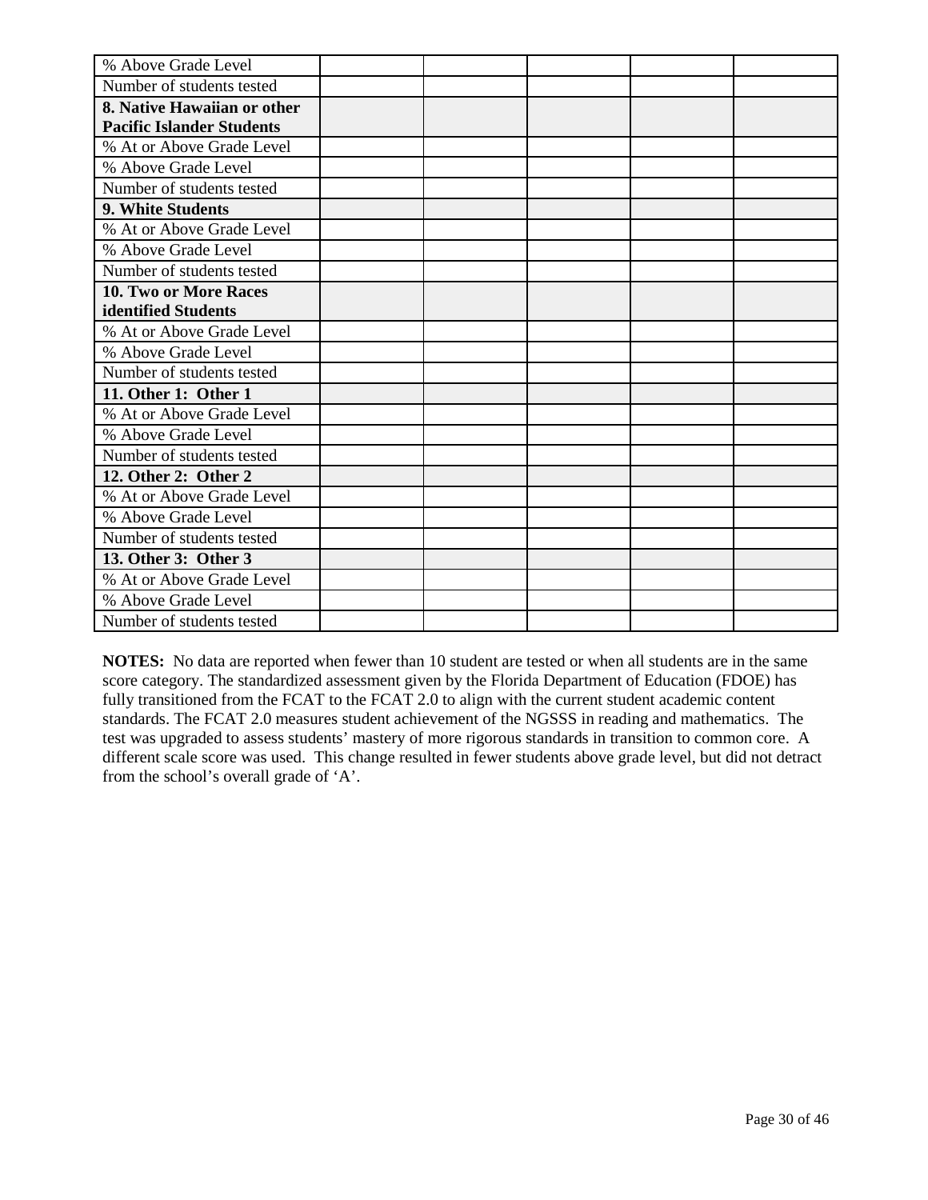| | | | | | |
|---|---|---|---|---|---|
| % Above Grade Level | | | | | |
| Number of students tested | | | | | |
| **8. Native Hawaiian or other Pacific Islander Students** | | | | | |
| % At or Above Grade Level | | | | | |
| % Above Grade Level | | | | | |
| Number of students tested | | | | | |
| **9. White Students** | | | | | |
| % At or Above Grade Level | | | | | |
| % Above Grade Level | | | | | |
| Number of students tested | | | | | |
| **10. Two or More Races identified Students** | | | | | |
| % At or Above Grade Level | | | | | |
| % Above Grade Level | | | | | |
| Number of students tested | | | | | |
| **11. Other 1: Other 1** | | | | | |
| % At or Above Grade Level | | | | | |
| % Above Grade Level | | | | | |
| Number of students tested | | | | | |
| **12. Other 2: Other 2** | | | | | |
| % At or Above Grade Level | | | | | |
| % Above Grade Level | | | | | |
| Number of students tested | | | | | |
| **13. Other 3: Other 3** | | | | | |
| % At or Above Grade Level | | | | | |
| % Above Grade Level | | | | | |
| Number of students tested | | | | | |

**NOTES:** No data are reported when fewer than 10 student are tested or when all students are in the same score category. The standardized assessment given by the Florida Department of Education (FDOE) has fully transitioned from the FCAT to the FCAT 2.0 to align with the current student academic content standards. The FCAT 2.0 measures student achievement of the NGSSS in reading and mathematics. The test was upgraded to assess students' mastery of more rigorous standards in transition to common core. A different scale score was used. This change resulted in fewer students above grade level, but did not detract from the school's overall grade of 'A'.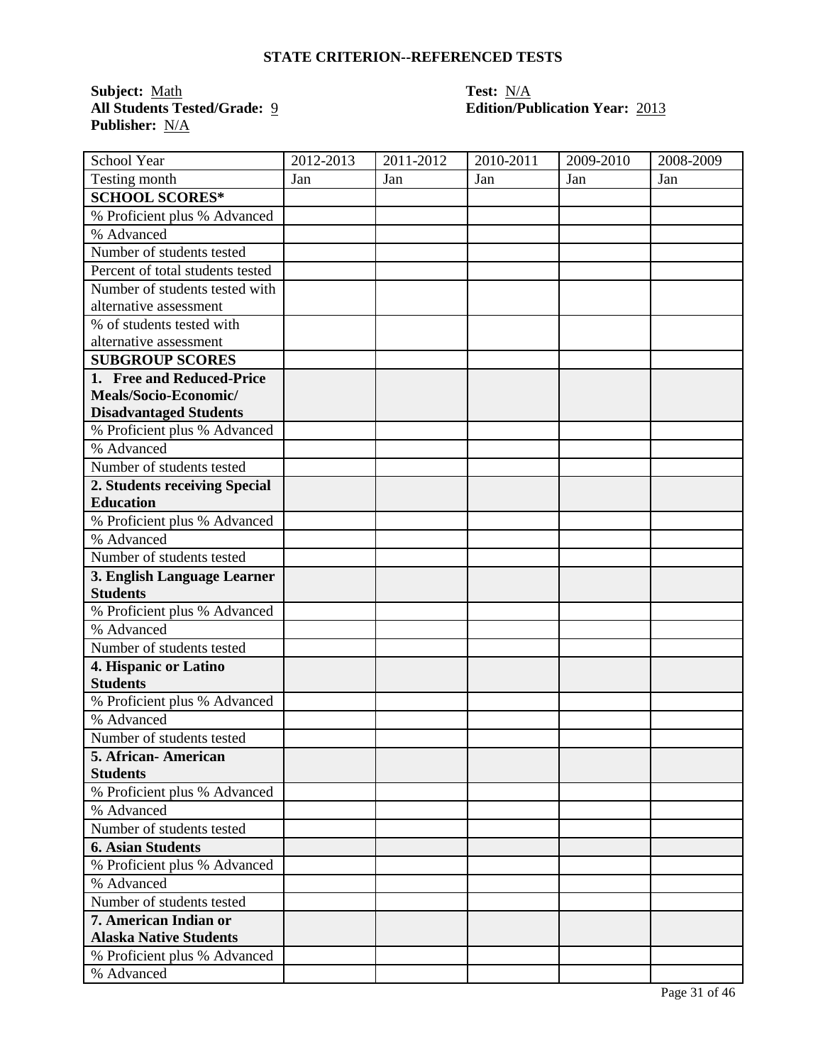## STATE CRITERION--REFERENCED TESTS

**Subject:** Math
**All Students Tested/Grade:** 9
**Publisher:** N/A

**Test:** N/A
**Edition/Publication Year:** 2013

| School Year | 2012-2013 | 2011-2012 | 2010-2011 | 2009-2010 | 2008-2009 |
|---|---|---|---|---|---|
| Testing month | Jan | Jan | Jan | Jan | Jan |
| **SCHOOL SCORES*** | | | | | |
| % Proficient plus % Advanced | | | | | |
| % Advanced | | | | | |
| Number of students tested | | | | | |
| Percent of total students tested | | | | | |
| Number of students tested with alternative assessment | | | | | |
| % of students tested with alternative assessment | | | | | |
| **SUBGROUP SCORES** | | | | | |
| **1. Free and Reduced-Price Meals/Socio-Economic/ Disadvantaged Students** | | | | | |
| % Proficient plus % Advanced | | | | | |
| % Advanced | | | | | |
| Number of students tested | | | | | |
| **2. Students receiving Special Education** | | | | | |
| % Proficient plus % Advanced | | | | | |
| % Advanced | | | | | |
| Number of students tested | | | | | |
| **3. English Language Learner Students** | | | | | |
| % Proficient plus % Advanced | | | | | |
| % Advanced | | | | | |
| Number of students tested | | | | | |
| **4. Hispanic or Latino Students** | | | | | |
| % Proficient plus % Advanced | | | | | |
| % Advanced | | | | | |
| Number of students tested | | | | | |
| **5. African- American Students** | | | | | |
| % Proficient plus % Advanced | | | | | |
| % Advanced | | | | | |
| Number of students tested | | | | | |
| **6. Asian Students** | | | | | |
| % Proficient plus % Advanced | | | | | |
| % Advanced | | | | | |
| Number of students tested | | | | | |
| **7. American Indian or Alaska Native Students** | | | | | |
| % Proficient plus % Advanced | | | | | |
| % Advanced | | | | | |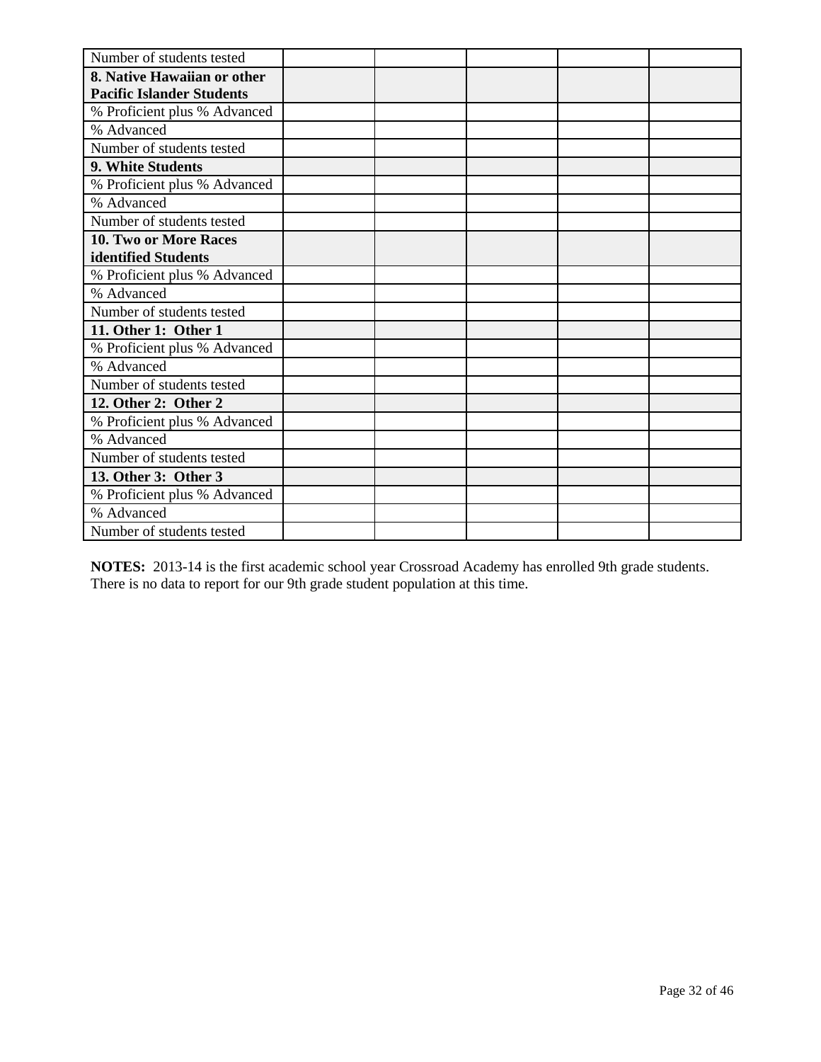| Number of students tested | | | | | |
|---|---|---|---|---|---|
| **8. Native Hawaiian or other Pacific Islander Students** | | | | | |
| % Proficient plus % Advanced | | | | | |
| % Advanced | | | | | |
| Number of students tested | | | | | |
| **9. White Students** | | | | | |
| % Proficient plus % Advanced | | | | | |
| % Advanced | | | | | |
| Number of students tested | | | | | |
| **10. Two or More Races identified Students** | | | | | |
| % Proficient plus % Advanced | | | | | |
| % Advanced | | | | | |
| Number of students tested | | | | | |
| **11. Other 1: Other 1** | | | | | |
| % Proficient plus % Advanced | | | | | |
| % Advanced | | | | | |
| Number of students tested | | | | | |
| **12. Other 2: Other 2** | | | | | |
| % Proficient plus % Advanced | | | | | |
| % Advanced | | | | | |
| Number of students tested | | | | | |
| **13. Other 3: Other 3** | | | | | |
| % Proficient plus % Advanced | | | | | |
| % Advanced | | | | | |
| Number of students tested | | | | | |

**NOTES:** 2013-14 is the first academic school year Crossroad Academy has enrolled 9th grade students. There is no data to report for our 9th grade student population at this time.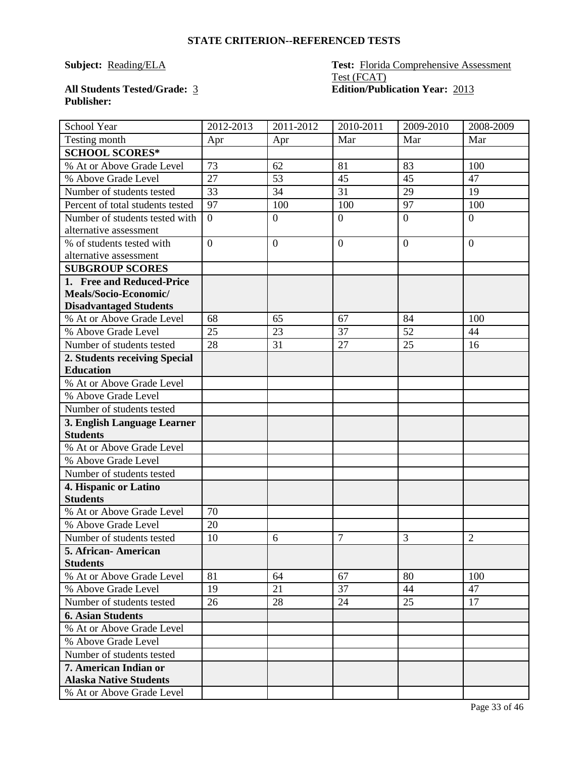## STATE CRITERION--REFERENCED TESTS

**Subject:** Reading/ELA

**Test:** Florida Comprehensive Assessment Test (FCAT)

**All Students Tested/Grade:** 3

**Edition/Publication Year:** 2013

**Publisher:**

| School Year | 2012-2013 | 2011-2012 | 2010-2011 | 2009-2010 | 2008-2009 |
|---|---|---|---|---|---|
| Testing month | Apr | Apr | Mar | Mar | Mar |
| **SCHOOL SCORES*** | | | | | |
| % At or Above Grade Level | 73 | 62 | 81 | 83 | 100 |
| % Above Grade Level | 27 | 53 | 45 | 45 | 47 |
| Number of students tested | 33 | 34 | 31 | 29 | 19 |
| Percent of total students tested | 97 | 100 | 100 | 97 | 100 |
| Number of students tested with alternative assessment | 0 | 0 | 0 | 0 | 0 |
| % of students tested with alternative assessment | 0 | 0 | 0 | 0 | 0 |
| **SUBGROUP SCORES** | | | | | |
| **1. Free and Reduced-Price Meals/Socio-Economic/ Disadvantaged Students** | | | | | |
| % At or Above Grade Level | 68 | 65 | 67 | 84 | 100 |
| % Above Grade Level | 25 | 23 | 37 | 52 | 44 |
| Number of students tested | 28 | 31 | 27 | 25 | 16 |
| **2. Students receiving Special Education** | | | | | |
| % At or Above Grade Level | | | | | |
| % Above Grade Level | | | | | |
| Number of students tested | | | | | |
| **3. English Language Learner Students** | | | | | |
| % At or Above Grade Level | | | | | |
| % Above Grade Level | | | | | |
| Number of students tested | | | | | |
| **4. Hispanic or Latino Students** | | | | | |
| % At or Above Grade Level | 70 | | | | |
| % Above Grade Level | 20 | | | | |
| Number of students tested | 10 | 6 | 7 | 3 | 2 |
| **5. African- American Students** | | | | | |
| % At or Above Grade Level | 81 | 64 | 67 | 80 | 100 |
| % Above Grade Level | 19 | 21 | 37 | 44 | 47 |
| Number of students tested | 26 | 28 | 24 | 25 | 17 |
| **6. Asian Students** | | | | | |
| % At or Above Grade Level | | | | | |
| % Above Grade Level | | | | | |
| Number of students tested | | | | | |
| **7. American Indian or Alaska Native Students** | | | | | |
| % At or Above Grade Level | | | | | |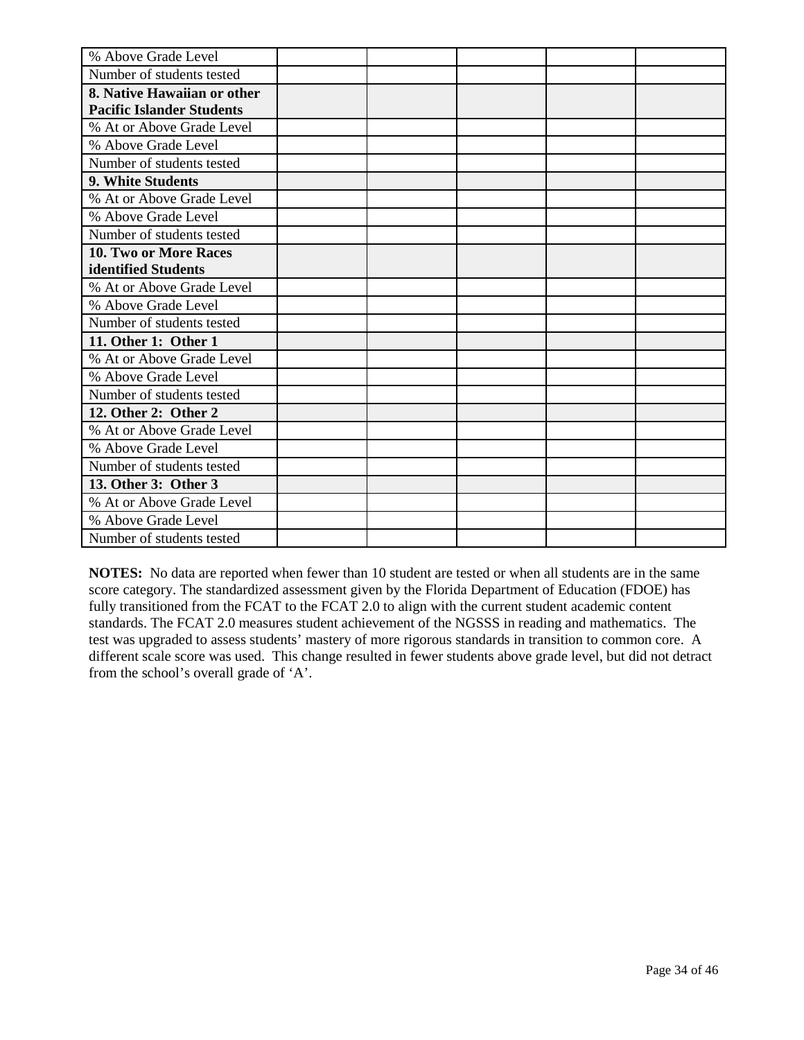| | | | | | |
|---|---|---|---|---|---|
| % Above Grade Level | | | | | |
| Number of students tested | | | | | |
| **8. Native Hawaiian or other Pacific Islander Students** | | | | | |
| % At or Above Grade Level | | | | | |
| % Above Grade Level | | | | | |
| Number of students tested | | | | | |
| **9. White Students** | | | | | |
| % At or Above Grade Level | | | | | |
| % Above Grade Level | | | | | |
| Number of students tested | | | | | |
| **10. Two or More Races identified Students** | | | | | |
| % At or Above Grade Level | | | | | |
| % Above Grade Level | | | | | |
| Number of students tested | | | | | |
| **11. Other 1: Other 1** | | | | | |
| % At or Above Grade Level | | | | | |
| % Above Grade Level | | | | | |
| Number of students tested | | | | | |
| **12. Other 2: Other 2** | | | | | |
| % At or Above Grade Level | | | | | |
| % Above Grade Level | | | | | |
| Number of students tested | | | | | |
| **13. Other 3: Other 3** | | | | | |
| % At or Above Grade Level | | | | | |
| % Above Grade Level | | | | | |
| Number of students tested | | | | | |

**NOTES:** No data are reported when fewer than 10 student are tested or when all students are in the same score category. The standardized assessment given by the Florida Department of Education (FDOE) has fully transitioned from the FCAT to the FCAT 2.0 to align with the current student academic content standards. The FCAT 2.0 measures student achievement of the NGSSS in reading and mathematics. The test was upgraded to assess students' mastery of more rigorous standards in transition to common core. A different scale score was used. This change resulted in fewer students above grade level, but did not detract from the school's overall grade of 'A'.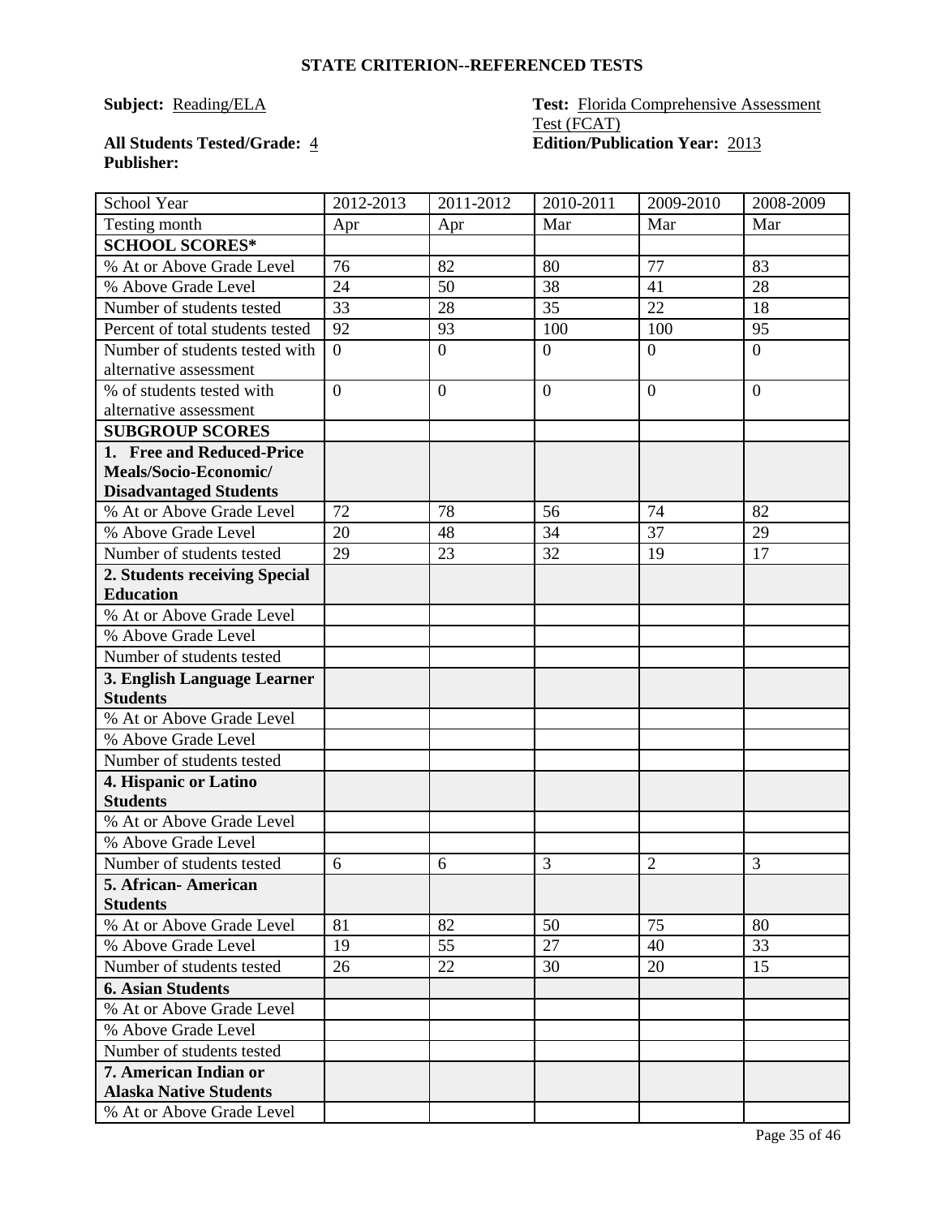## STATE CRITERION--REFERENCED TESTS

**Subject:** Reading/ELA

**Test:** Florida Comprehensive Assessment Test (FCAT)

**All Students Tested/Grade:** 4

**Edition/Publication Year:** 2013

**Publisher:**

| School Year | 2012-2013 | 2011-2012 | 2010-2011 | 2009-2010 | 2008-2009 |
|---|---|---|---|---|---|
| Testing month | Apr | Apr | Mar | Mar | Mar |
| **SCHOOL SCORES*** | | | | | |
| % At or Above Grade Level | 76 | 82 | 80 | 77 | 83 |
| % Above Grade Level | 24 | 50 | 38 | 41 | 28 |
| Number of students tested | 33 | 28 | 35 | 22 | 18 |
| Percent of total students tested | 92 | 93 | 100 | 100 | 95 |
| Number of students tested with alternative assessment | 0 | 0 | 0 | 0 | 0 |
| % of students tested with alternative assessment | 0 | 0 | 0 | 0 | 0 |
| **SUBGROUP SCORES** | | | | | |
| **1. Free and Reduced-Price Meals/Socio-Economic/ Disadvantaged Students** | | | | | |
| % At or Above Grade Level | 72 | 78 | 56 | 74 | 82 |
| % Above Grade Level | 20 | 48 | 34 | 37 | 29 |
| Number of students tested | 29 | 23 | 32 | 19 | 17 |
| **2. Students receiving Special Education** | | | | | |
| % At or Above Grade Level | | | | | |
| % Above Grade Level | | | | | |
| Number of students tested | | | | | |
| **3. English Language Learner Students** | | | | | |
| % At or Above Grade Level | | | | | |
| % Above Grade Level | | | | | |
| Number of students tested | | | | | |
| **4. Hispanic or Latino Students** | | | | | |
| % At or Above Grade Level | | | | | |
| % Above Grade Level | | | | | |
| Number of students tested | 6 | 6 | 3 | 2 | 3 |
| **5. African- American Students** | | | | | |
| % At or Above Grade Level | 81 | 82 | 50 | 75 | 80 |
| % Above Grade Level | 19 | 55 | 27 | 40 | 33 |
| Number of students tested | 26 | 22 | 30 | 20 | 15 |
| **6. Asian Students** | | | | | |
| % At or Above Grade Level | | | | | |
| % Above Grade Level | | | | | |
| Number of students tested | | | | | |
| **7. American Indian or Alaska Native Students** | | | | | |
| % At or Above Grade Level | | | | | |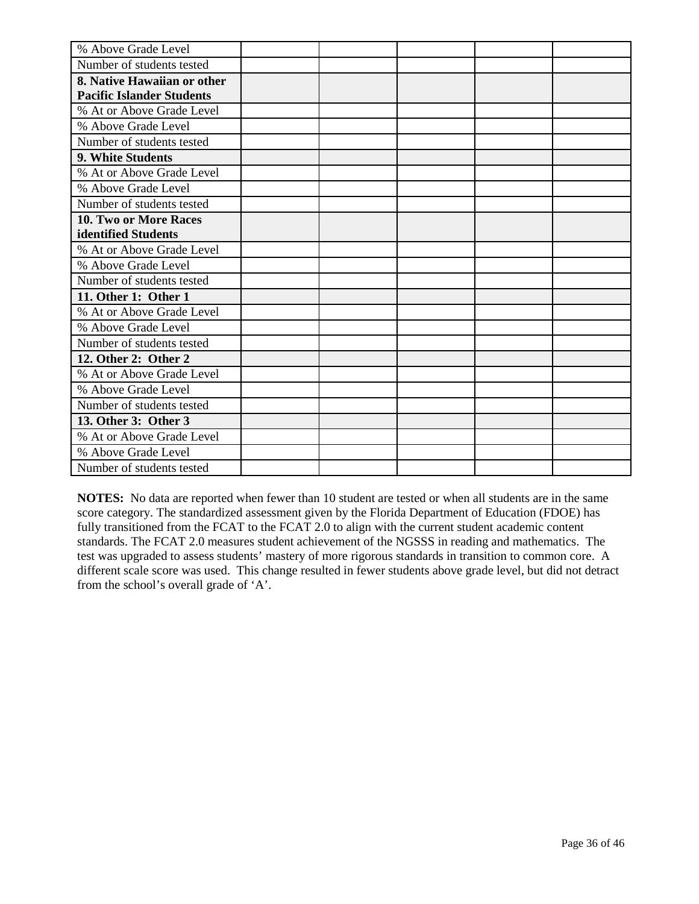| | | | | | |
|---|---|---|---|---|---|
| % Above Grade Level | | | | | |
| Number of students tested | | | | | |
| **8. Native Hawaiian or other Pacific Islander Students** | | | | | |
| % At or Above Grade Level | | | | | |
| % Above Grade Level | | | | | |
| Number of students tested | | | | | |
| **9. White Students** | | | | | |
| % At or Above Grade Level | | | | | |
| % Above Grade Level | | | | | |
| Number of students tested | | | | | |
| **10. Two or More Races identified Students** | | | | | |
| % At or Above Grade Level | | | | | |
| % Above Grade Level | | | | | |
| Number of students tested | | | | | |
| **11. Other 1: Other 1** | | | | | |
| % At or Above Grade Level | | | | | |
| % Above Grade Level | | | | | |
| Number of students tested | | | | | |
| **12. Other 2: Other 2** | | | | | |
| % At or Above Grade Level | | | | | |
| % Above Grade Level | | | | | |
| Number of students tested | | | | | |
| **13. Other 3: Other 3** | | | | | |
| % At or Above Grade Level | | | | | |
| % Above Grade Level | | | | | |
| Number of students tested | | | | | |

**NOTES:** No data are reported when fewer than 10 student are tested or when all students are in the same score category. The standardized assessment given by the Florida Department of Education (FDOE) has fully transitioned from the FCAT to the FCAT 2.0 to align with the current student academic content standards. The FCAT 2.0 measures student achievement of the NGSSS in reading and mathematics. The test was upgraded to assess students' mastery of more rigorous standards in transition to common core. A different scale score was used. This change resulted in fewer students above grade level, but did not detract from the school's overall grade of 'A'.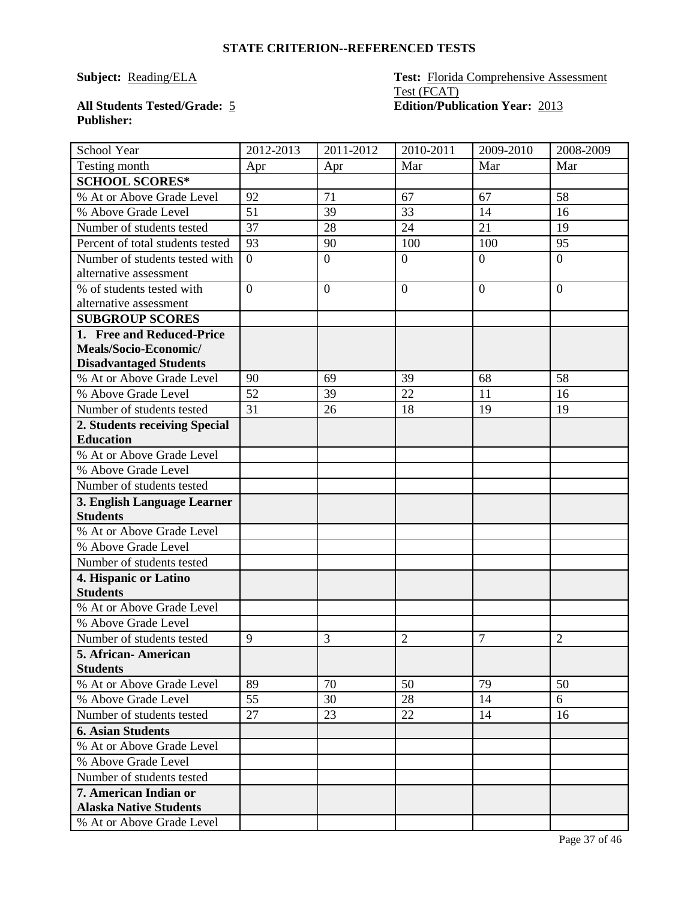## STATE CRITERION--REFERENCED TESTS

**Subject:** Reading/ELA

**Test:** Florida Comprehensive Assessment Test (FCAT)

**All Students Tested/Grade:** 5

**Edition/Publication Year:** 2013

**Publisher:**

| School Year | 2012-2013 | 2011-2012 | 2010-2011 | 2009-2010 | 2008-2009 |
|---|---|---|---|---|---|
| Testing month | Apr | Apr | Mar | Mar | Mar |
| **SCHOOL SCORES*** | | | | | |
| % At or Above Grade Level | 92 | 71 | 67 | 67 | 58 |
| % Above Grade Level | 51 | 39 | 33 | 14 | 16 |
| Number of students tested | 37 | 28 | 24 | 21 | 19 |
| Percent of total students tested | 93 | 90 | 100 | 100 | 95 |
| Number of students tested with alternative assessment | 0 | 0 | 0 | 0 | 0 |
| % of students tested with alternative assessment | 0 | 0 | 0 | 0 | 0 |
| **SUBGROUP SCORES** | | | | | |
| **1. Free and Reduced-Price Meals/Socio-Economic/ Disadvantaged Students** | | | | | |
| % At or Above Grade Level | 90 | 69 | 39 | 68 | 58 |
| % Above Grade Level | 52 | 39 | 22 | 11 | 16 |
| Number of students tested | 31 | 26 | 18 | 19 | 19 |
| **2. Students receiving Special Education** | | | | | |
| % At or Above Grade Level | | | | | |
| % Above Grade Level | | | | | |
| Number of students tested | | | | | |
| **3. English Language Learner Students** | | | | | |
| % At or Above Grade Level | | | | | |
| % Above Grade Level | | | | | |
| Number of students tested | | | | | |
| **4. Hispanic or Latino Students** | | | | | |
| % At or Above Grade Level | | | | | |
| % Above Grade Level | | | | | |
| Number of students tested | 9 | 3 | 2 | 7 | 2 |
| **5. African- American Students** | | | | | |
| % At or Above Grade Level | 89 | 70 | 50 | 79 | 50 |
| % Above Grade Level | 55 | 30 | 28 | 14 | 6 |
| Number of students tested | 27 | 23 | 22 | 14 | 16 |
| **6. Asian Students** | | | | | |
| % At or Above Grade Level | | | | | |
| % Above Grade Level | | | | | |
| Number of students tested | | | | | |
| **7. American Indian or Alaska Native Students** | | | | | |
| % At or Above Grade Level | | | | | |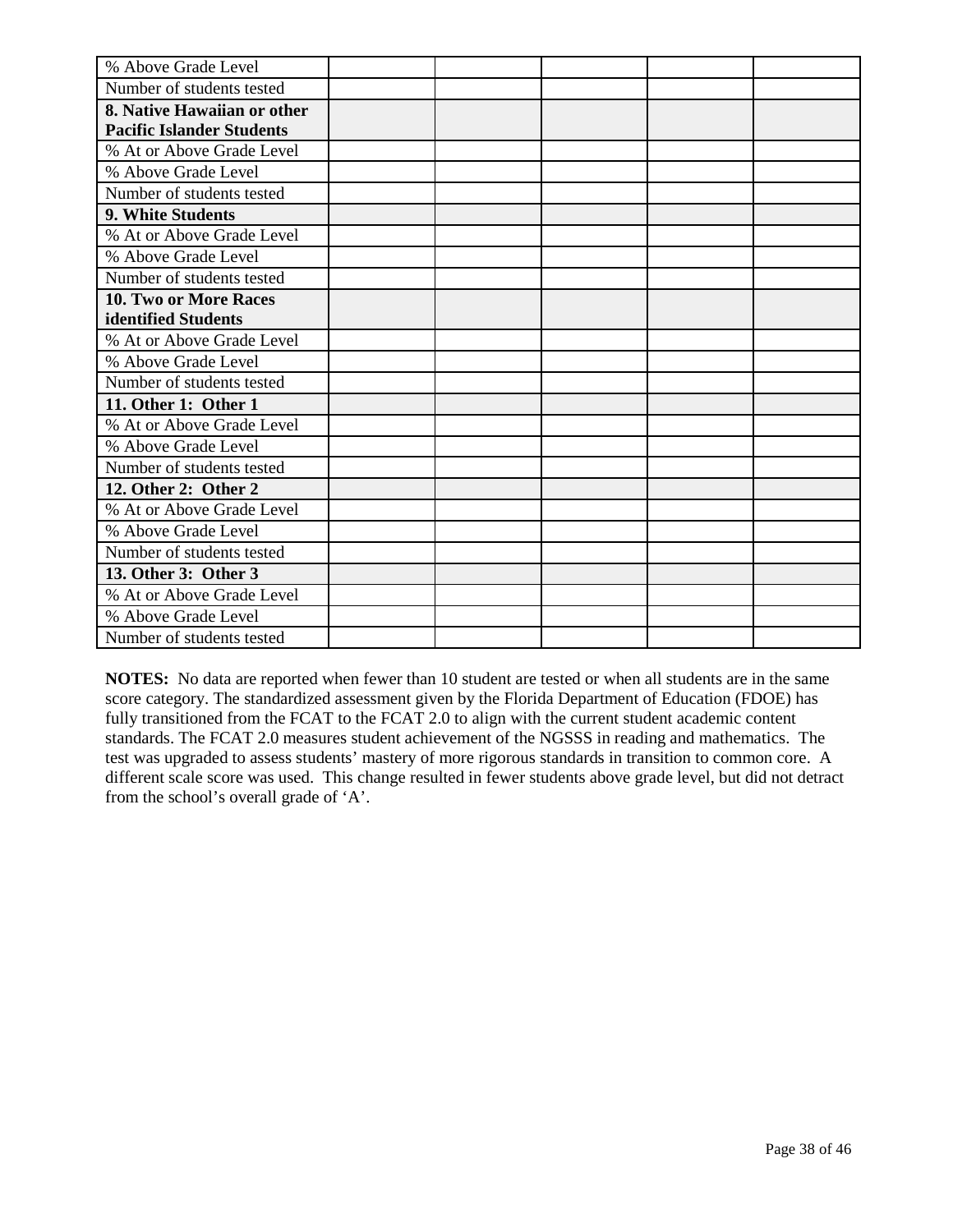| | | | | | |
|---|---|---|---|---|---|
| % Above Grade Level | | | | | |
| Number of students tested | | | | | |
| **8. Native Hawaiian or other Pacific Islander Students** | | | | | |
| % At or Above Grade Level | | | | | |
| % Above Grade Level | | | | | |
| Number of students tested | | | | | |
| **9. White Students** | | | | | |
| % At or Above Grade Level | | | | | |
| % Above Grade Level | | | | | |
| Number of students tested | | | | | |
| **10. Two or More Races identified Students** | | | | | |
| % At or Above Grade Level | | | | | |
| % Above Grade Level | | | | | |
| Number of students tested | | | | | |
| **11. Other 1: Other 1** | | | | | |
| % At or Above Grade Level | | | | | |
| % Above Grade Level | | | | | |
| Number of students tested | | | | | |
| **12. Other 2: Other 2** | | | | | |
| % At or Above Grade Level | | | | | |
| % Above Grade Level | | | | | |
| Number of students tested | | | | | |
| **13. Other 3: Other 3** | | | | | |
| % At or Above Grade Level | | | | | |
| % Above Grade Level | | | | | |
| Number of students tested | | | | | |

**NOTES:** No data are reported when fewer than 10 student are tested or when all students are in the same score category. The standardized assessment given by the Florida Department of Education (FDOE) has fully transitioned from the FCAT to the FCAT 2.0 to align with the current student academic content standards. The FCAT 2.0 measures student achievement of the NGSSS in reading and mathematics. The test was upgraded to assess students' mastery of more rigorous standards in transition to common core. A different scale score was used. This change resulted in fewer students above grade level, but did not detract from the school's overall grade of 'A'.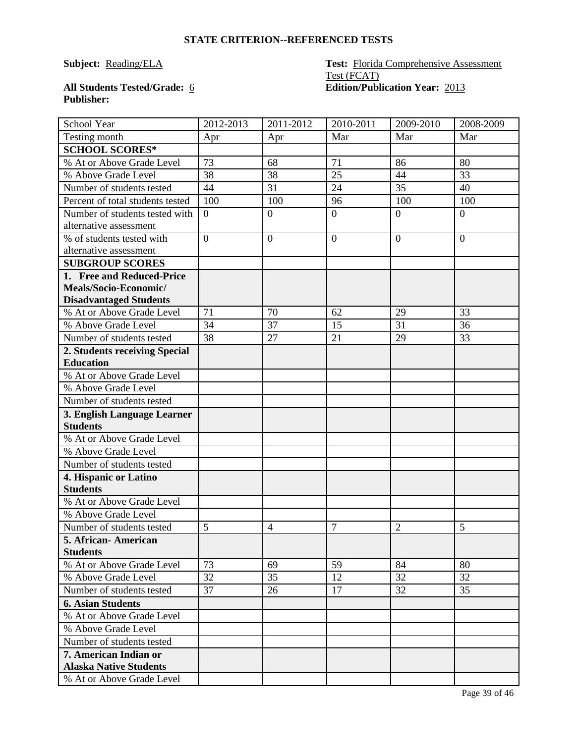## STATE CRITERION--REFERENCED TESTS

**Subject:** Reading/ELA

**Test:** Florida Comprehensive Assessment Test (FCAT)

**All Students Tested/Grade:** 6

**Edition/Publication Year:** 2013

**Publisher:**

| School Year | 2012-2013 | 2011-2012 | 2010-2011 | 2009-2010 | 2008-2009 |
|---|---|---|---|---|---|
| Testing month | Apr | Apr | Mar | Mar | Mar |
| **SCHOOL SCORES*** | | | | | |
| % At or Above Grade Level | 73 | 68 | 71 | 86 | 80 |
| % Above Grade Level | 38 | 38 | 25 | 44 | 33 |
| Number of students tested | 44 | 31 | 24 | 35 | 40 |
| Percent of total students tested | 100 | 100 | 96 | 100 | 100 |
| Number of students tested with alternative assessment | 0 | 0 | 0 | 0 | 0 |
| % of students tested with alternative assessment | 0 | 0 | 0 | 0 | 0 |
| **SUBGROUP SCORES** | | | | | |
| **1. Free and Reduced-Price Meals/Socio-Economic/ Disadvantaged Students** | | | | | |
| % At or Above Grade Level | 71 | 70 | 62 | 29 | 33 |
| % Above Grade Level | 34 | 37 | 15 | 31 | 36 |
| Number of students tested | 38 | 27 | 21 | 29 | 33 |
| **2. Students receiving Special Education** | | | | | |
| % At or Above Grade Level | | | | | |
| % Above Grade Level | | | | | |
| Number of students tested | | | | | |
| **3. English Language Learner Students** | | | | | |
| % At or Above Grade Level | | | | | |
| % Above Grade Level | | | | | |
| Number of students tested | | | | | |
| **4. Hispanic or Latino Students** | | | | | |
| % At or Above Grade Level | | | | | |
| % Above Grade Level | | | | | |
| Number of students tested | 5 | 4 | 7 | 2 | 5 |
| **5. African- American Students** | | | | | |
| % At or Above Grade Level | 73 | 69 | 59 | 84 | 80 |
| % Above Grade Level | 32 | 35 | 12 | 32 | 32 |
| Number of students tested | 37 | 26 | 17 | 32 | 35 |
| **6. Asian Students** | | | | | |
| % At or Above Grade Level | | | | | |
| % Above Grade Level | | | | | |
| Number of students tested | | | | | |
| **7. American Indian or Alaska Native Students** | | | | | |
| % At or Above Grade Level | | | | | |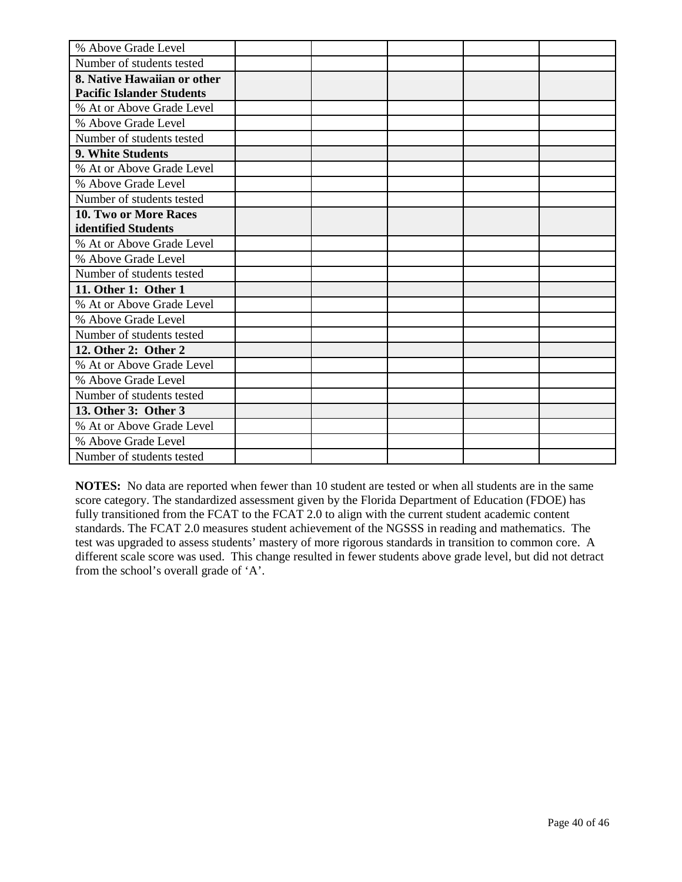| | | | | | |
|---|---|---|---|---|---|
| % Above Grade Level | | | | | |
| Number of students tested | | | | | |
| **8. Native Hawaiian or other Pacific Islander Students** | | | | | |
| % At or Above Grade Level | | | | | |
| % Above Grade Level | | | | | |
| Number of students tested | | | | | |
| **9. White Students** | | | | | |
| % At or Above Grade Level | | | | | |
| % Above Grade Level | | | | | |
| Number of students tested | | | | | |
| **10. Two or More Races identified Students** | | | | | |
| % At or Above Grade Level | | | | | |
| % Above Grade Level | | | | | |
| Number of students tested | | | | | |
| **11. Other 1: Other 1** | | | | | |
| % At or Above Grade Level | | | | | |
| % Above Grade Level | | | | | |
| Number of students tested | | | | | |
| **12. Other 2: Other 2** | | | | | |
| % At or Above Grade Level | | | | | |
| % Above Grade Level | | | | | |
| Number of students tested | | | | | |
| **13. Other 3: Other 3** | | | | | |
| % At or Above Grade Level | | | | | |
| % Above Grade Level | | | | | |
| Number of students tested | | | | | |

**NOTES:** No data are reported when fewer than 10 student are tested or when all students are in the same score category. The standardized assessment given by the Florida Department of Education (FDOE) has fully transitioned from the FCAT to the FCAT 2.0 to align with the current student academic content standards. The FCAT 2.0 measures student achievement of the NGSSS in reading and mathematics. The test was upgraded to assess students' mastery of more rigorous standards in transition to common core. A different scale score was used. This change resulted in fewer students above grade level, but did not detract from the school's overall grade of 'A'.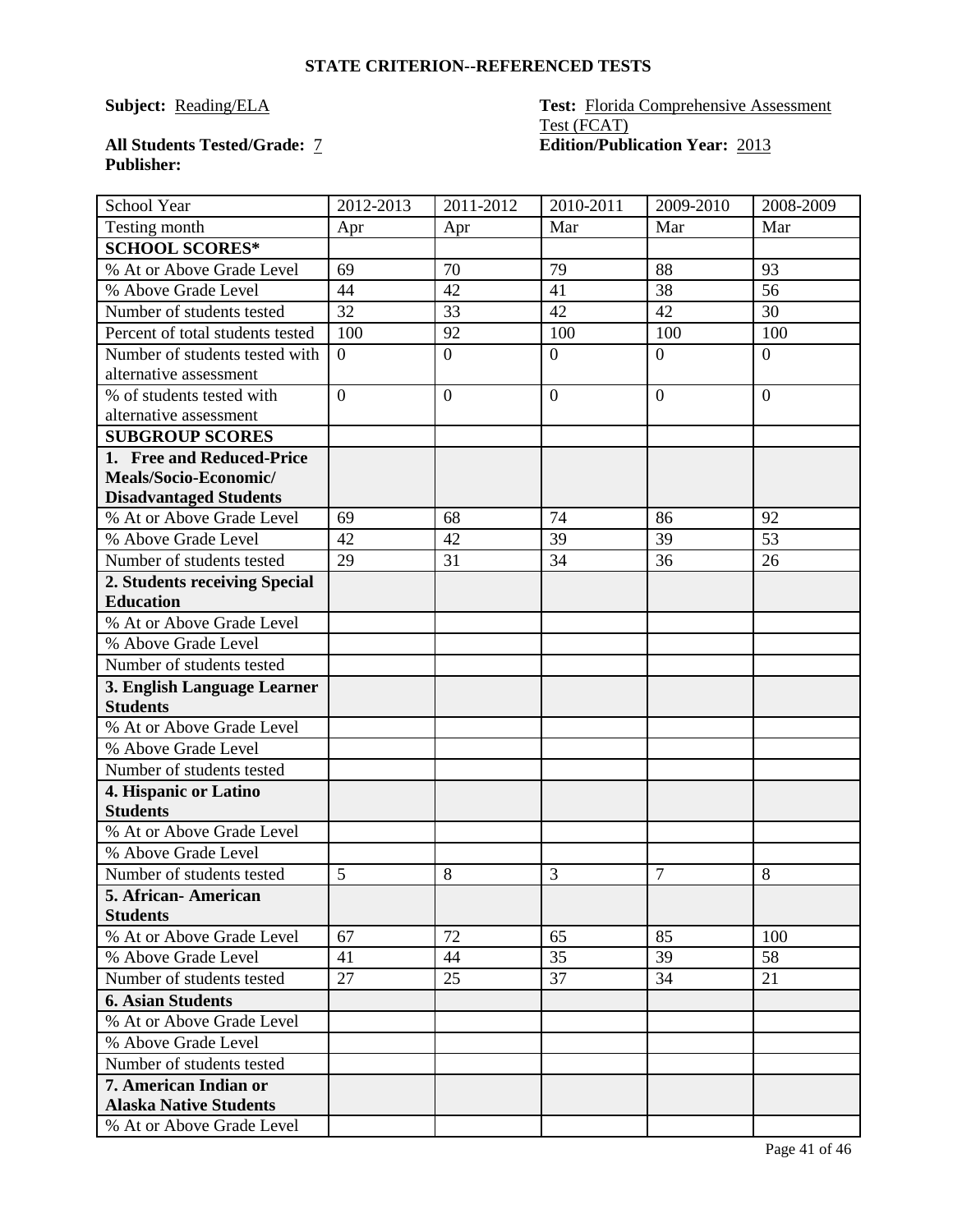## STATE CRITERION--REFERENCED TESTS

**Subject:** Reading/ELA

**Test:** Florida Comprehensive Assessment Test (FCAT)

**All Students Tested/Grade:** 7

**Edition/Publication Year:** 2013

**Publisher:**

| School Year | 2012-2013 | 2011-2012 | 2010-2011 | 2009-2010 | 2008-2009 |
|---|---|---|---|---|---|
| Testing month | Apr | Apr | Mar | Mar | Mar |
| **SCHOOL SCORES*** | | | | | |
| % At or Above Grade Level | 69 | 70 | 79 | 88 | 93 |
| % Above Grade Level | 44 | 42 | 41 | 38 | 56 |
| Number of students tested | 32 | 33 | 42 | 42 | 30 |
| Percent of total students tested | 100 | 92 | 100 | 100 | 100 |
| Number of students tested with alternative assessment | 0 | 0 | 0 | 0 | 0 |
| % of students tested with alternative assessment | 0 | 0 | 0 | 0 | 0 |
| **SUBGROUP SCORES** | | | | | |
| **1. Free and Reduced-Price Meals/Socio-Economic/ Disadvantaged Students** | | | | | |
| % At or Above Grade Level | 69 | 68 | 74 | 86 | 92 |
| % Above Grade Level | 42 | 42 | 39 | 39 | 53 |
| Number of students tested | 29 | 31 | 34 | 36 | 26 |
| **2. Students receiving Special Education** | | | | | |
| % At or Above Grade Level | | | | | |
| % Above Grade Level | | | | | |
| Number of students tested | | | | | |
| **3. English Language Learner Students** | | | | | |
| % At or Above Grade Level | | | | | |
| % Above Grade Level | | | | | |
| Number of students tested | | | | | |
| **4. Hispanic or Latino Students** | | | | | |
| % At or Above Grade Level | | | | | |
| % Above Grade Level | | | | | |
| Number of students tested | 5 | 8 | 3 | 7 | 8 |
| **5. African- American Students** | | | | | |
| % At or Above Grade Level | 67 | 72 | 65 | 85 | 100 |
| % Above Grade Level | 41 | 44 | 35 | 39 | 58 |
| Number of students tested | 27 | 25 | 37 | 34 | 21 |
| **6. Asian Students** | | | | | |
| % At or Above Grade Level | | | | | |
| % Above Grade Level | | | | | |
| Number of students tested | | | | | |
| **7. American Indian or Alaska Native Students** | | | | | |
| % At or Above Grade Level | | | | | |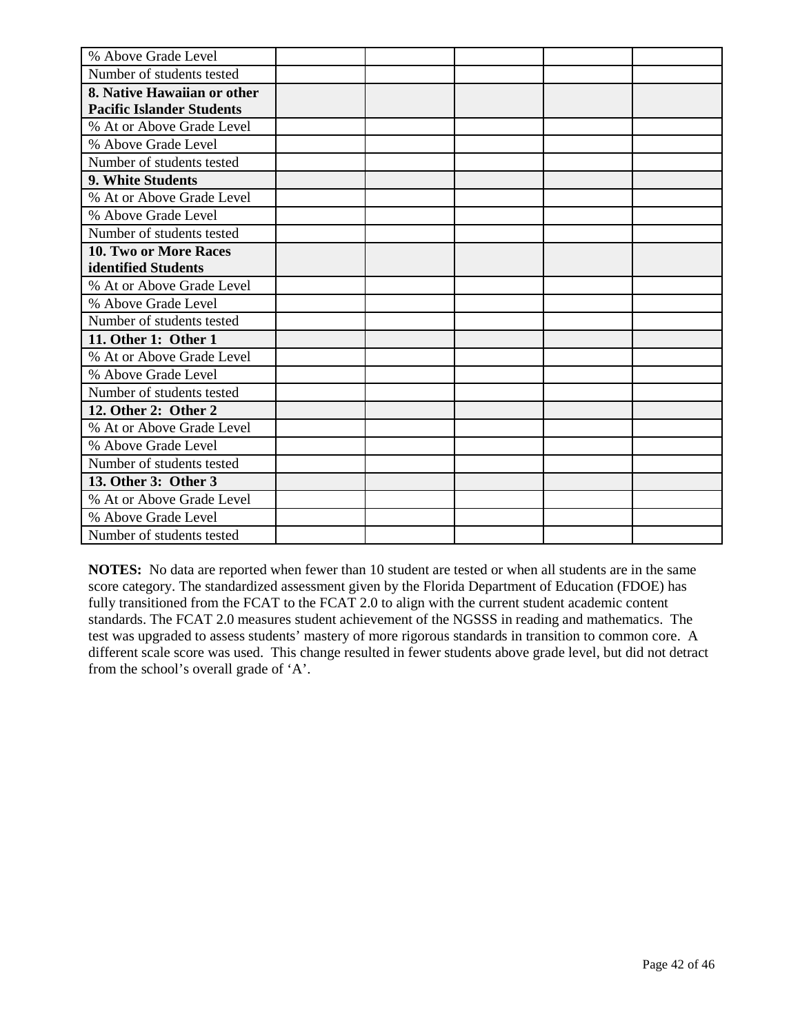| % Above Grade Level | | | | | |
|---|---|---|---|---|---|
| Number of students tested | | | | | |
| **8. Native Hawaiian or other Pacific Islander Students** | | | | | |
| % At or Above Grade Level | | | | | |
| % Above Grade Level | | | | | |
| Number of students tested | | | | | |
| **9. White Students** | | | | | |
| % At or Above Grade Level | | | | | |
| % Above Grade Level | | | | | |
| Number of students tested | | | | | |
| **10. Two or More Races identified Students** | | | | | |
| % At or Above Grade Level | | | | | |
| % Above Grade Level | | | | | |
| Number of students tested | | | | | |
| **11. Other 1: Other 1** | | | | | |
| % At or Above Grade Level | | | | | |
| % Above Grade Level | | | | | |
| Number of students tested | | | | | |
| **12. Other 2: Other 2** | | | | | |
| % At or Above Grade Level | | | | | |
| % Above Grade Level | | | | | |
| Number of students tested | | | | | |
| **13. Other 3: Other 3** | | | | | |
| % At or Above Grade Level | | | | | |
| % Above Grade Level | | | | | |
| Number of students tested | | | | | |

**NOTES:** No data are reported when fewer than 10 student are tested or when all students are in the same score category. The standardized assessment given by the Florida Department of Education (FDOE) has fully transitioned from the FCAT to the FCAT 2.0 to align with the current student academic content standards. The FCAT 2.0 measures student achievement of the NGSSS in reading and mathematics. The test was upgraded to assess students' mastery of more rigorous standards in transition to common core. A different scale score was used. This change resulted in fewer students above grade level, but did not detract from the school's overall grade of 'A'.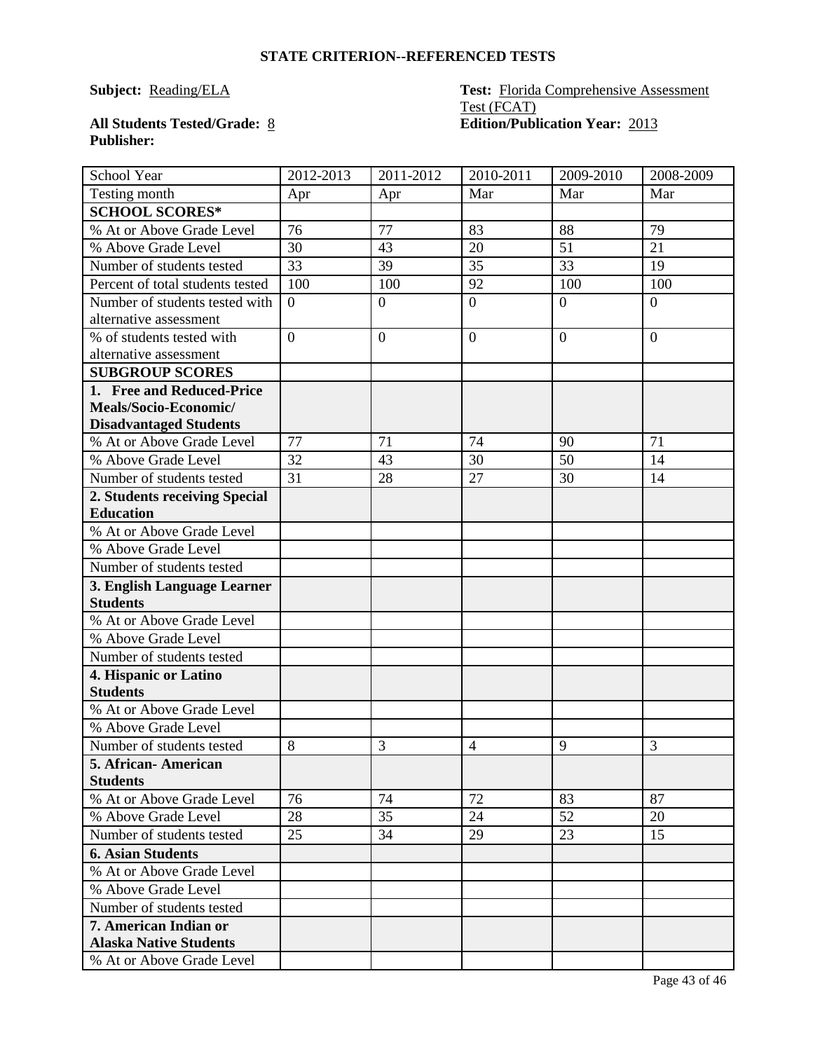## STATE CRITERION--REFERENCED TESTS

**Subject:** Reading/ELA

**Test:** Florida Comprehensive Assessment Test (FCAT)

**All Students Tested/Grade:** 8

**Edition/Publication Year:** 2013

**Publisher:**

| School Year | 2012-2013 | 2011-2012 | 2010-2011 | 2009-2010 | 2008-2009 |
|---|---|---|---|---|---|
| Testing month | Apr | Apr | Mar | Mar | Mar |
| **SCHOOL SCORES*** | | | | | |
| % At or Above Grade Level | 76 | 77 | 83 | 88 | 79 |
| % Above Grade Level | 30 | 43 | 20 | 51 | 21 |
| Number of students tested | 33 | 39 | 35 | 33 | 19 |
| Percent of total students tested | 100 | 100 | 92 | 100 | 100 |
| Number of students tested with alternative assessment | 0 | 0 | 0 | 0 | 0 |
| % of students tested with alternative assessment | 0 | 0 | 0 | 0 | 0 |
| **SUBGROUP SCORES** | | | | | |
| **1. Free and Reduced-Price Meals/Socio-Economic/ Disadvantaged Students** | | | | | |
| % At or Above Grade Level | 77 | 71 | 74 | 90 | 71 |
| % Above Grade Level | 32 | 43 | 30 | 50 | 14 |
| Number of students tested | 31 | 28 | 27 | 30 | 14 |
| **2. Students receiving Special Education** | | | | | |
| % At or Above Grade Level | | | | | |
| % Above Grade Level | | | | | |
| Number of students tested | | | | | |
| **3. English Language Learner Students** | | | | | |
| % At or Above Grade Level | | | | | |
| % Above Grade Level | | | | | |
| Number of students tested | | | | | |
| **4. Hispanic or Latino Students** | | | | | |
| % At or Above Grade Level | | | | | |
| % Above Grade Level | | | | | |
| Number of students tested | 8 | 3 | 4 | 9 | 3 |
| **5. African- American Students** | | | | | |
| % At or Above Grade Level | 76 | 74 | 72 | 83 | 87 |
| % Above Grade Level | 28 | 35 | 24 | 52 | 20 |
| Number of students tested | 25 | 34 | 29 | 23 | 15 |
| **6. Asian Students** | | | | | |
| % At or Above Grade Level | | | | | |
| % Above Grade Level | | | | | |
| Number of students tested | | | | | |
| **7. American Indian or Alaska Native Students** | | | | | |
| % At or Above Grade Level | | | | | |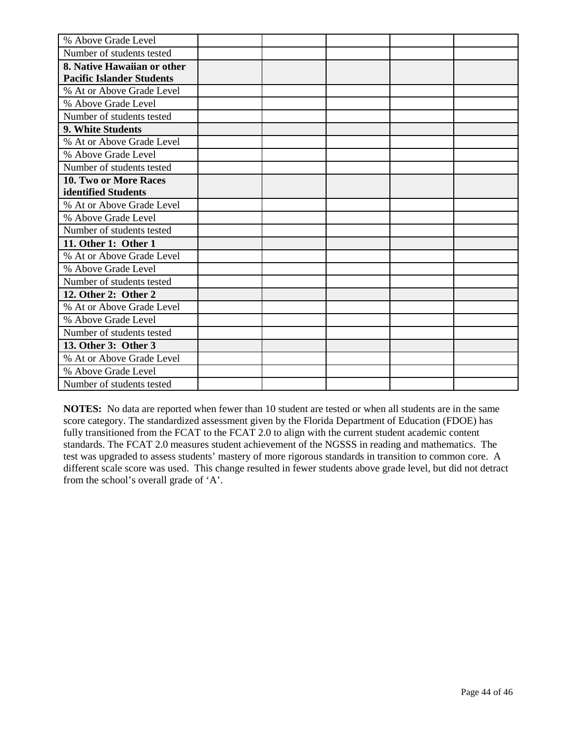| | | | | | |
|---|---|---|---|---|---|
| % Above Grade Level | | | | | |
| Number of students tested | | | | | |
| **8. Native Hawaiian or other Pacific Islander Students** | | | | | |
| % At or Above Grade Level | | | | | |
| % Above Grade Level | | | | | |
| Number of students tested | | | | | |
| **9. White Students** | | | | | |
| % At or Above Grade Level | | | | | |
| % Above Grade Level | | | | | |
| Number of students tested | | | | | |
| **10. Two or More Races identified Students** | | | | | |
| % At or Above Grade Level | | | | | |
| % Above Grade Level | | | | | |
| Number of students tested | | | | | |
| **11. Other 1: Other 1** | | | | | |
| % At or Above Grade Level | | | | | |
| % Above Grade Level | | | | | |
| Number of students tested | | | | | |
| **12. Other 2: Other 2** | | | | | |
| % At or Above Grade Level | | | | | |
| % Above Grade Level | | | | | |
| Number of students tested | | | | | |
| **13. Other 3: Other 3** | | | | | |
| % At or Above Grade Level | | | | | |
| % Above Grade Level | | | | | |
| Number of students tested | | | | | |

**NOTES:** No data are reported when fewer than 10 student are tested or when all students are in the same score category. The standardized assessment given by the Florida Department of Education (FDOE) has fully transitioned from the FCAT to the FCAT 2.0 to align with the current student academic content standards. The FCAT 2.0 measures student achievement of the NGSSS in reading and mathematics. The test was upgraded to assess students' mastery of more rigorous standards in transition to common core. A different scale score was used. This change resulted in fewer students above grade level, but did not detract from the school's overall grade of 'A'.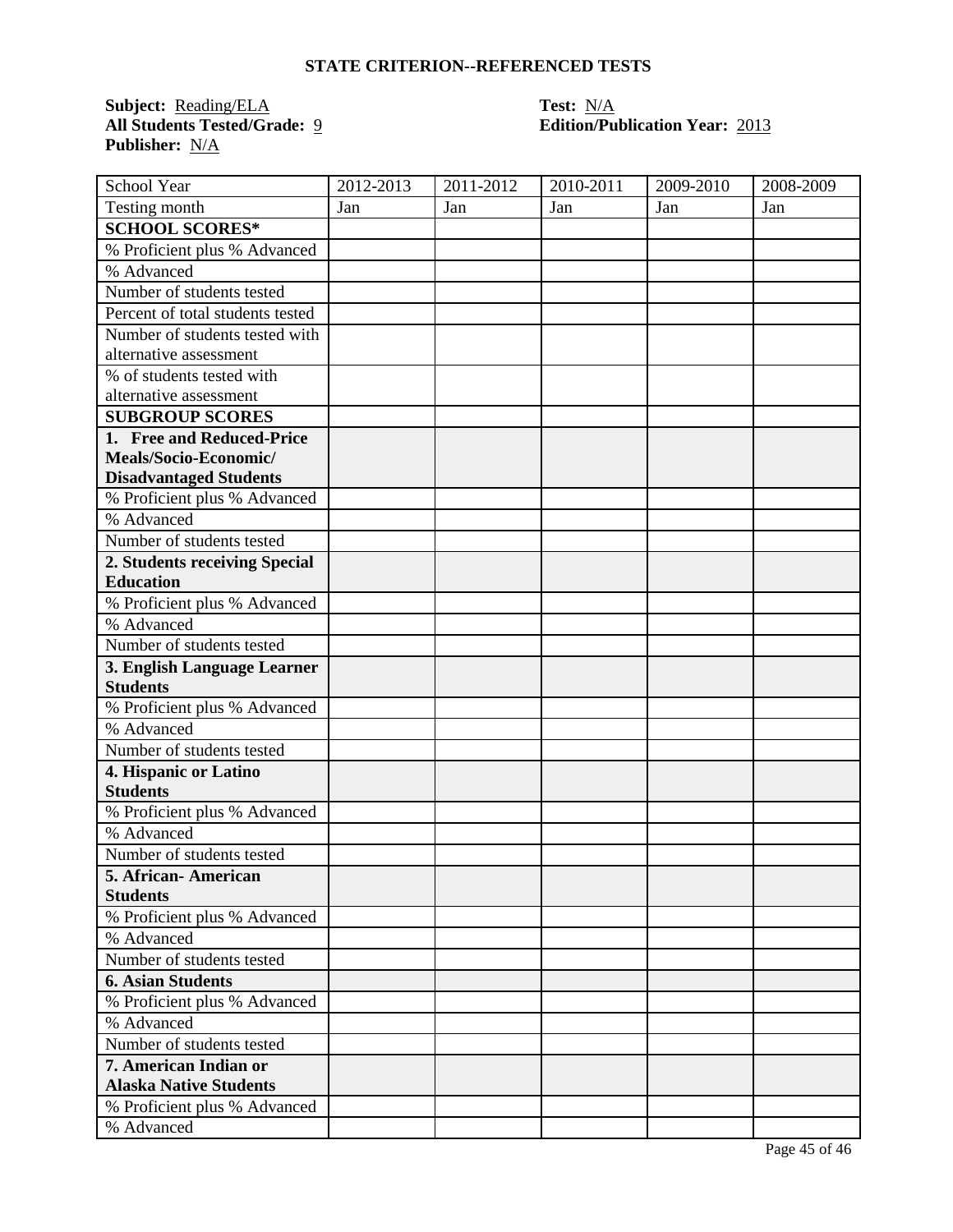## STATE CRITERION--REFERENCED TESTS

**Subject:** Reading/ELA  
**All Students Tested/Grade:** 9  
**Publisher:** N/A  
**Test:** N/A  
**Edition/Publication Year:** 2013

| School Year | 2012-2013 | 2011-2012 | 2010-2011 | 2009-2010 | 2008-2009 |
|---|---|---|---|---|---|
| Testing month | Jan | Jan | Jan | Jan | Jan |
| **SCHOOL SCORES*** | | | | | |
| % Proficient plus % Advanced | | | | | |
| % Advanced | | | | | |
| Number of students tested | | | | | |
| Percent of total students tested | | | | | |
| Number of students tested with alternative assessment | | | | | |
| % of students tested with alternative assessment | | | | | |
| **SUBGROUP SCORES** | | | | | |
| **1. Free and Reduced-Price Meals/Socio-Economic/ Disadvantaged Students** | | | | | |
| % Proficient plus % Advanced | | | | | |
| % Advanced | | | | | |
| Number of students tested | | | | | |
| **2. Students receiving Special Education** | | | | | |
| % Proficient plus % Advanced | | | | | |
| % Advanced | | | | | |
| Number of students tested | | | | | |
| **3. English Language Learner Students** | | | | | |
| % Proficient plus % Advanced | | | | | |
| % Advanced | | | | | |
| Number of students tested | | | | | |
| **4. Hispanic or Latino Students** | | | | | |
| % Proficient plus % Advanced | | | | | |
| % Advanced | | | | | |
| Number of students tested | | | | | |
| **5. African- American Students** | | | | | |
| % Proficient plus % Advanced | | | | | |
| % Advanced | | | | | |
| Number of students tested | | | | | |
| **6. Asian Students** | | | | | |
| % Proficient plus % Advanced | | | | | |
| % Advanced | | | | | |
| Number of students tested | | | | | |
| **7. American Indian or Alaska Native Students** | | | | | |
| % Proficient plus % Advanced | | | | | |
| % Advanced | | | | | |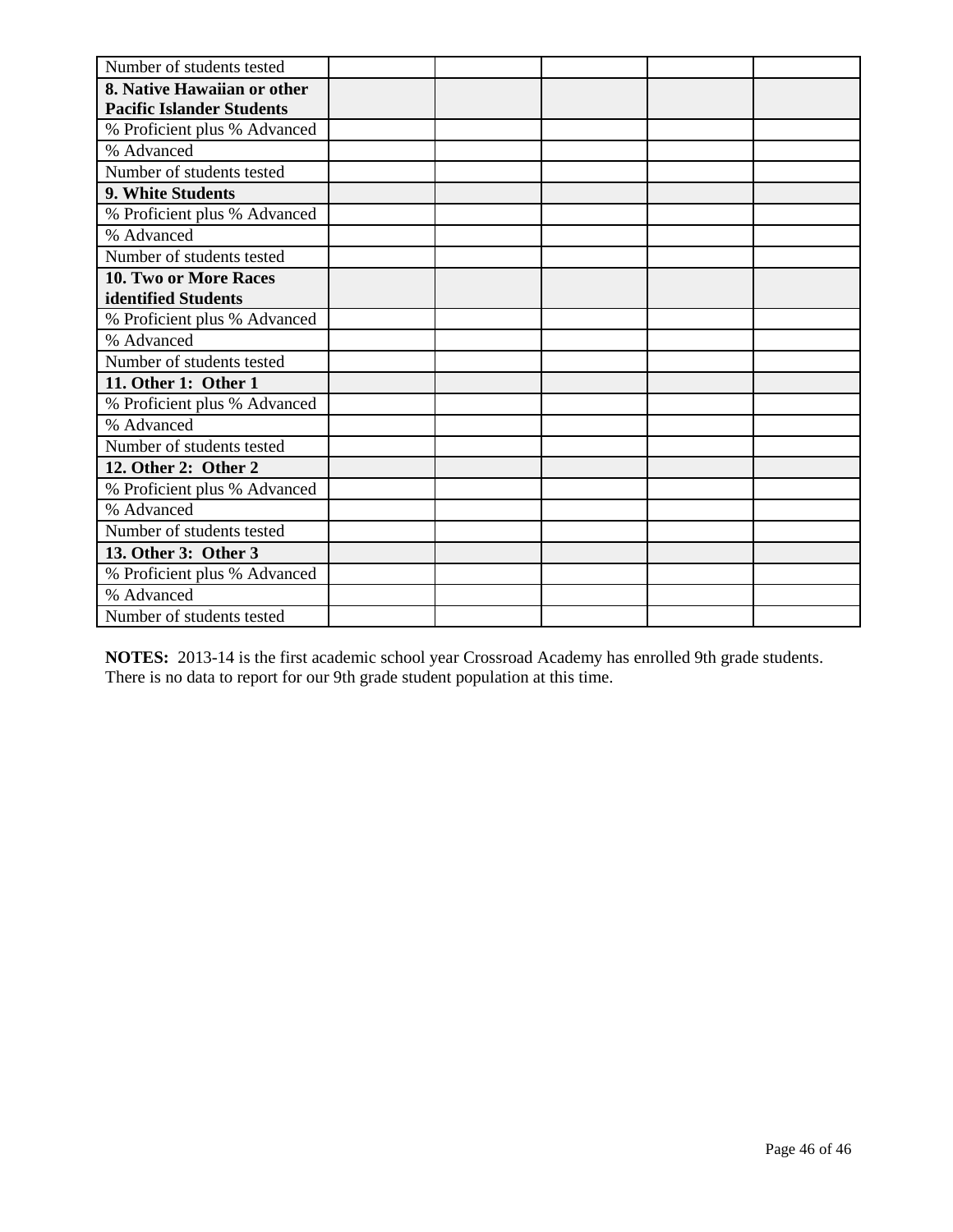| | | | | | |
|---|---|---|---|---|---|
| Number of students tested | | | | | |
| **8. Native Hawaiian or other Pacific Islander Students** | | | | | |
| % Proficient plus % Advanced | | | | | |
| % Advanced | | | | | |
| Number of students tested | | | | | |
| **9. White Students** | | | | | |
| % Proficient plus % Advanced | | | | | |
| % Advanced | | | | | |
| Number of students tested | | | | | |
| **10. Two or More Races identified Students** | | | | | |
| % Proficient plus % Advanced | | | | | |
| % Advanced | | | | | |
| Number of students tested | | | | | |
| **11. Other 1: Other 1** | | | | | |
| % Proficient plus % Advanced | | | | | |
| % Advanced | | | | | |
| Number of students tested | | | | | |
| **12. Other 2: Other 2** | | | | | |
| % Proficient plus % Advanced | | | | | |
| % Advanced | | | | | |
| Number of students tested | | | | | |
| **13. Other 3: Other 3** | | | | | |
| % Proficient plus % Advanced | | | | | |
| % Advanced | | | | | |
| Number of students tested | | | | | |

**NOTES:** 2013-14 is the first academic school year Crossroad Academy has enrolled 9th grade students. There is no data to report for our 9th grade student population at this time.